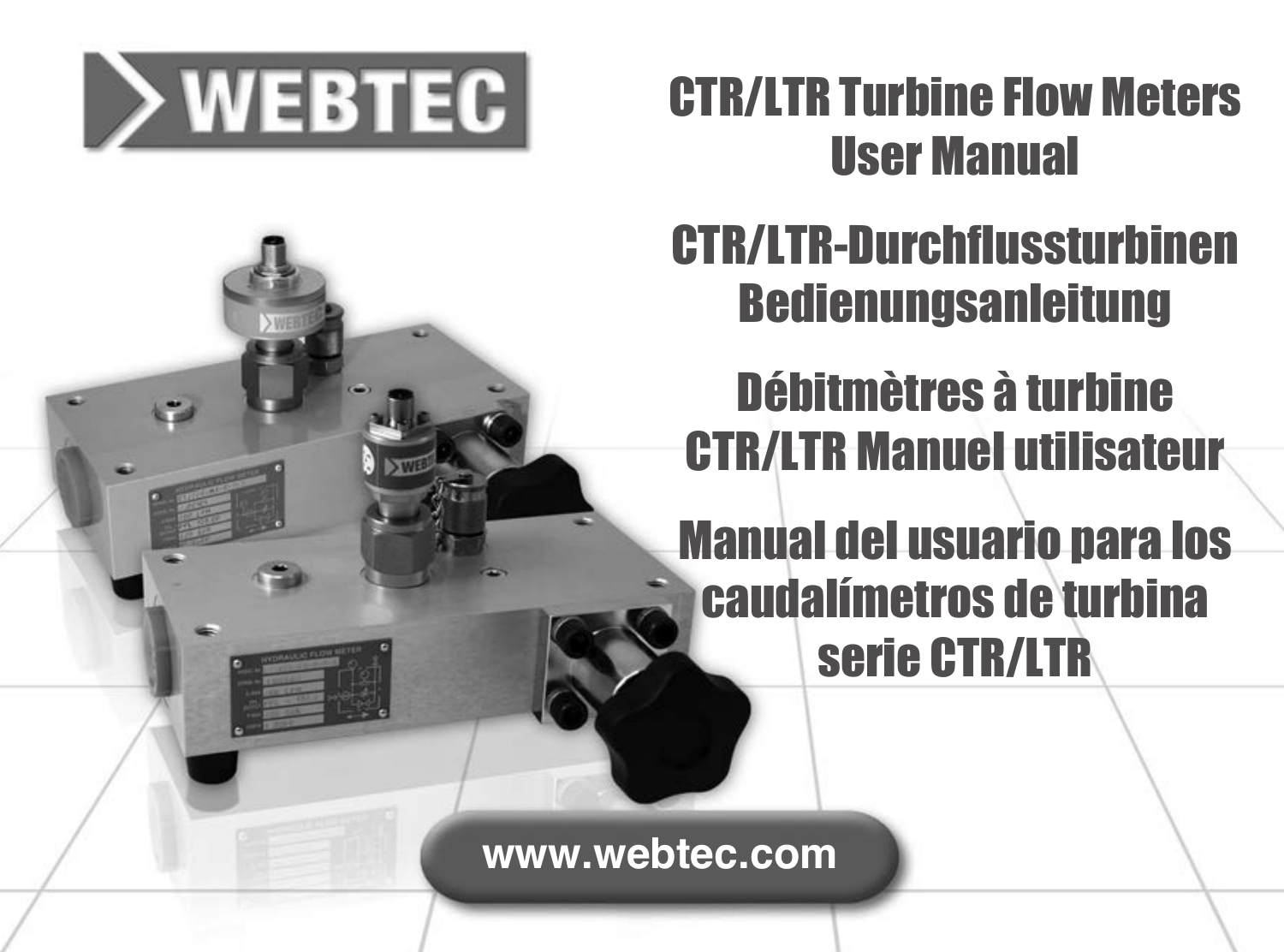WEBTEC

# CTR/LTR Turbine Flow Meters User Manual

# CTR/LTR-Durchflussturbinen Bedienungsanleitung

# Débitmètres à turbine CTR/LTR Manuel utilisateur

# Manual del usuario para los caudalímetros de turbina serie CTR/LTR

www.webtec.com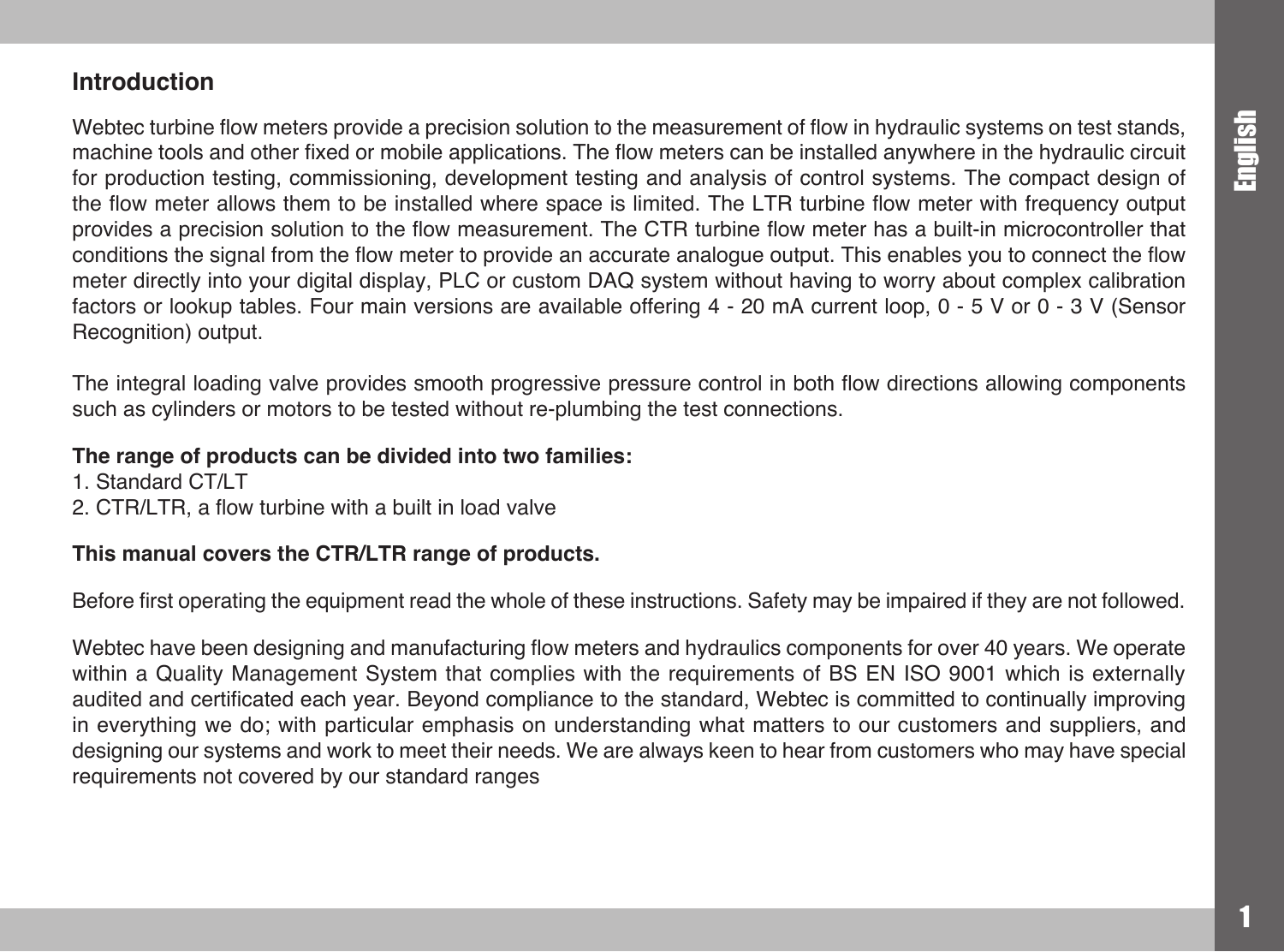## Introduction

Webtec turbine flow meters provide a precision solution to the measurement of flow in hydraulic systems on test stands, machine tools and other fixed or mobile applications. The flow meters can be installed anywhere in the hydraulic circuit for production testing, commissioning, development testing and analysis of control systems. The compact design of the flow meter allows them to be installed where space is limited. The LTR turbine flow meter with frequency output provides a precision solution to the flow measurement. The CTR turbine flow meter has a built-in microcontroller that conditions the signal from the flow meter to provide an accurate analogue output. This enables you to connect the flow meter directly into your digital display, PLC or custom DAQ system without having to worry about complex calibration factors or lookup tables. Four main versions are available offering 4 - 20 mA current loop, 0 - 5 V or 0 - 3 V (Sensor Recognition) output.

The integral loading valve provides smooth progressive pressure control in both flow directions allowing components such as cylinders or motors to be tested without re-plumbing the test connections.

**The range of products can be divided into two families:**

1. Standard CT/LT
2. CTR/LTR, a flow turbine with a built in load valve

**This manual covers the CTR/LTR range of products.**

Before first operating the equipment read the whole of these instructions. Safety may be impaired if they are not followed.

Webtec have been designing and manufacturing flow meters and hydraulics components for over 40 years. We operate within a Quality Management System that complies with the requirements of BS EN ISO 9001 which is externally audited and certificated each year. Beyond compliance to the standard, Webtec is committed to continually improving in everything we do; with particular emphasis on understanding what matters to our customers and suppliers, and designing our systems and work to meet their needs. We are always keen to hear from customers who may have special requirements not covered by our standard ranges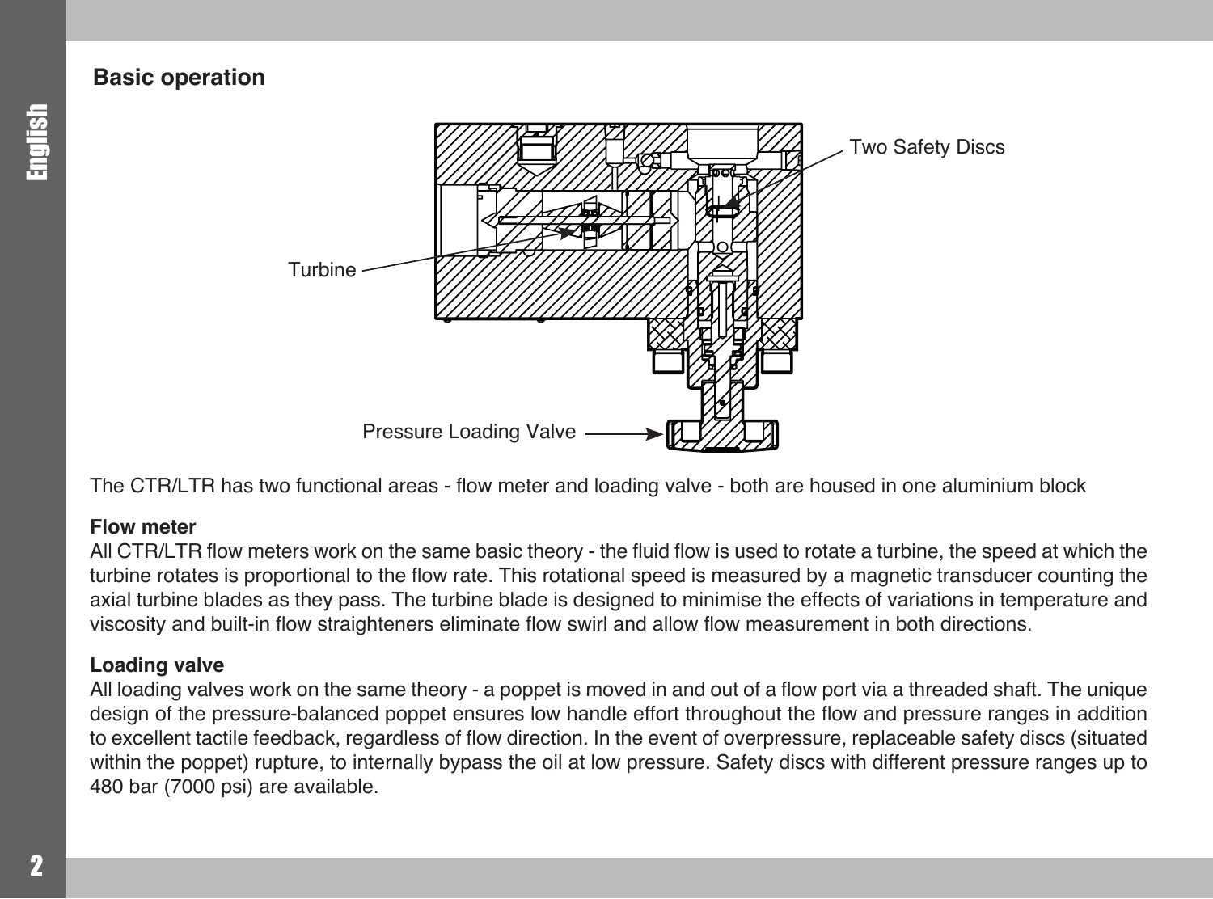## Basic operation

The CTR/LTR has two functional areas - flow meter and loading valve - both are housed in one aluminium block

**Flow meter**

All CTR/LTR flow meters work on the same basic theory - the fluid flow is used to rotate a turbine, the speed at which the turbine rotates is proportional to the flow rate. This rotational speed is measured by a magnetic transducer counting the axial turbine blades as they pass. The turbine blade is designed to minimise the effects of variations in temperature and viscosity and built-in flow straighteners eliminate flow swirl and allow flow measurement in both directions.

**Loading valve**

All loading valves work on the same theory - a poppet is moved in and out of a flow port via a threaded shaft. The unique design of the pressure-balanced poppet ensures low handle effort throughout the flow and pressure ranges in addition to excellent tactile feedback, regardless of flow direction. In the event of overpressure, replaceable safety discs (situated within the poppet) rupture, to internally bypass the oil at low pressure. Safety discs with different pressure ranges up to 480 bar (7000 psi) are available.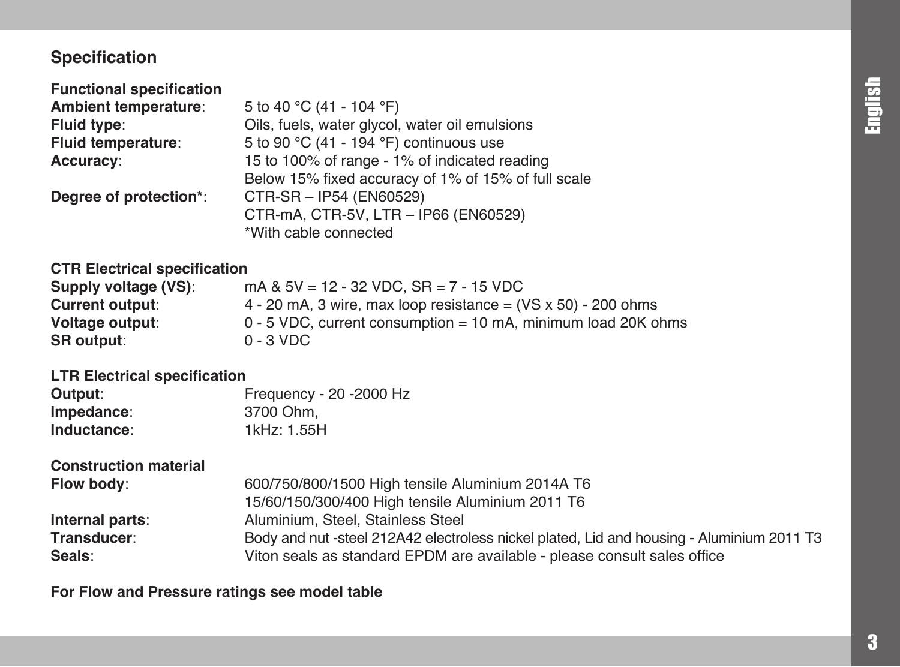## Specification

### Functional specification

**Ambient temperature**: 5 to 40 °C (41 - 104 °F)
**Fluid type**: Oils, fuels, water glycol, water oil emulsions
**Fluid temperature**: 5 to 90 °C (41 - 194 °F) continuous use
**Accuracy**: 15 to 100% of range - 1% of indicated reading
Below 15% fixed accuracy of 1% of 15% of full scale
**Degree of protection***: CTR-SR – IP54 (EN60529)
CTR-mA, CTR-5V, LTR – IP66 (EN60529)
*With cable connected

### CTR Electrical specification

**Supply voltage (VS)**: mA & 5V = 12 - 32 VDC, SR = 7 - 15 VDC
**Current output**: 4 - 20 mA, 3 wire, max loop resistance = (VS x 50) - 200 ohms
**Voltage output**: 0 - 5 VDC, current consumption = 10 mA, minimum load 20K ohms
**SR output**: 0 - 3 VDC

### LTR Electrical specification

**Output**: Frequency - 20 -2000 Hz
**Impedance**: 3700 Ohm,
**Inductance**: 1kHz: 1.55H

### Construction material

**Flow body**: 600/750/800/1500 High tensile Aluminium 2014A T6
15/60/150/300/400 High tensile Aluminium 2011 T6
**Internal parts**: Aluminium, Steel, Stainless Steel
**Transducer**: Body and nut -steel 212A42 electroless nickel plated, Lid and housing - Aluminium 2011 T3
**Seals**: Viton seals as standard EPDM are available - please consult sales office

**For Flow and Pressure ratings see model table**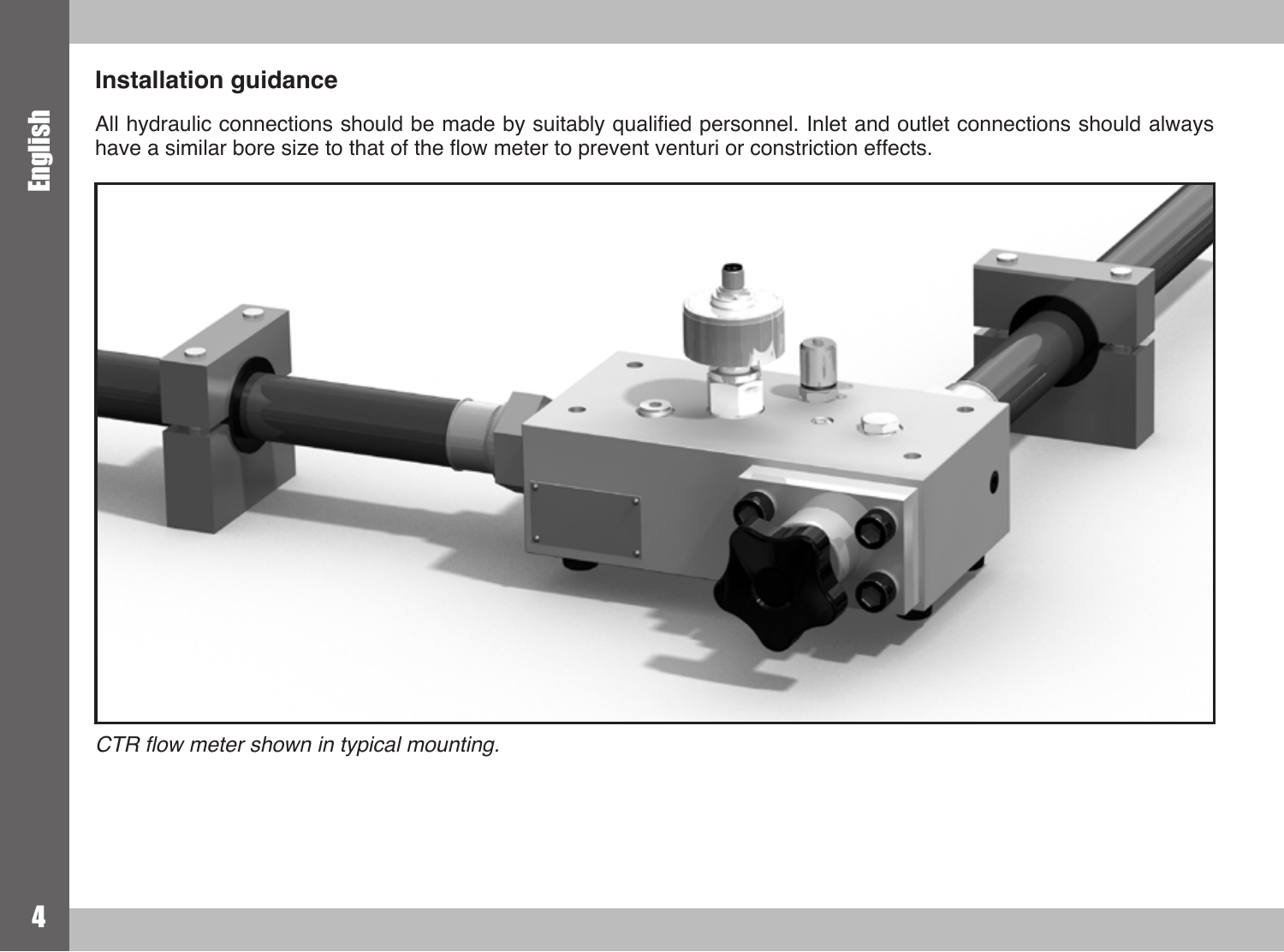## Installation guidance

All hydraulic connections should be made by suitably qualified personnel. Inlet and outlet connections should always have a similar bore size to that of the flow meter to prevent venturi or constriction effects.

*CTR flow meter shown in typical mounting.*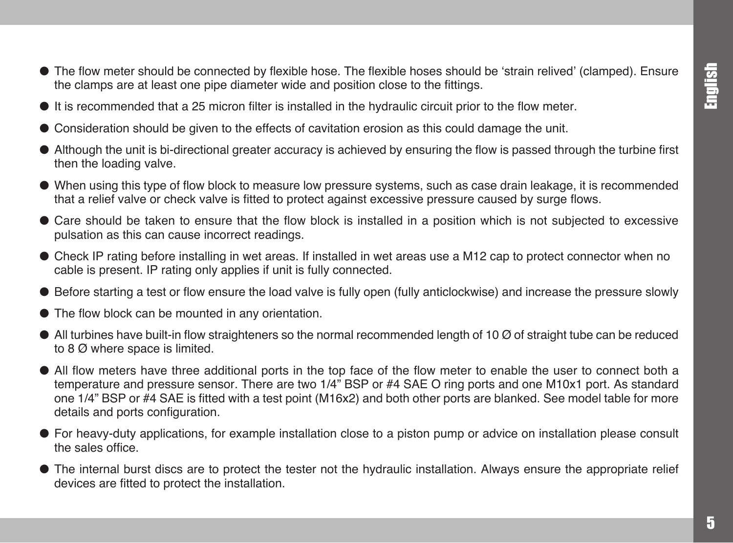- The flow meter should be connected by flexible hose. The flexible hoses should be 'strain relived' (clamped). Ensure the clamps are at least one pipe diameter wide and position close to the fittings.
- It is recommended that a 25 micron filter is installed in the hydraulic circuit prior to the flow meter.
- Consideration should be given to the effects of cavitation erosion as this could damage the unit.
- Although the unit is bi-directional greater accuracy is achieved by ensuring the flow is passed through the turbine first then the loading valve.
- When using this type of flow block to measure low pressure systems, such as case drain leakage, it is recommended that a relief valve or check valve is fitted to protect against excessive pressure caused by surge flows.
- Care should be taken to ensure that the flow block is installed in a position which is not subjected to excessive pulsation as this can cause incorrect readings.
- Check IP rating before installing in wet areas. If installed in wet areas use a M12 cap to protect connector when no cable is present. IP rating only applies if unit is fully connected.
- Before starting a test or flow ensure the load valve is fully open (fully anticlockwise) and increase the pressure slowly
- The flow block can be mounted in any orientation.
- All turbines have built-in flow straighteners so the normal recommended length of 10 Ø of straight tube can be reduced to 8 Ø where space is limited.
- All flow meters have three additional ports in the top face of the flow meter to enable the user to connect both a temperature and pressure sensor. There are two 1/4" BSP or #4 SAE O ring ports and one M10x1 port. As standard one 1/4" BSP or #4 SAE is fitted with a test point (M16x2) and both other ports are blanked. See model table for more details and ports configuration.
- For heavy-duty applications, for example installation close to a piston pump or advice on installation please consult the sales office.
- The internal burst discs are to protect the tester not the hydraulic installation. Always ensure the appropriate relief devices are fitted to protect the installation.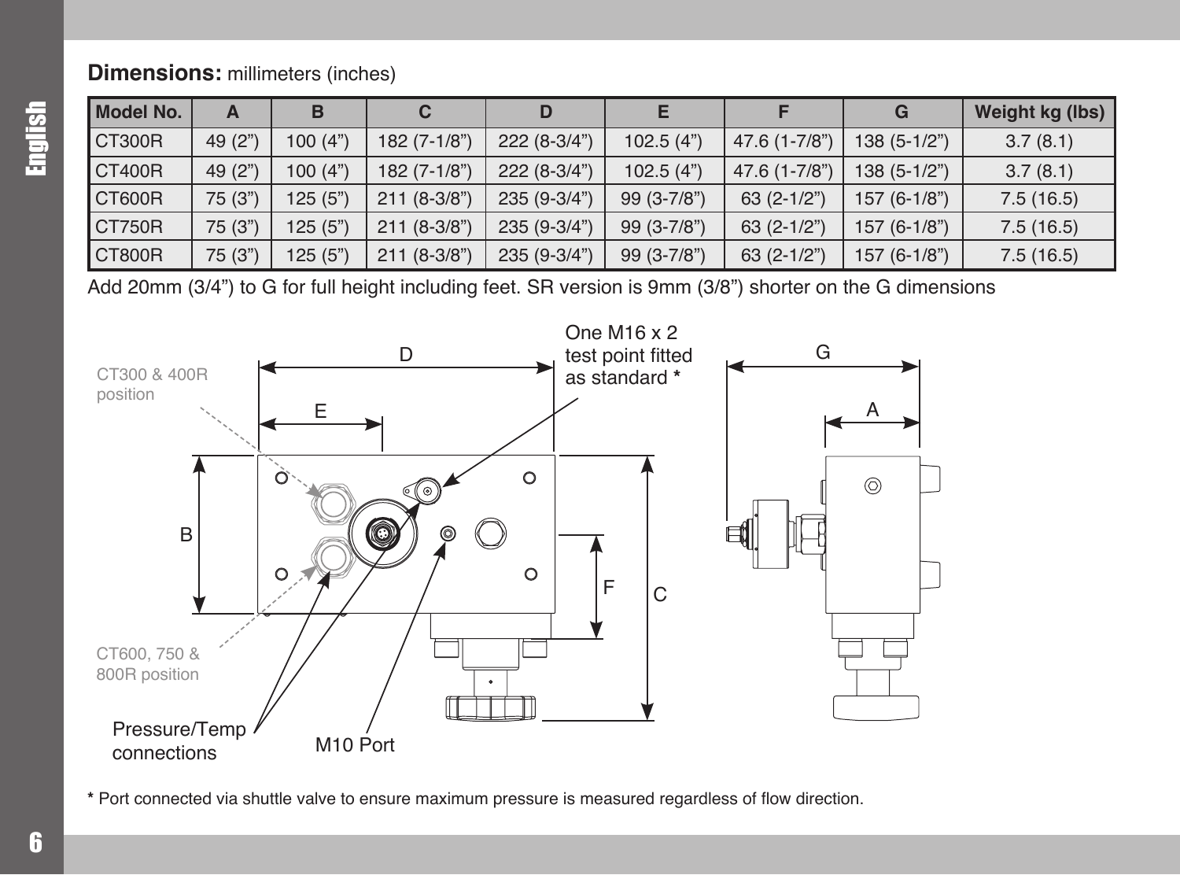**Dimensions:** millimeters (inches)

| Model No. | A | B | C | D | E | F | G | Weight kg (lbs) |
|---|---|---|---|---|---|---|---|---|
| CT300R | 49 (2") | 100 (4") | 182 (7-1/8") | 222 (8-3/4") | 102.5 (4") | 47.6 (1-7/8") | 138 (5-1/2") | 3.7 (8.1) |
| CT400R | 49 (2") | 100 (4") | 182 (7-1/8") | 222 (8-3/4") | 102.5 (4") | 47.6 (1-7/8") | 138 (5-1/2") | 3.7 (8.1) |
| CT600R | 75 (3") | 125 (5") | 211 (8-3/8") | 235 (9-3/4") | 99 (3-7/8") | 63 (2-1/2") | 157 (6-1/8") | 7.5 (16.5) |
| CT750R | 75 (3") | 125 (5") | 211 (8-3/8") | 235 (9-3/4") | 99 (3-7/8") | 63 (2-1/2") | 157 (6-1/8") | 7.5 (16.5) |
| CT800R | 75 (3") | 125 (5") | 211 (8-3/8") | 235 (9-3/4") | 99 (3-7/8") | 63 (2-1/2") | 157 (6-1/8") | 7.5 (16.5) |

Add 20mm (3/4") to G for full height including feet. SR version is 9mm (3/8") shorter on the G dimensions

CT300 & 400R position

CT600, 750 & 800R position

One M16 x 2 test point fitted as standard *

Pressure/Temp connections

M10 Port

* Port connected via shuttle valve to ensure maximum pressure is measured regardless of flow direction.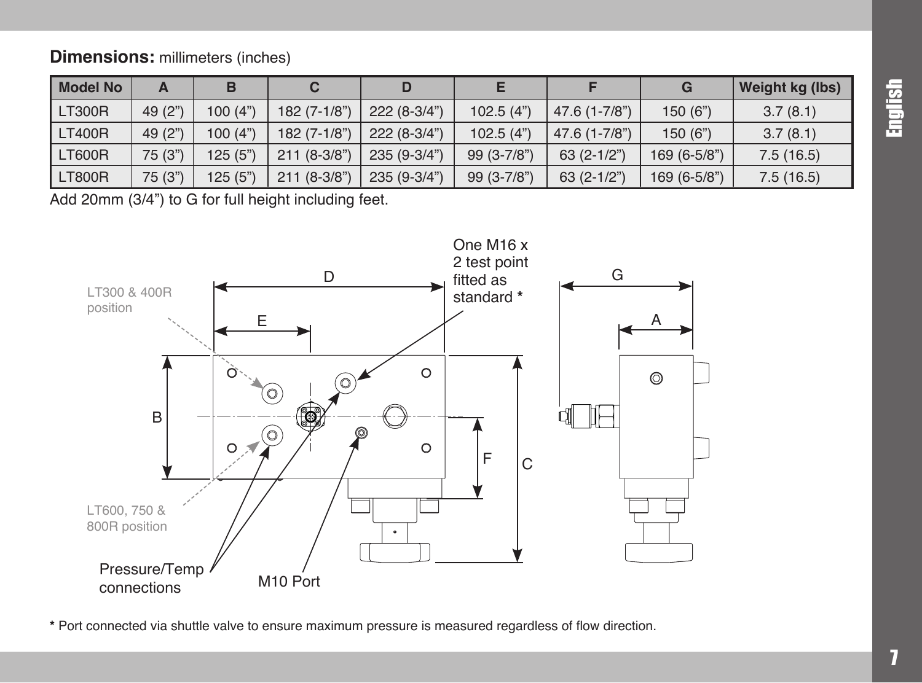**Dimensions:** millimeters (inches)

| Model No | A | B | C | D | E | F | G | Weight kg (lbs) |
|---|---|---|---|---|---|---|---|---|
| LT300R | 49 (2”) | 100 (4”) | 182 (7-1/8”) | 222 (8-3/4”) | 102.5 (4”) | 47.6 (1-7/8”) | 150 (6”) | 3.7 (8.1) |
| LT400R | 49 (2”) | 100 (4”) | 182 (7-1/8”) | 222 (8-3/4”) | 102.5 (4”) | 47.6 (1-7/8”) | 150 (6”) | 3.7 (8.1) |
| LT600R | 75 (3”) | 125 (5”) | 211 (8-3/8”) | 235 (9-3/4”) | 99 (3-7/8”) | 63 (2-1/2”) | 169 (6-5/8”) | 7.5 (16.5) |
| LT800R | 75 (3”) | 125 (5”) | 211 (8-3/8”) | 235 (9-3/4”) | 99 (3-7/8”) | 63 (2-1/2”) | 169 (6-5/8”) | 7.5 (16.5) |

Add 20mm (3/4”) to G for full height including feet.

LT300 & 400R position

One M16 x 2 test point fitted as standard *

LT600, 750 & 800R position

Pressure/Temp connections

M10 Port

* Port connected via shuttle valve to ensure maximum pressure is measured regardless of flow direction.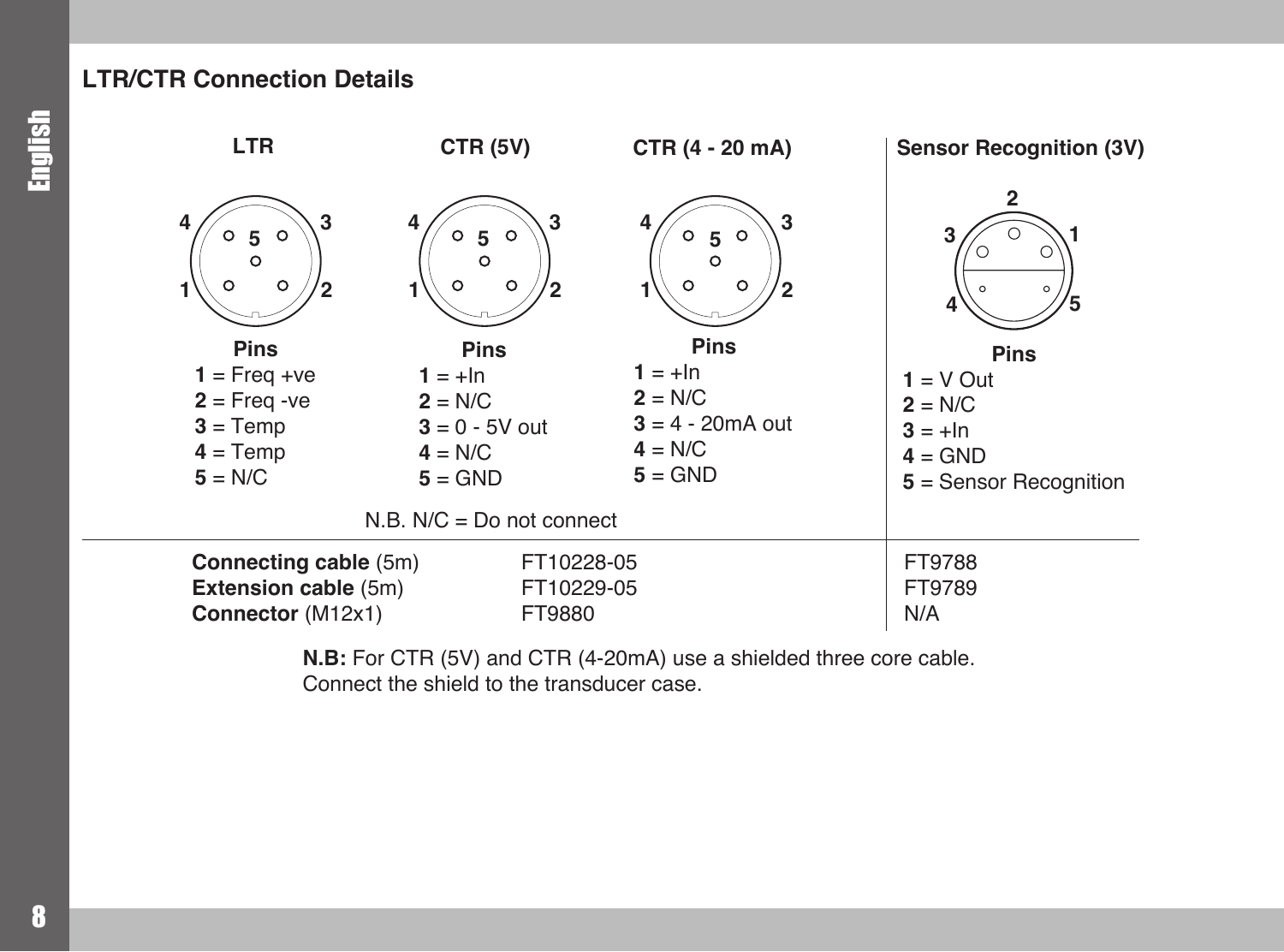## LTR/CTR Connection Details

### LTR

**Pins**

**1** = Freq +ve
**2** = Freq -ve
**3** = Temp
**4** = Temp
**5** = N/C

### CTR (5V)

**Pins**

**1** = +In
**2** = N/C
**3** = 0 - 5V out
**4** = N/C
**5** = GND

### CTR (4 - 20 mA)

**Pins**

**1** = +In
**2** = N/C
**3** = 4 - 20mA out
**4** = N/C
**5** = GND

N.B. N/C = Do not connect

### Sensor Recognition (3V)

**Pins**

**1** = V Out
**2** = N/C
**3** = +In
**4** = GND
**5** = Sensor Recognition

| | LTR/CTR | Sensor Recognition (3V) |
|---|---|---|
| **Connecting cable** (5m) | FT10228-05 | FT9788 |
| **Extension cable** (5m) | FT10229-05 | FT9789 |
| **Connector** (M12x1) | FT9880 | N/A |

**N.B:** For CTR (5V) and CTR (4-20mA) use a shielded three core cable. Connect the shield to the transducer case.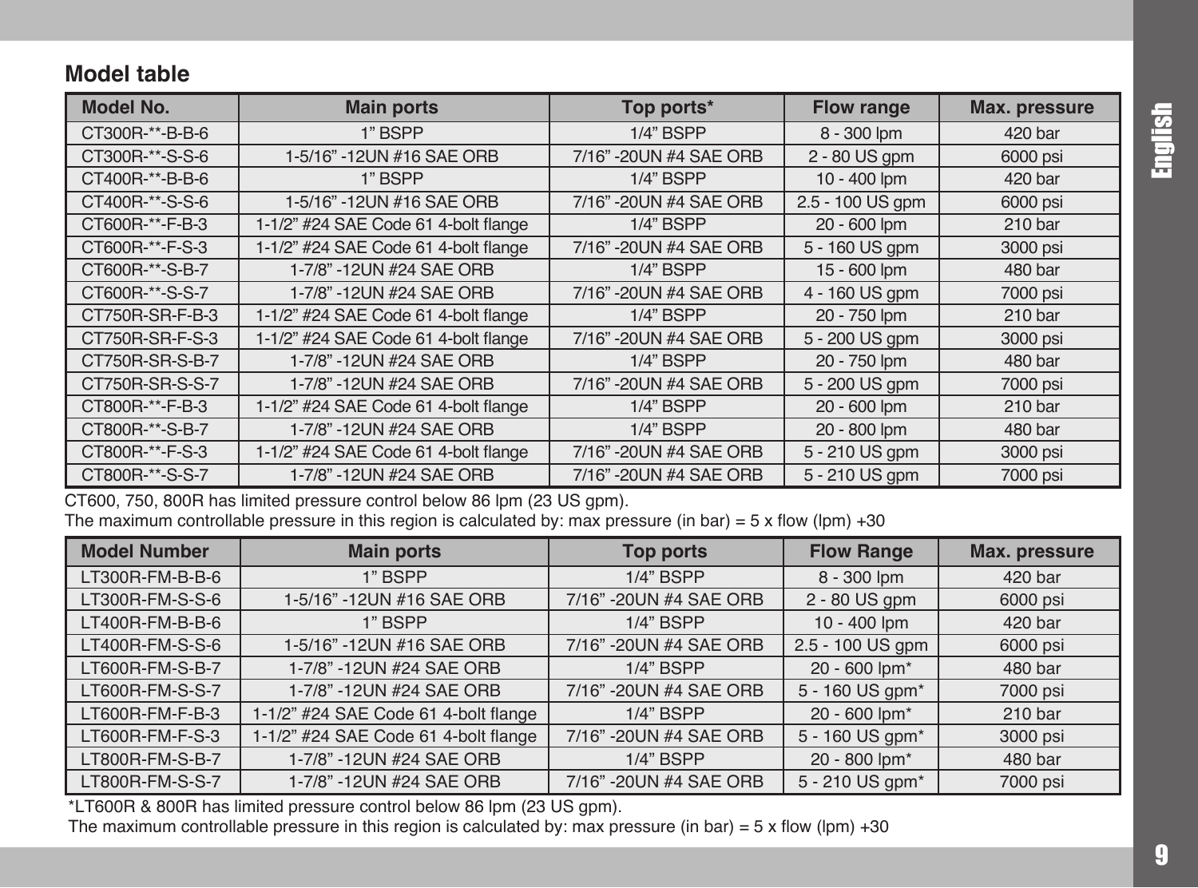## Model table

| Model No. | Main ports | Top ports* | Flow range | Max. pressure |
|---|---|---|---|---|
| CT300R-**-B-B-6 | 1" BSPP | 1/4" BSPP | 8 - 300 lpm | 420 bar |
| CT300R-**-S-S-6 | 1-5/16" -12UN #16 SAE ORB | 7/16" -20UN #4 SAE ORB | 2 - 80 US gpm | 6000 psi |
| CT400R-**-B-B-6 | 1" BSPP | 1/4" BSPP | 10 - 400 lpm | 420 bar |
| CT400R-**-S-S-6 | 1-5/16" -12UN #16 SAE ORB | 7/16" -20UN #4 SAE ORB | 2.5 - 100 US gpm | 6000 psi |
| CT600R-**-F-B-3 | 1-1/2" #24 SAE Code 61 4-bolt flange | 1/4" BSPP | 20 - 600 lpm | 210 bar |
| CT600R-**-F-S-3 | 1-1/2" #24 SAE Code 61 4-bolt flange | 7/16" -20UN #4 SAE ORB | 5 - 160 US gpm | 3000 psi |
| CT600R-**-S-B-7 | 1-7/8" -12UN #24 SAE ORB | 1/4" BSPP | 15 - 600 lpm | 480 bar |
| CT600R-**-S-S-7 | 1-7/8" -12UN #24 SAE ORB | 7/16" -20UN #4 SAE ORB | 4 - 160 US gpm | 7000 psi |
| CT750R-SR-F-B-3 | 1-1/2" #24 SAE Code 61 4-bolt flange | 1/4" BSPP | 20 - 750 lpm | 210 bar |
| CT750R-SR-F-S-3 | 1-1/2" #24 SAE Code 61 4-bolt flange | 7/16" -20UN #4 SAE ORB | 5 - 200 US gpm | 3000 psi |
| CT750R-SR-S-B-7 | 1-7/8" -12UN #24 SAE ORB | 1/4" BSPP | 20 - 750 lpm | 480 bar |
| CT750R-SR-S-S-7 | 1-7/8" -12UN #24 SAE ORB | 7/16" -20UN #4 SAE ORB | 5 - 200 US gpm | 7000 psi |
| CT800R-**-F-B-3 | 1-1/2" #24 SAE Code 61 4-bolt flange | 1/4" BSPP | 20 - 600 lpm | 210 bar |
| CT800R-**-S-B-7 | 1-7/8" -12UN #24 SAE ORB | 1/4" BSPP | 20 - 800 lpm | 480 bar |
| CT800R-**-F-S-3 | 1-1/2" #24 SAE Code 61 4-bolt flange | 7/16" -20UN #4 SAE ORB | 5 - 210 US gpm | 3000 psi |
| CT800R-**-S-S-7 | 1-7/8" -12UN #24 SAE ORB | 7/16" -20UN #4 SAE ORB | 5 - 210 US gpm | 7000 psi |

CT600, 750, 800R has limited pressure control below 86 lpm (23 US gpm).
The maximum controllable pressure in this region is calculated by: max pressure (in bar) = 5 x flow (lpm) +30

| Model Number | Main ports | Top ports | Flow Range | Max. pressure |
|---|---|---|---|---|
| LT300R-FM-B-B-6 | 1" BSPP | 1/4" BSPP | 8 - 300 lpm | 420 bar |
| LT300R-FM-S-S-6 | 1-5/16" -12UN #16 SAE ORB | 7/16" -20UN #4 SAE ORB | 2 - 80 US gpm | 6000 psi |
| LT400R-FM-B-B-6 | 1" BSPP | 1/4" BSPP | 10 - 400 lpm | 420 bar |
| LT400R-FM-S-S-6 | 1-5/16" -12UN #16 SAE ORB | 7/16" -20UN #4 SAE ORB | 2.5 - 100 US gpm | 6000 psi |
| LT600R-FM-S-B-7 | 1-7/8" -12UN #24 SAE ORB | 1/4" BSPP | 20 - 600 lpm* | 480 bar |
| LT600R-FM-S-S-7 | 1-7/8" -12UN #24 SAE ORB | 7/16" -20UN #4 SAE ORB | 5 - 160 US gpm* | 7000 psi |
| LT600R-FM-F-B-3 | 1-1/2" #24 SAE Code 61 4-bolt flange | 1/4" BSPP | 20 - 600 lpm* | 210 bar |
| LT600R-FM-F-S-3 | 1-1/2" #24 SAE Code 61 4-bolt flange | 7/16" -20UN #4 SAE ORB | 5 - 160 US gpm* | 3000 psi |
| LT800R-FM-S-B-7 | 1-7/8" -12UN #24 SAE ORB | 1/4" BSPP | 20 - 800 lpm* | 480 bar |
| LT800R-FM-S-S-7 | 1-7/8" -12UN #24 SAE ORB | 7/16" -20UN #4 SAE ORB | 5 - 210 US gpm* | 7000 psi |

*LT600R & 800R has limited pressure control below 86 lpm (23 US gpm).
The maximum controllable pressure in this region is calculated by: max pressure (in bar) = 5 x flow (lpm) +30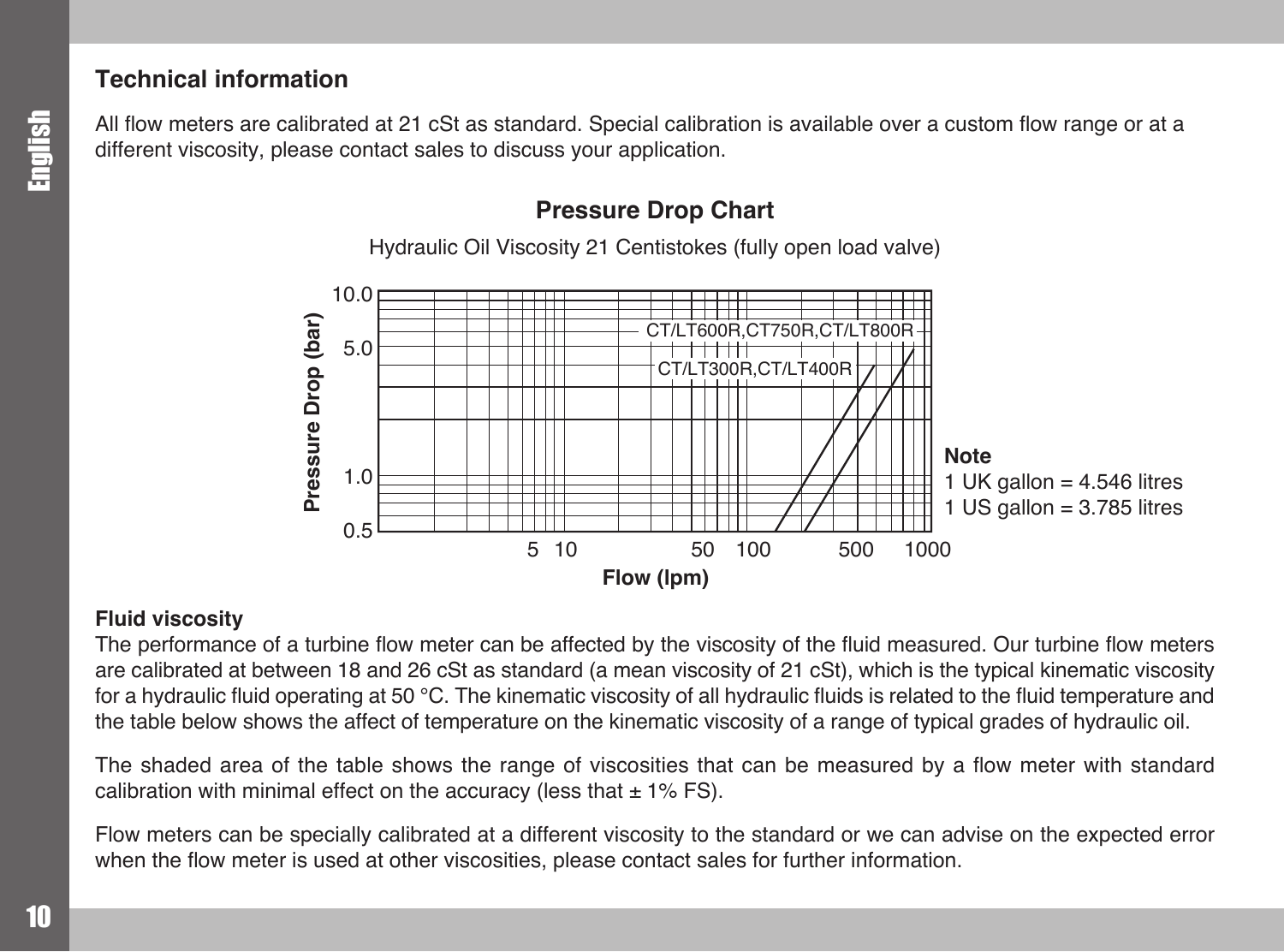## Technical information

All flow meters are calibrated at 21 cSt as standard. Special calibration is available over a custom flow range or at a different viscosity, please contact sales to discuss your application.

### Pressure Drop Chart

Hydraulic Oil Viscosity 21 Centistokes (fully open load valve)

Pressure Drop (bar): 0.5, 1.0, 5.0, 10.0

Flow (lpm): 5, 10, 50, 100, 500, 1000

CT/LT600R,CT750R,CT/LT800R

CT/LT300R,CT/LT400R

**Note**
1 UK gallon = 4.546 litres
1 US gallon = 3.785 litres

**Fluid viscosity**

The performance of a turbine flow meter can be affected by the viscosity of the fluid measured. Our turbine flow meters are calibrated at between 18 and 26 cSt as standard (a mean viscosity of 21 cSt), which is the typical kinematic viscosity for a hydraulic fluid operating at 50 °C. The kinematic viscosity of all hydraulic fluids is related to the fluid temperature and the table below shows the affect of temperature on the kinematic viscosity of a range of typical grades of hydraulic oil.

The shaded area of the table shows the range of viscosities that can be measured by a flow meter with standard calibration with minimal effect on the accuracy (less that ± 1% FS).

Flow meters can be specially calibrated at a different viscosity to the standard or we can advise on the expected error when the flow meter is used at other viscosities, please contact sales for further information.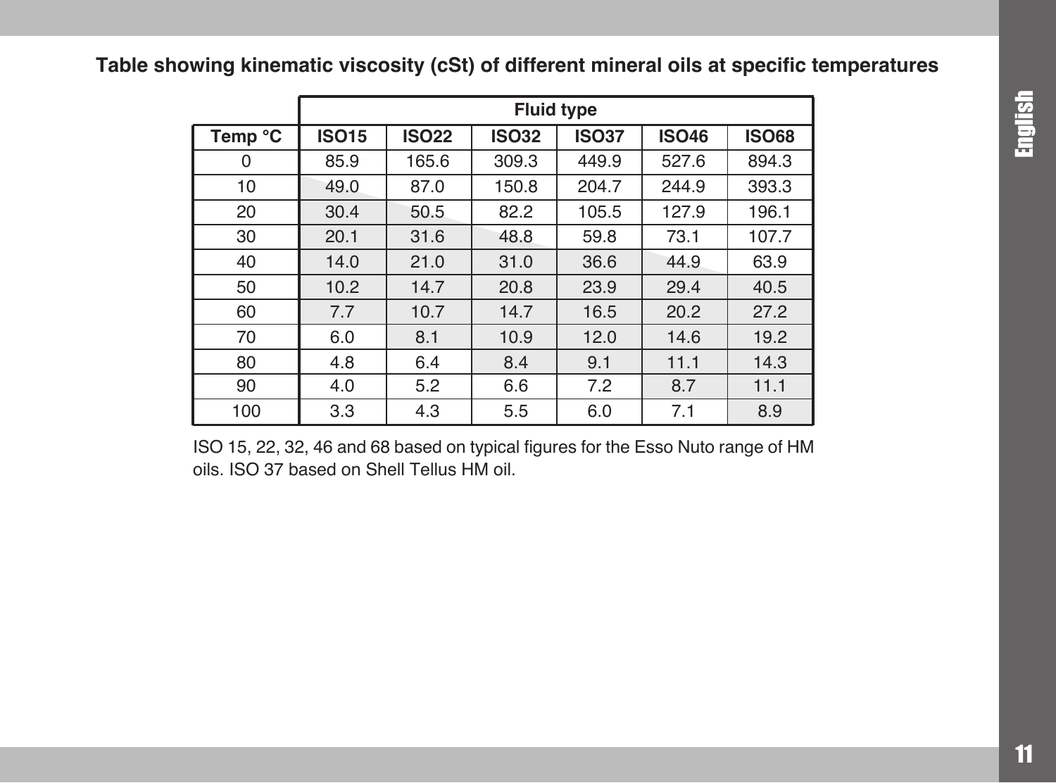## Table showing kinematic viscosity (cSt) of different mineral oils at specific temperatures

| | Fluid type | | | | | |
|---|---|---|---|---|---|---|
| Temp °C | ISO15 | ISO22 | ISO32 | ISO37 | ISO46 | ISO68 |
| 0 | 85.9 | 165.6 | 309.3 | 449.9 | 527.6 | 894.3 |
| 10 | 49.0 | 87.0 | 150.8 | 204.7 | 244.9 | 393.3 |
| 20 | 30.4 | 50.5 | 82.2 | 105.5 | 127.9 | 196.1 |
| 30 | 20.1 | 31.6 | 48.8 | 59.8 | 73.1 | 107.7 |
| 40 | 14.0 | 21.0 | 31.0 | 36.6 | 44.9 | 63.9 |
| 50 | 10.2 | 14.7 | 20.8 | 23.9 | 29.4 | 40.5 |
| 60 | 7.7 | 10.7 | 14.7 | 16.5 | 20.2 | 27.2 |
| 70 | 6.0 | 8.1 | 10.9 | 12.0 | 14.6 | 19.2 |
| 80 | 4.8 | 6.4 | 8.4 | 9.1 | 11.1 | 14.3 |
| 90 | 4.0 | 5.2 | 6.6 | 7.2 | 8.7 | 11.1 |
| 100 | 3.3 | 4.3 | 5.5 | 6.0 | 7.1 | 8.9 |

ISO 15, 22, 32, 46 and 68 based on typical figures for the Esso Nuto range of HM oils. ISO 37 based on Shell Tellus HM oil.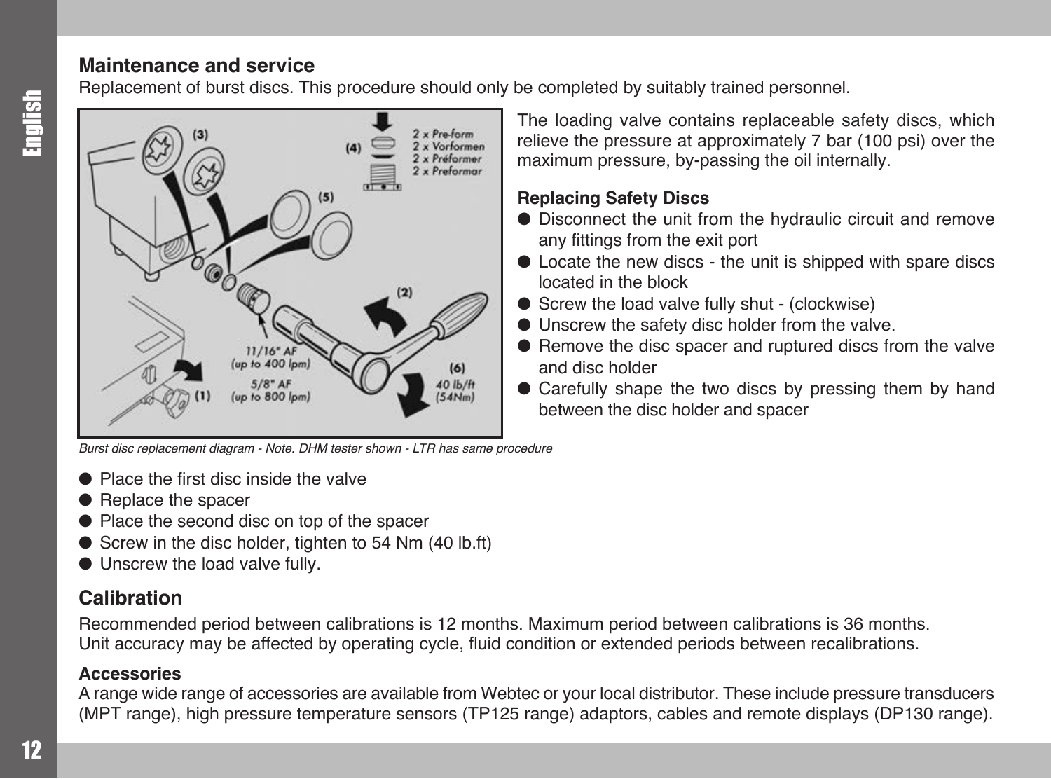## Maintenance and service

Replacement of burst discs. This procedure should only be completed by suitably trained personnel.

The loading valve contains replaceable safety discs, which relieve the pressure at approximately 7 bar (100 psi) over the maximum pressure, by-passing the oil internally.

### Replacing Safety Discs

- Disconnect the unit from the hydraulic circuit and remove any fittings from the exit port
- Locate the new discs - the unit is shipped with spare discs located in the block
- Screw the load valve fully shut - (clockwise)
- Unscrew the safety disc holder from the valve.
- Remove the disc spacer and ruptured discs from the valve and disc holder
- Carefully shape the two discs by pressing them by hand between the disc holder and spacer

*Burst disc replacement diagram - Note. DHM tester shown - LTR has same procedure*

- Place the first disc inside the valve
- Replace the spacer
- Place the second disc on top of the spacer
- Screw in the disc holder, tighten to 54 Nm (40 lb.ft)
- Unscrew the load valve fully.

## Calibration

Recommended period between calibrations is 12 months. Maximum period between calibrations is 36 months.
Unit accuracy may be affected by operating cycle, fluid condition or extended periods between recalibrations.

### Accessories

A range wide range of accessories are available from Webtec or your local distributor. These include pressure transducers (MPT range), high pressure temperature sensors (TP125 range) adaptors, cables and remote displays (DP130 range).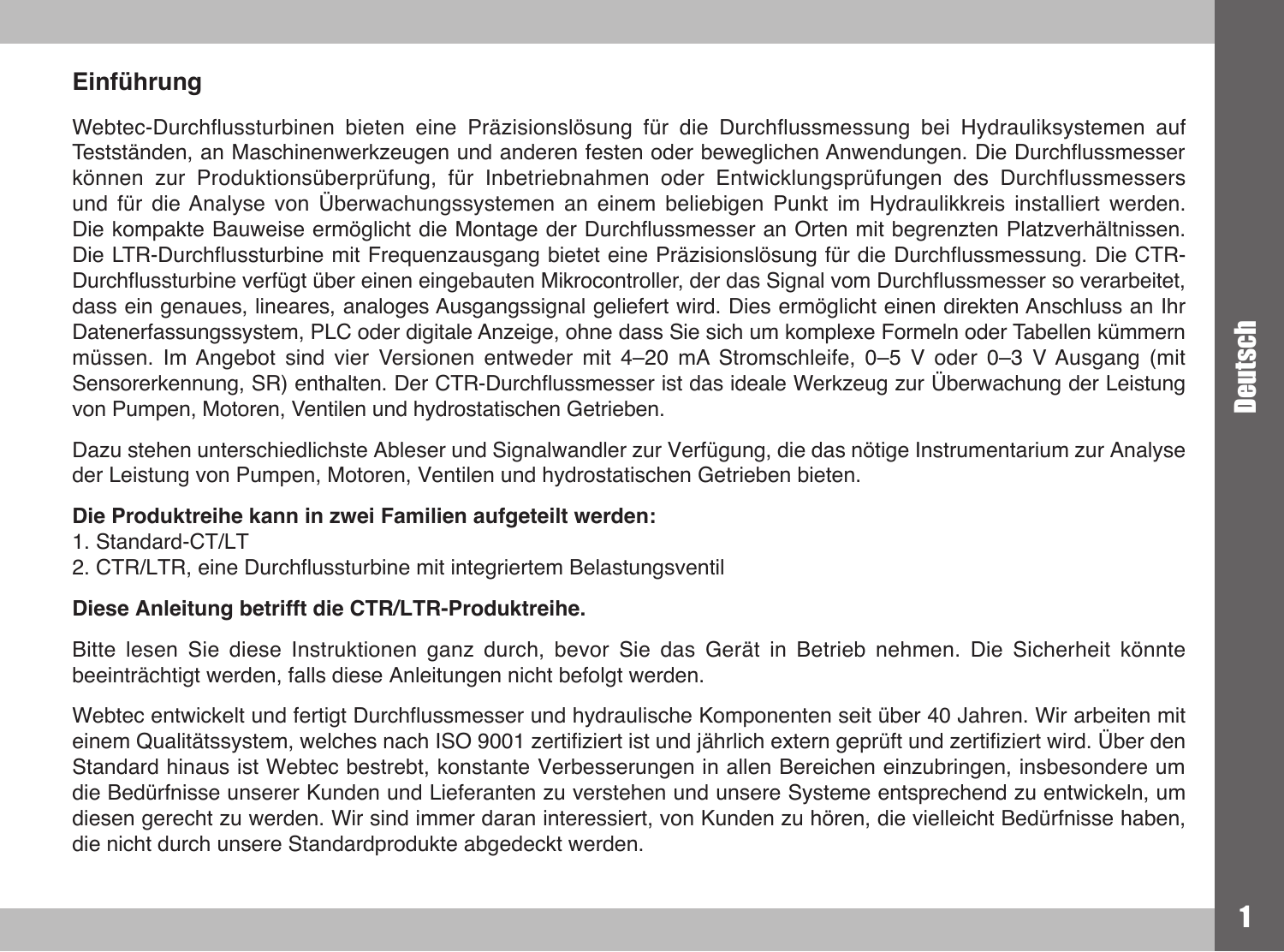## Einführung

Webtec-Durchflussturbinen bieten eine Präzisionslösung für die Durchflussmessung bei Hydrauliksystemen auf Teständen, an Maschinenwerkzeugen und anderen festen oder beweglichen Anwendungen. Die Durchflussmesser können zur Produktionsüberprüfung, für Inbetriebnahmen oder Entwicklungsprüfungen des Durchflussmessers und für die Analyse von Überwachungssystemen an einem beliebigen Punkt im Hydraulikkreis installiert werden. Die kompakte Bauweise ermöglicht die Montage der Durchflussmesser an Orten mit begrenzten Platzverhältnissen. Die LTR-Durchflussturbine mit Frequenzausgang bietet eine Präzisionslösung für die Durchflussmessung. Die CTR-Durchflussturbine verfügt über einen eingebauten Mikrocontroller, der das Signal vom Durchflussmesser so verarbeitet, dass ein genaues, lineares, analoges Ausgangssignal geliefert wird. Dies ermöglicht einen direkten Anschluss an Ihr Datenerfassungssystem, PLC oder digitale Anzeige, ohne dass Sie sich um komplexe Formeln oder Tabellen kümmern müssen. Im Angebot sind vier Versionen entweder mit 4–20 mA Stromschleife, 0–5 V oder 0–3 V Ausgang (mit Sensorerkennung, SR) enthalten. Der CTR-Durchflussmesser ist das ideale Werkzeug zur Überwachung der Leistung von Pumpen, Motoren, Ventilen und hydrostatischen Getrieben.

Dazu stehen unterschiedlichste Ableser und Signalwandler zur Verfügung, die das nötige Instrumentarium zur Analyse der Leistung von Pumpen, Motoren, Ventilen und hydrostatischen Getrieben bieten.

**Die Produktreihe kann in zwei Familien aufgeteilt werden:**

1. Standard-CT/LT
2. CTR/LTR, eine Durchflussturbine mit integriertem Belastungsventil

**Diese Anleitung betrifft die CTR/LTR-Produktreihe.**

Bitte lesen Sie diese Instruktionen ganz durch, bevor Sie das Gerät in Betrieb nehmen. Die Sicherheit könnte beeinträchtigt werden, falls diese Anleitungen nicht befolgt werden.

Webtec entwickelt und fertigt Durchflussmesser und hydraulische Komponenten seit über 40 Jahren. Wir arbeiten mit einem Qualitätssystem, welches nach ISO 9001 zertifiziert ist und jährlich extern geprüft und zertifiziert wird. Über den Standard hinaus ist Webtec bestrebt, konstante Verbesserungen in allen Bereichen einzubringen, insbesondere um die Bedürfnisse unserer Kunden und Lieferanten zu verstehen und unsere Systeme entsprechend zu entwickeln, um diesen gerecht zu werden. Wir sind immer daran interessiert, von Kunden zu hören, die vielleicht Bedürfnisse haben, die nicht durch unsere Standardprodukte abgedeckt werden.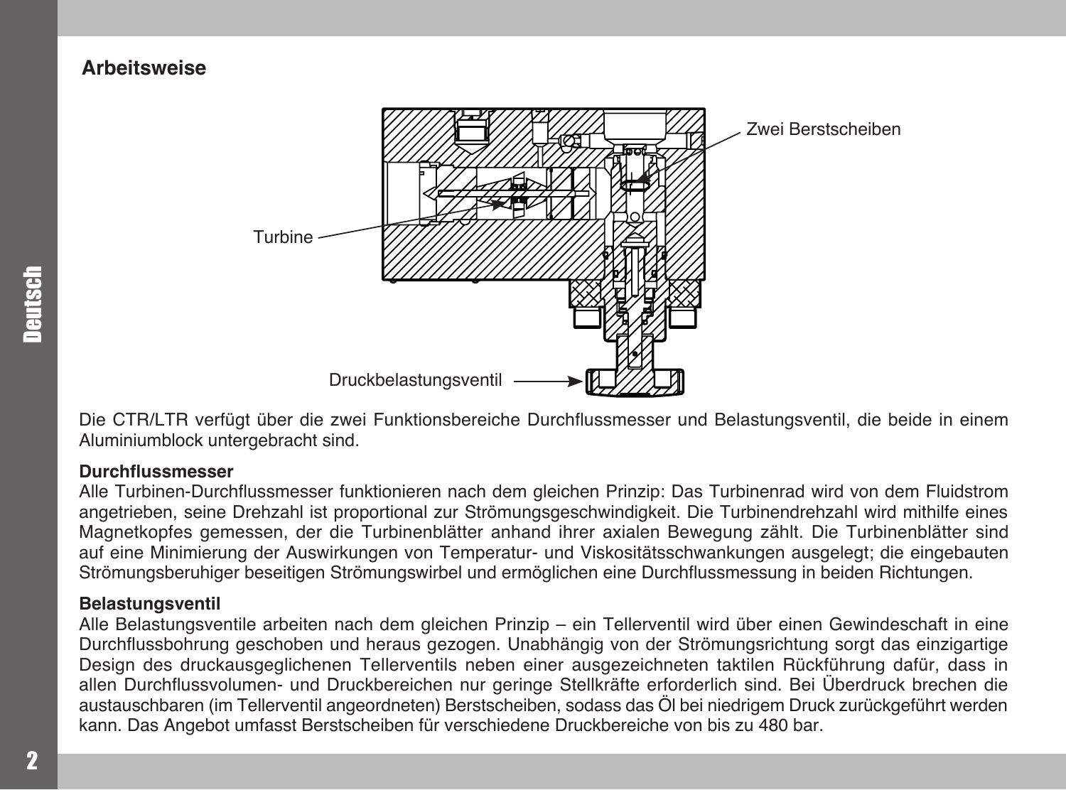## Arbeitsweise

Zwei Berstscheiben

Turbine

Druckbelastungsventil

Die CTR/LTR verfügt über die zwei Funktionsbereiche Durchflussmesser und Belastungsventil, die beide in einem Aluminiumblock untergebracht sind.

**Durchflussmesser**
Alle Turbinen-Durchflussmesser funktionieren nach dem gleichen Prinzip: Das Turbinenrad wird von dem Fluidstrom angetrieben, seine Drehzahl ist proportional zur Strömungsgeschwindigkeit. Die Turbinendrehzahl wird mithilfe eines Magnetkopfes gemessen, der die Turbinenblätter anhand ihrer axialen Bewegung zählt. Die Turbinenblätter sind auf eine Minimierung der Auswirkungen von Temperatur- und Viskositätsschwankungen ausgelegt; die eingebauten Strömungsberuhiger beseitigen Strömungswirbel und ermöglichen eine Durchflussmessung in beiden Richtungen.

**Belastungsventil**
Alle Belastungsventile arbeiten nach dem gleichen Prinzip – ein Tellerventil wird über einen Gewindeschaft in eine Durchflussbohrung geschoben und heraus gezogen. Unabhängig von der Strömungsrichtung sorgt das einzigartige Design des druckausgeglichenen Tellerventils neben einer ausgezeichneten taktilen Rückführung dafür, dass in allen Durchflussvolumen- und Druckbereichen nur geringe Stellkräfte erforderlich sind. Bei Überdruck brechen die austauschbaren (im Tellerventil angeordneten) Berstscheiben, sodass das Öl bei niedrigem Druck zurückgeführt werden kann. Das Angebot umfasst Berstscheiben für verschiedene Druckbereiche von bis zu 480 bar.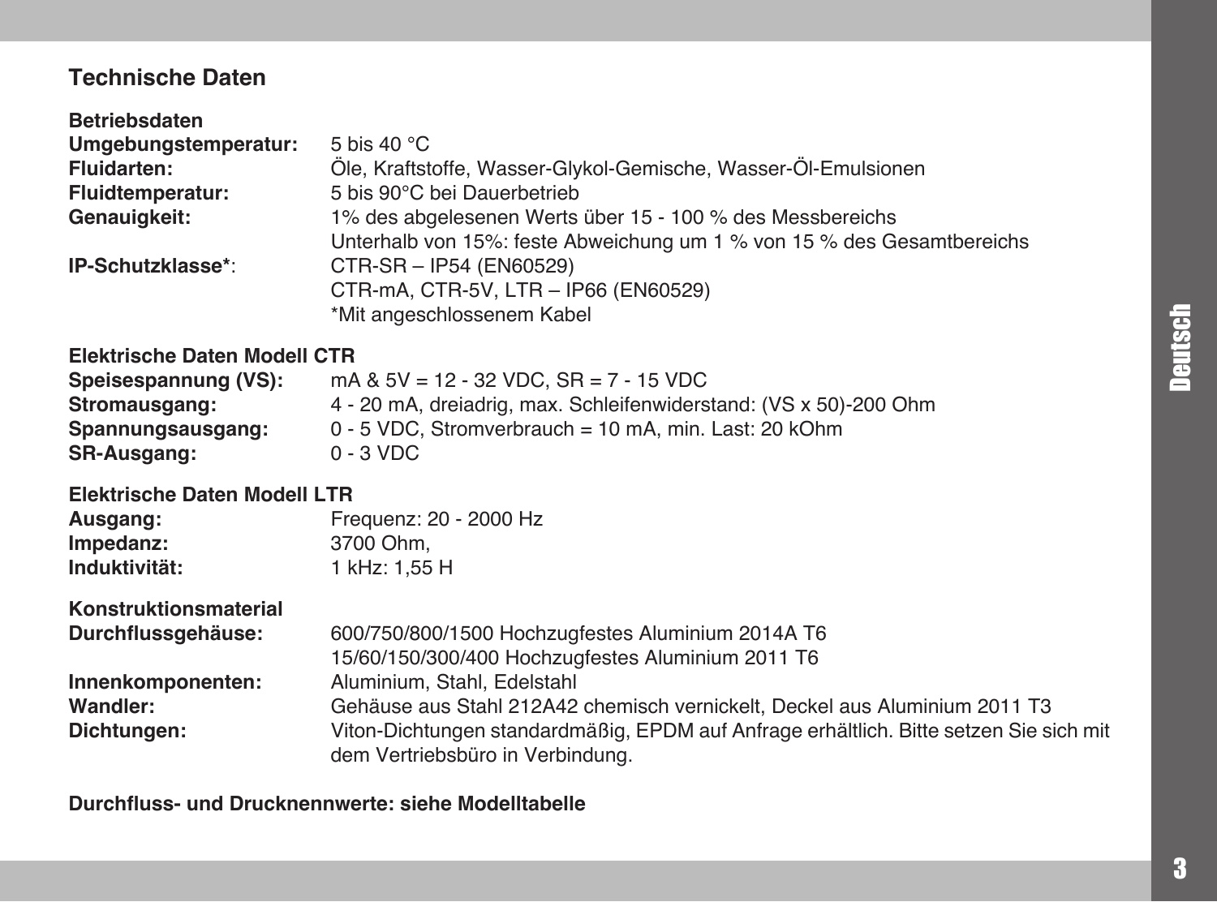## Technische Daten

### Betriebsdaten

**Umgebungstemperatur:** 5 bis 40 °C
**Fluidarten:** Öle, Kraftstoffe, Wasser-Glykol-Gemische, Wasser-Öl-Emulsionen
**Fluidtemperatur:** 5 bis 90°C bei Dauerbetrieb
**Genauigkeit:** 1% des abgelesenen Werts über 15 - 100 % des Messbereichs
Unterhalb von 15%: feste Abweichung um 1 % von 15 % des Gesamtbereichs
**IP-Schutzklasse***: CTR-SR – IP54 (EN60529)
CTR-mA, CTR-5V, LTR – IP66 (EN60529)
*Mit angeschlossenem Kabel

### Elektrische Daten Modell CTR

**Speisespannung (VS):** mA & 5V = 12 - 32 VDC, SR = 7 - 15 VDC
**Stromausgang:** 4 - 20 mA, dreiadrig, max. Schleifenwiderstand: (VS x 50)-200 Ohm
**Spannungsausgang:** 0 - 5 VDC, Stromverbrauch = 10 mA, min. Last: 20 kOhm
**SR-Ausgang:** 0 - 3 VDC

### Elektrische Daten Modell LTR

**Ausgang:** Frequenz: 20 - 2000 Hz
**Impedanz:** 3700 Ohm,
**Induktivität:** 1 kHz: 1,55 H

### Konstruktionsmaterial

**Durchflussgehäuse:** 600/750/800/1500 Hochzugfestes Aluminium 2014A T6
15/60/150/300/400 Hochzugfestes Aluminium 2011 T6
**Innenkomponenten:** Aluminium, Stahl, Edelstahl
**Wandler:** Gehäuse aus Stahl 212A42 chemisch vernickelt, Deckel aus Aluminium 2011 T3
**Dichtungen:** Viton-Dichtungen standardmäßig, EPDM auf Anfrage erhältlich. Bitte setzen Sie sich mit dem Vertriebsbüro in Verbindung.

**Durchfluss- und Drucknennwerte: siehe Modelltabelle**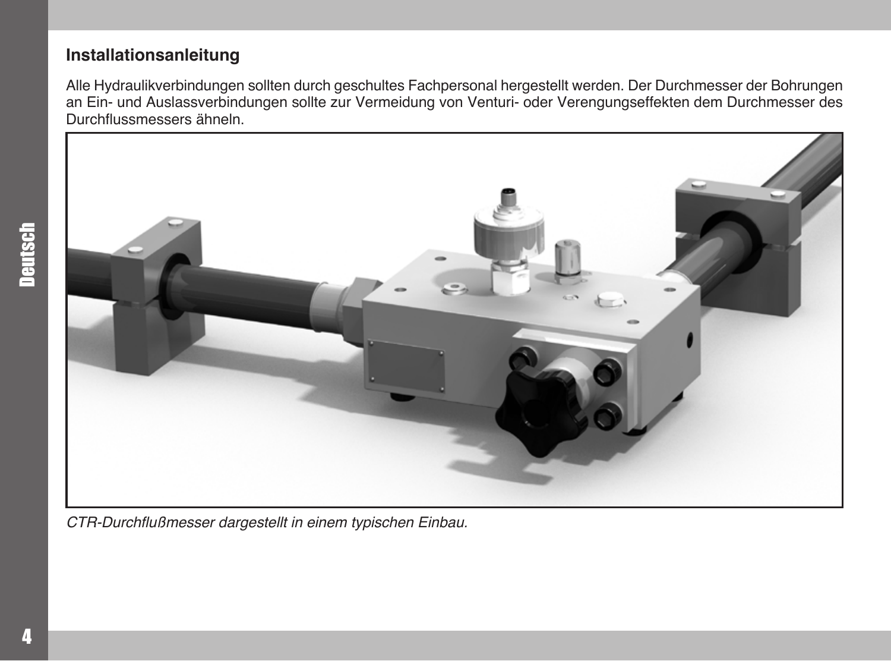## Installationsanleitung

Alle Hydraulikverbindungen sollten durch geschultes Fachpersonal hergestellt werden. Der Durchmesser der Bohrungen an Ein- und Auslassverbindungen sollte zur Vermeidung von Venturi- oder Verengungseffekten dem Durchmesser des Durchflussmessers ähneln.

*CTR-Durchflußmesser dargestellt in einem typischen Einbau.*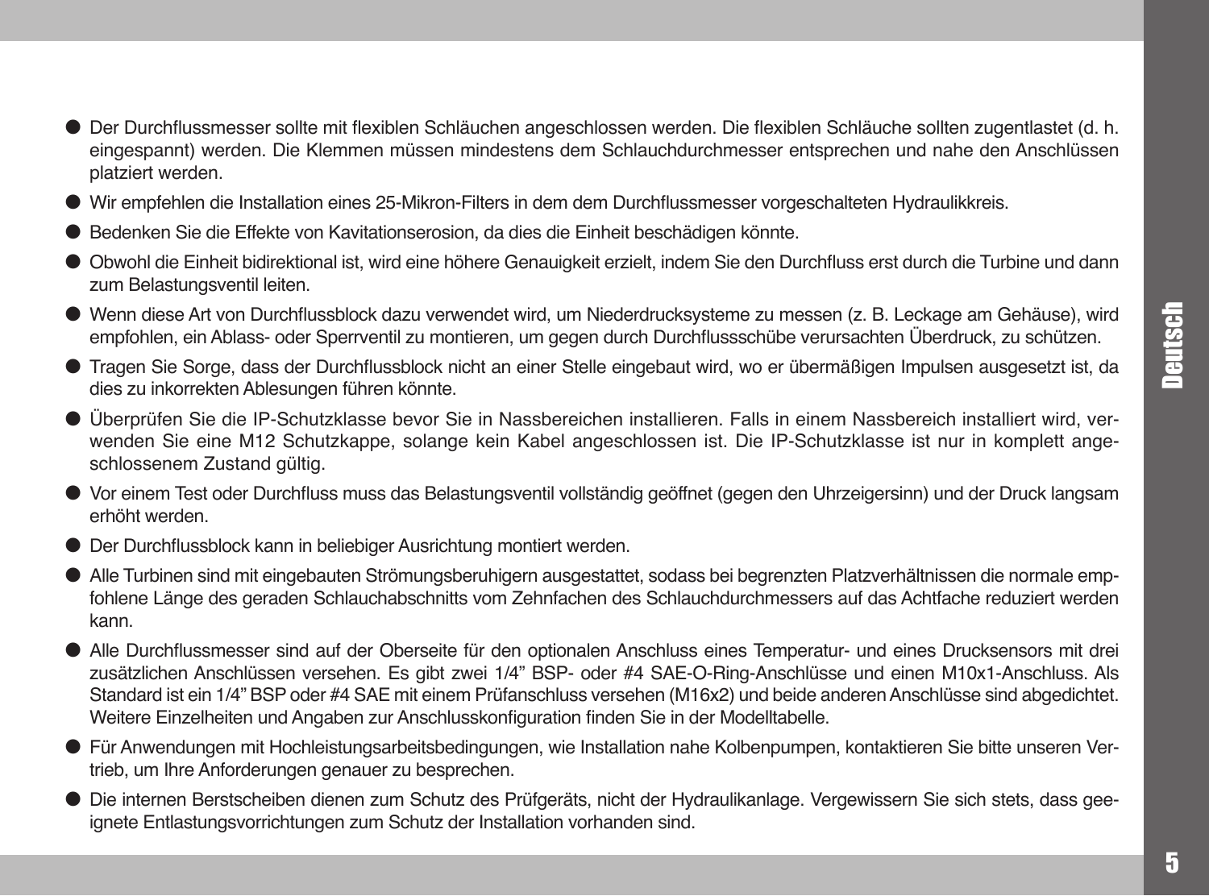- Der Durchflussmesser sollte mit flexiblen Schläuchen angeschlossen werden. Die flexiblen Schläuche sollten zugentlastet (d. h. eingespannt) werden. Die Klemmen müssen mindestens dem Schlauchdurchmesser entsprechen und nahe den Anschlüssen platziert werden.
- Wir empfehlen die Installation eines 25-Mikron-Filters in dem dem Durchflussmesser vorgeschalteten Hydraulikkreis.
- Bedenken Sie die Effekte von Kavitationserosion, da dies die Einheit beschädigen könnte.
- Obwohl die Einheit bidirektional ist, wird eine höhere Genauigkeit erzielt, indem Sie den Durchfluss erst durch die Turbine und dann zum Belastungsventil leiten.
- Wenn diese Art von Durchflussblock dazu verwendet wird, um Niederdrucksysteme zu messen (z. B. Leckage am Gehäuse), wird empfohlen, ein Ablass- oder Sperrventil zu montieren, um gegen durch Durchflussschübe verursachten Überdruck, zu schützen.
- Tragen Sie Sorge, dass der Durchflussblock nicht an einer Stelle eingebaut wird, wo er übermäßigen Impulsen ausgesetzt ist, da dies zu inkorrekten Ablesungen führen könnte.
- Überprüfen Sie die IP-Schutzklasse bevor Sie in Nassbereichen installieren. Falls in einem Nassbereich installiert wird, verwenden Sie eine M12 Schutzkappe, solange kein Kabel angeschlossen ist. Die IP-Schutzklasse ist nur in komplett angeschlossenem Zustand gültig.
- Vor einem Test oder Durchfluss muss das Belastungsventil vollständig geöffnet (gegen den Uhrzeigersinn) und der Druck langsam erhöht werden.
- Der Durchflussblock kann in beliebiger Ausrichtung montiert werden.
- Alle Turbinen sind mit eingebauten Strömungsberuhigern ausgestattet, sodass bei begrenzten Platzverhältnissen die normale empfohlene Länge des geraden Schlauchabschnitts vom Zehnfachen des Schlauchdurchmessers auf das Achtfache reduziert werden kann.
- Alle Durchflussmesser sind auf der Oberseite für den optionalen Anschluss eines Temperatur- und eines Drucksensors mit drei zusätzlichen Anschlüssen versehen. Es gibt zwei 1/4" BSP- oder #4 SAE-O-Ring-Anschlüsse und einen M10x1-Anschluss. Als Standard ist ein 1/4" BSP oder #4 SAE mit einem Prüfanschluss versehen (M16x2) und beide anderen Anschlüsse sind abgedichtet. Weitere Einzelheiten und Angaben zur Anschlusskonfiguration finden Sie in der Modelltabelle.
- Für Anwendungen mit Hochleistungsarbeitsbedingungen, wie Installation nahe Kolbenpumpen, kontaktieren Sie bitte unseren Vertrieb, um Ihre Anforderungen genauer zu besprechen.
- Die internen Berstscheiben dienen zum Schutz des Prüfgeräts, nicht der Hydraulikanlage. Vergewissern Sie sich stets, dass geeignete Entlastungsvorrichtungen zum Schutz der Installation vorhanden sind.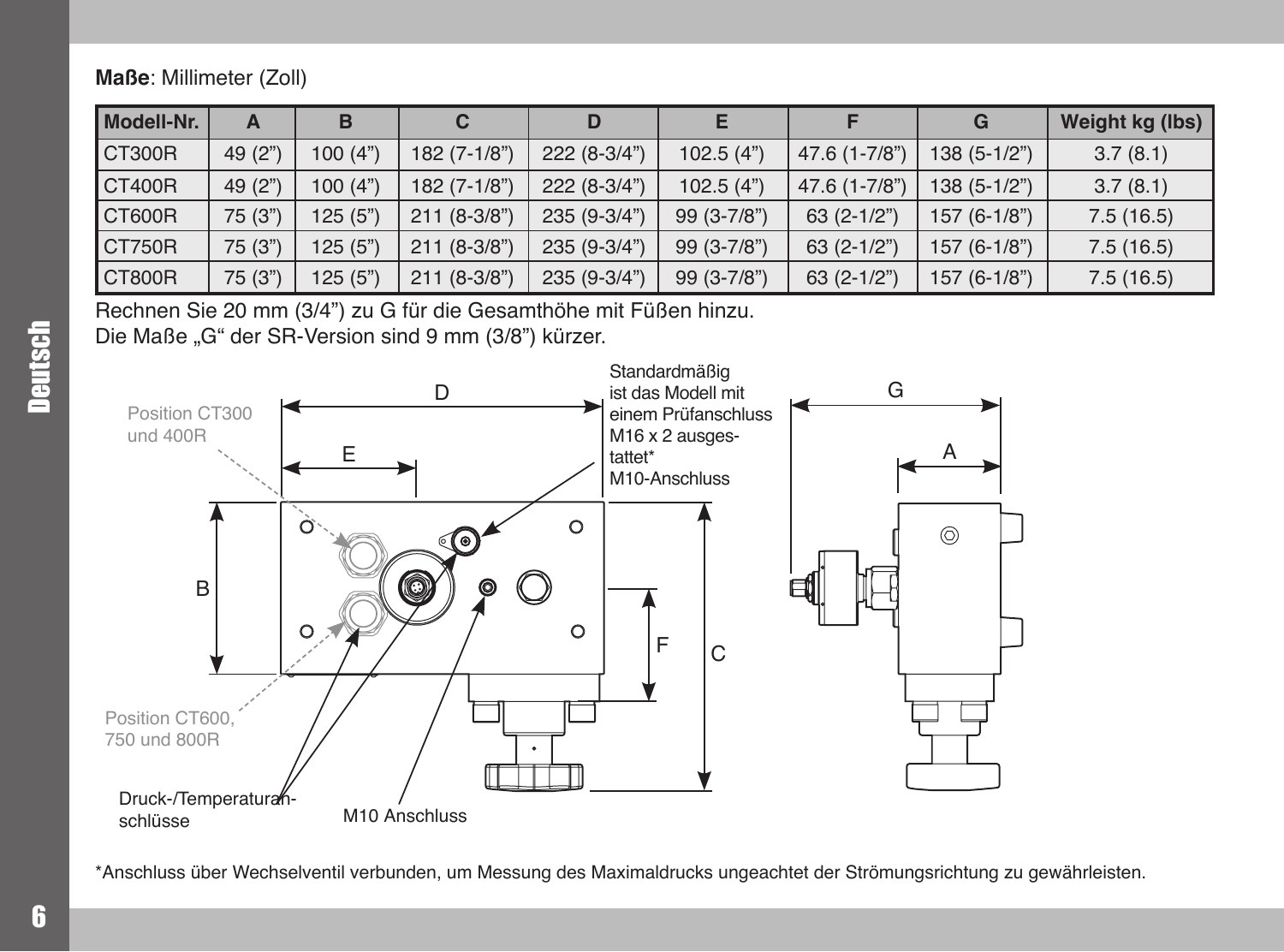**Maße**: Millimeter (Zoll)

| Modell-Nr. | A | B | C | D | E | F | G | Weight kg (lbs) |
|---|---|---|---|---|---|---|---|---|
| CT300R | 49 (2") | 100 (4") | 182 (7-1/8") | 222 (8-3/4") | 102.5 (4") | 47.6 (1-7/8") | 138 (5-1/2") | 3.7 (8.1) |
| CT400R | 49 (2") | 100 (4") | 182 (7-1/8") | 222 (8-3/4") | 102.5 (4") | 47.6 (1-7/8") | 138 (5-1/2") | 3.7 (8.1) |
| CT600R | 75 (3") | 125 (5") | 211 (8-3/8") | 235 (9-3/4") | 99 (3-7/8") | 63 (2-1/2") | 157 (6-1/8") | 7.5 (16.5) |
| CT750R | 75 (3") | 125 (5") | 211 (8-3/8") | 235 (9-3/4") | 99 (3-7/8") | 63 (2-1/2") | 157 (6-1/8") | 7.5 (16.5) |
| CT800R | 75 (3") | 125 (5") | 211 (8-3/8") | 235 (9-3/4") | 99 (3-7/8") | 63 (2-1/2") | 157 (6-1/8") | 7.5 (16.5) |

Rechnen Sie 20 mm (3/4") zu G für die Gesamthöhe mit Füßen hinzu.
Die Maße „G" der SR-Version sind 9 mm (3/8") kürzer.

Position CT300 und 400R

Position CT600, 750 und 800R

Standardmäßig ist das Modell mit einem Prüfanschluss M16 x 2 ausgestattet* M10-Anschluss

Druck-/Temperaturanschlüsse

M10 Anschluss

*Anschluss über Wechselventil verbunden, um Messung des Maximaldrucks ungeachtet der Strömungsrichtung zu gewährleisten.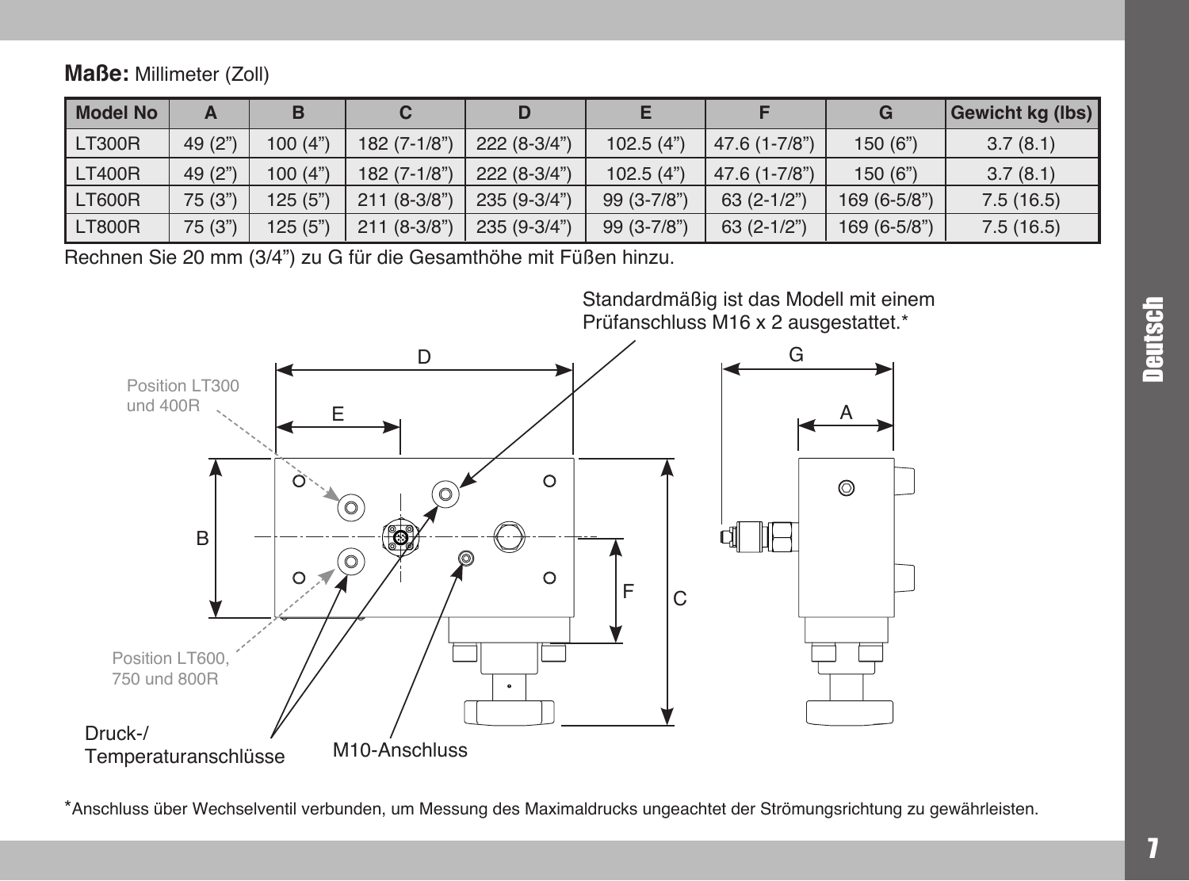**Maße:** Millimeter (Zoll)

| Model No | A | B | C | D | E | F | G | Gewicht kg (lbs) |
|---|---|---|---|---|---|---|---|---|
| LT300R | 49 (2”) | 100 (4”) | 182 (7-1/8”) | 222 (8-3/4”) | 102.5 (4”) | 47.6 (1-7/8”) | 150 (6”) | 3.7 (8.1) |
| LT400R | 49 (2”) | 100 (4”) | 182 (7-1/8”) | 222 (8-3/4”) | 102.5 (4”) | 47.6 (1-7/8”) | 150 (6”) | 3.7 (8.1) |
| LT600R | 75 (3”) | 125 (5”) | 211 (8-3/8”) | 235 (9-3/4”) | 99 (3-7/8”) | 63 (2-1/2”) | 169 (6-5/8”) | 7.5 (16.5) |
| LT800R | 75 (3”) | 125 (5”) | 211 (8-3/8”) | 235 (9-3/4”) | 99 (3-7/8”) | 63 (2-1/2”) | 169 (6-5/8”) | 7.5 (16.5) |

Rechnen Sie 20 mm (3/4”) zu G für die Gesamthöhe mit Füßen hinzu.

Standardmäßig ist das Modell mit einem Prüfanschluss M16 x 2 ausgestattet.*

Position LT300 und 400R

Position LT600, 750 und 800R

Druck-/ Temperaturanschlüsse

M10-Anschluss

*Anschluss über Wechselventil verbunden, um Messung des Maximaldrucks ungeachtet der Strömungsrichtung zu gewährleisten.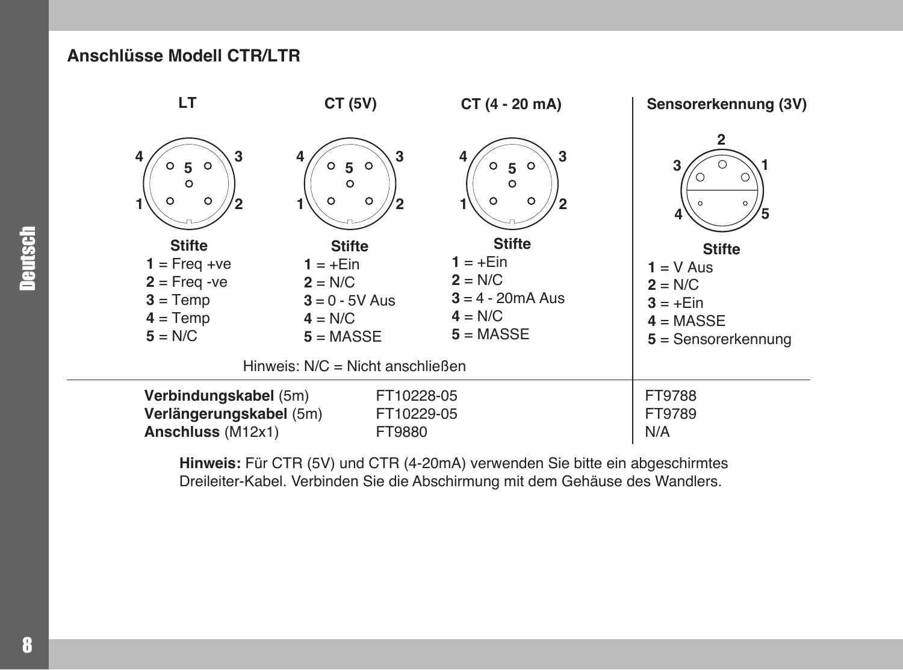## Anschlüsse Modell CTR/LTR

### LT

**Stifte**

**1** = Freq +ve
**2** = Freq -ve
**3** = Temp
**4** = Temp
**5** = N/C

### CT (5V)

**Stifte**

**1** = +Ein
**2** = N/C
**3** = 0 - 5V Aus
**4** = N/C
**5** = MASSE

### CT (4 - 20 mA)

**Stifte**

**1** = +Ein
**2** = N/C
**3** = 4 - 20mA Aus
**4** = N/C
**5** = MASSE

### Sensorerkennung (3V)

**Stifte**

**1** = V Aus
**2** = N/C
**3** = +Ein
**4** = MASSE
**5** = Sensorerkennung

Hinweis: N/C = Nicht anschließen

| | LT / CT | Sensorerkennung (3V) |
|---|---|---|
| **Verbindungskabel** (5m) | FT10228-05 | FT9788 |
| **Verlängerungskabel** (5m) | FT10229-05 | FT9789 |
| **Anschluss** (M12x1) | FT9880 | N/A |

**Hinweis:** Für CTR (5V) und CTR (4-20mA) verwenden Sie bitte ein abgeschirmtes Dreileiter-Kabel. Verbinden Sie die Abschirmung mit dem Gehäuse des Wandlers.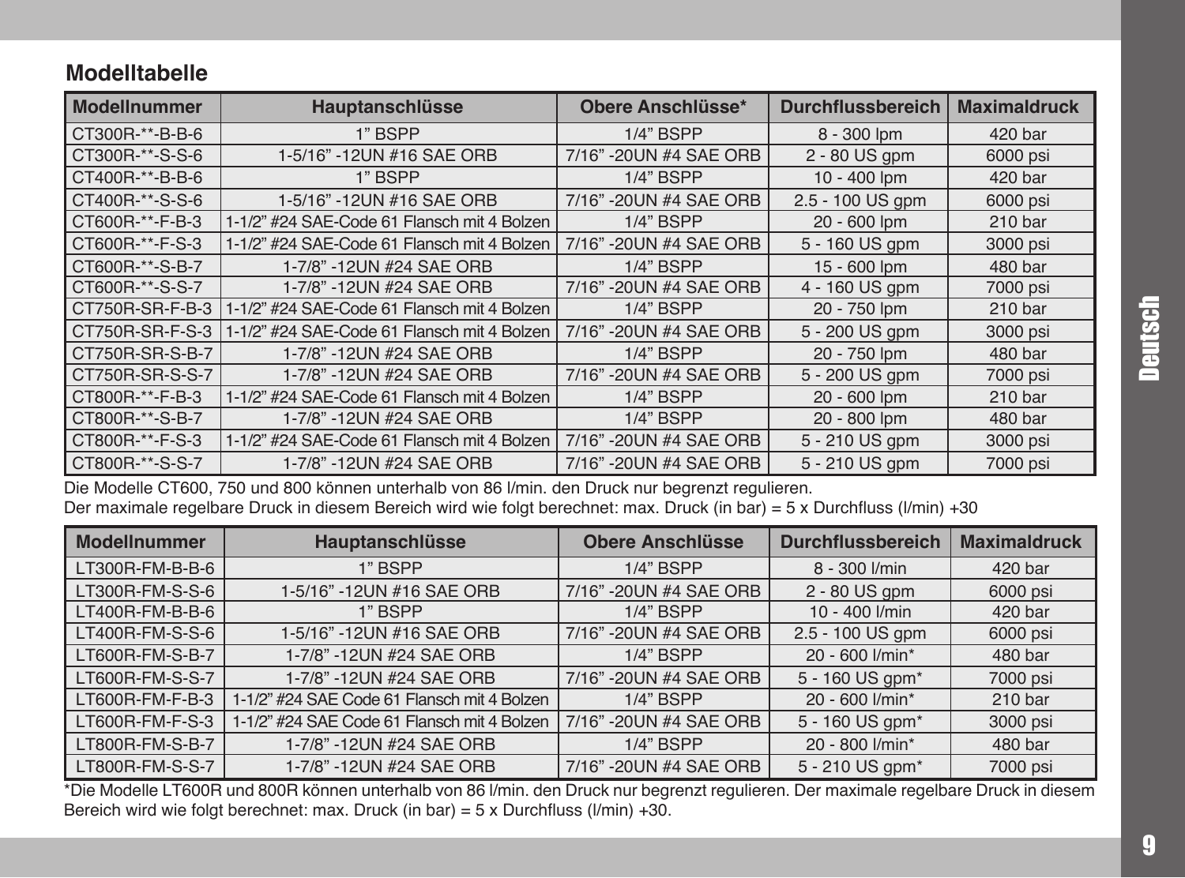## Modelltabelle

| Modellnummer | Hauptanschlüsse | Obere Anschlüsse* | Durchflussbereich | Maximaldruck |
|---|---|---|---|---|
| CT300R-**-B-B-6 | 1" BSPP | 1/4" BSPP | 8 - 300 lpm | 420 bar |
| CT300R-**-S-S-6 | 1-5/16" -12UN #16 SAE ORB | 7/16" -20UN #4 SAE ORB | 2 - 80 US gpm | 6000 psi |
| CT400R-**-B-B-6 | 1" BSPP | 1/4" BSPP | 10 - 400 lpm | 420 bar |
| CT400R-**-S-S-6 | 1-5/16" -12UN #16 SAE ORB | 7/16" -20UN #4 SAE ORB | 2.5 - 100 US gpm | 6000 psi |
| CT600R-**-F-B-3 | 1-1/2" #24 SAE-Code 61 Flansch mit 4 Bolzen | 1/4" BSPP | 20 - 600 lpm | 210 bar |
| CT600R-**-F-S-3 | 1-1/2" #24 SAE-Code 61 Flansch mit 4 Bolzen | 7/16" -20UN #4 SAE ORB | 5 - 160 US gpm | 3000 psi |
| CT600R-**-S-B-7 | 1-7/8" -12UN #24 SAE ORB | 1/4" BSPP | 15 - 600 lpm | 480 bar |
| CT600R-**-S-S-7 | 1-7/8" -12UN #24 SAE ORB | 7/16" -20UN #4 SAE ORB | 4 - 160 US gpm | 7000 psi |
| CT750R-SR-F-B-3 | 1-1/2" #24 SAE-Code 61 Flansch mit 4 Bolzen | 1/4" BSPP | 20 - 750 lpm | 210 bar |
| CT750R-SR-F-S-3 | 1-1/2" #24 SAE-Code 61 Flansch mit 4 Bolzen | 7/16" -20UN #4 SAE ORB | 5 - 200 US gpm | 3000 psi |
| CT750R-SR-S-B-7 | 1-7/8" -12UN #24 SAE ORB | 1/4" BSPP | 20 - 750 lpm | 480 bar |
| CT750R-SR-S-S-7 | 1-7/8" -12UN #24 SAE ORB | 7/16" -20UN #4 SAE ORB | 5 - 200 US gpm | 7000 psi |
| CT800R-**-F-B-3 | 1-1/2" #24 SAE-Code 61 Flansch mit 4 Bolzen | 1/4" BSPP | 20 - 600 lpm | 210 bar |
| CT800R-**-S-B-7 | 1-7/8" -12UN #24 SAE ORB | 1/4" BSPP | 20 - 800 lpm | 480 bar |
| CT800R-**-F-S-3 | 1-1/2" #24 SAE-Code 61 Flansch mit 4 Bolzen | 7/16" -20UN #4 SAE ORB | 5 - 210 US gpm | 3000 psi |
| CT800R-**-S-S-7 | 1-7/8" -12UN #24 SAE ORB | 7/16" -20UN #4 SAE ORB | 5 - 210 US gpm | 7000 psi |

Die Modelle CT600, 750 und 800 können unterhalb von 86 l/min. den Druck nur begrenzt regulieren.
Der maximale regelbare Druck in diesem Bereich wird wie folgt berechnet: max. Druck (in bar) = 5 x Durchfluss (l/min) +30

| Modellnummer | Hauptanschlüsse | Obere Anschlüsse | Durchflussbereich | Maximaldruck |
|---|---|---|---|---|
| LT300R-FM-B-B-6 | 1" BSPP | 1/4" BSPP | 8 - 300 l/min | 420 bar |
| LT300R-FM-S-S-6 | 1-5/16" -12UN #16 SAE ORB | 7/16" -20UN #4 SAE ORB | 2 - 80 US gpm | 6000 psi |
| LT400R-FM-B-B-6 | 1" BSPP | 1/4" BSPP | 10 - 400 l/min | 420 bar |
| LT400R-FM-S-S-6 | 1-5/16" -12UN #16 SAE ORB | 7/16" -20UN #4 SAE ORB | 2.5 - 100 US gpm | 6000 psi |
| LT600R-FM-S-B-7 | 1-7/8" -12UN #24 SAE ORB | 1/4" BSPP | 20 - 600 l/min* | 480 bar |
| LT600R-FM-S-S-7 | 1-7/8" -12UN #24 SAE ORB | 7/16" -20UN #4 SAE ORB | 5 - 160 US gpm* | 7000 psi |
| LT600R-FM-F-B-3 | 1-1/2" #24 SAE Code 61 Flansch mit 4 Bolzen | 1/4" BSPP | 20 - 600 l/min* | 210 bar |
| LT600R-FM-F-S-3 | 1-1/2" #24 SAE Code 61 Flansch mit 4 Bolzen | 7/16" -20UN #4 SAE ORB | 5 - 160 US gpm* | 3000 psi |
| LT800R-FM-S-B-7 | 1-7/8" -12UN #24 SAE ORB | 1/4" BSPP | 20 - 800 l/min* | 480 bar |
| LT800R-FM-S-S-7 | 1-7/8" -12UN #24 SAE ORB | 7/16" -20UN #4 SAE ORB | 5 - 210 US gpm* | 7000 psi |

*Die Modelle LT600R und 800R können unterhalb von 86 l/min. den Druck nur begrenzt regulieren. Der maximale regelbare Druck in diesem Bereich wird wie folgt berechnet: max. Druck (in bar) = 5 x Durchfluss (l/min) +30.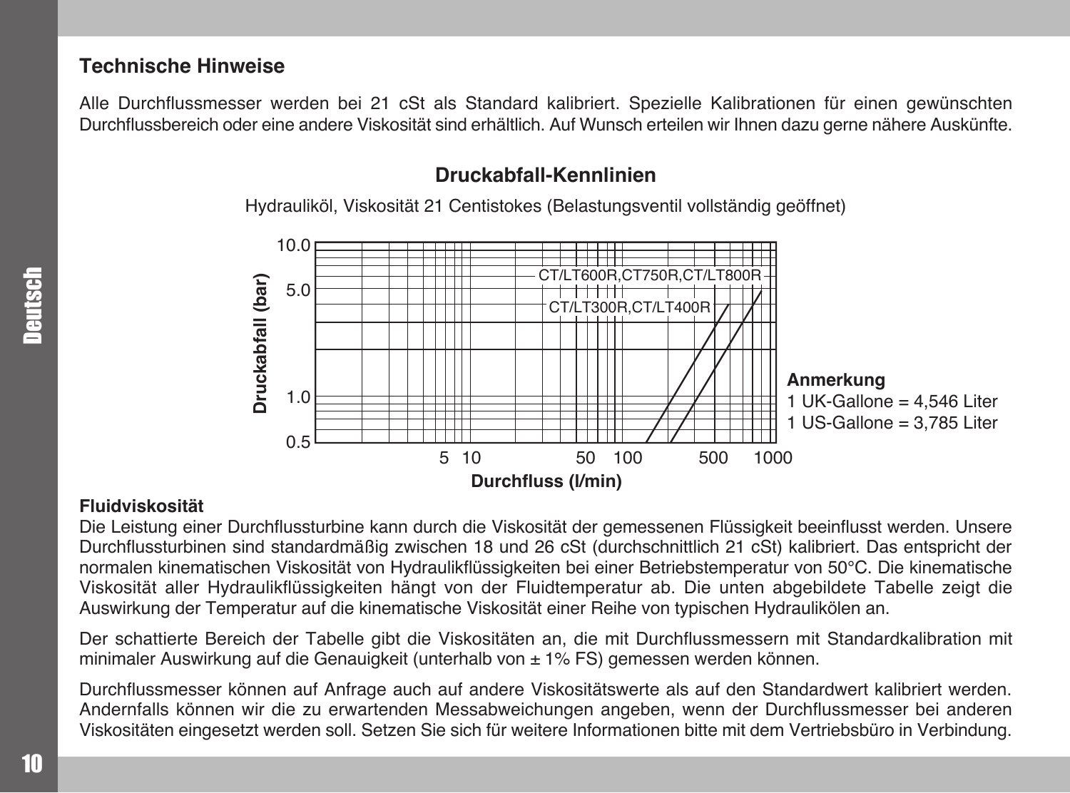## Technische Hinweise

Alle Durchflussmesser werden bei 21 cSt als Standard kalibriert. Spezielle Kalibrationen für einen gewünschten Durchflussbereich oder eine andere Viskosität sind erhältlich. Auf Wunsch erteilen wir Ihnen dazu gerne nähere Auskünfte.

### Druckabfall-Kennlinien

Hydrauliköl, Viskosität 21 Centistokes (Belastungsventil vollständig geöffnet)

Druckabfall (bar)

10.0
5.0
1.0
0.5

CT/LT600R,CT750R,CT/LT800R
CT/LT300R,CT/LT400R

5 10 50 100 500 1000

Durchfluss (l/min)

**Anmerkung**
1 UK-Gallone = 4,546 Liter
1 US-Gallone = 3,785 Liter

**Fluidviskosität**

Die Leistung einer Durchflussturbine kann durch die Viskosität der gemessenen Flüssigkeit beeinflusst werden. Unsere Durchflussturbinen sind standardmäßig zwischen 18 und 26 cSt (durchschnittlich 21 cSt) kalibriert. Das entspricht der normalen kinematischen Viskosität von Hydraulikflüssigkeiten bei einer Betriebstemperatur von 50°C. Die kinematische Viskosität aller Hydraulikflüssigkeiten hängt von der Fluidtemperatur ab. Die unten abgebildete Tabelle zeigt die Auswirkung der Temperatur auf die kinematische Viskosität einer Reihe von typischen Hydraulikölen an.

Der schattierte Bereich der Tabelle gibt die Viskositäten an, die mit Durchflussmessern mit Standardkalibration mit minimaler Auswirkung auf die Genauigkeit (unterhalb von ± 1% FS) gemessen werden können.

Durchflussmesser können auf Anfrage auch auf andere Viskositätswerte als auf den Standardwert kalibriert werden. Andernfalls können wir die zu erwartenden Messabweichungen angeben, wenn der Durchflussmesser bei anderen Viskositäten eingesetzt werden soll. Setzen Sie sich für weitere Informationen bitte mit dem Vertriebsbüro in Verbindung.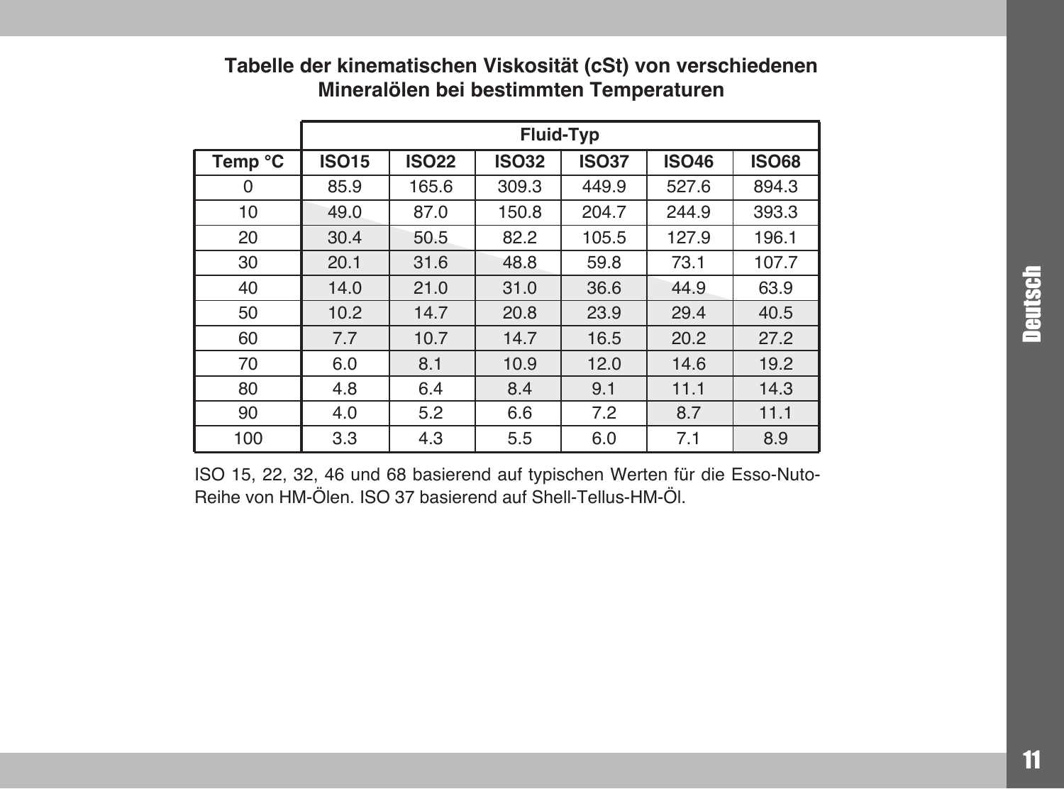## Tabelle der kinematischen Viskosität (cSt) von verschiedenen Mineralölen bei bestimmten Temperaturen

| | Fluid-Typ | | | | | |
|---|---|---|---|---|---|---|
| Temp °C | ISO15 | ISO22 | ISO32 | ISO37 | ISO46 | ISO68 |
| 0 | 85.9 | 165.6 | 309.3 | 449.9 | 527.6 | 894.3 |
| 10 | 49.0 | 87.0 | 150.8 | 204.7 | 244.9 | 393.3 |
| 20 | 30.4 | 50.5 | 82.2 | 105.5 | 127.9 | 196.1 |
| 30 | 20.1 | 31.6 | 48.8 | 59.8 | 73.1 | 107.7 |
| 40 | 14.0 | 21.0 | 31.0 | 36.6 | 44.9 | 63.9 |
| 50 | 10.2 | 14.7 | 20.8 | 23.9 | 29.4 | 40.5 |
| 60 | 7.7 | 10.7 | 14.7 | 16.5 | 20.2 | 27.2 |
| 70 | 6.0 | 8.1 | 10.9 | 12.0 | 14.6 | 19.2 |
| 80 | 4.8 | 6.4 | 8.4 | 9.1 | 11.1 | 14.3 |
| 90 | 4.0 | 5.2 | 6.6 | 7.2 | 8.7 | 11.1 |
| 100 | 3.3 | 4.3 | 5.5 | 6.0 | 7.1 | 8.9 |

ISO 15, 22, 32, 46 und 68 basierend auf typischen Werten für die Esso-Nuto-Reihe von HM-Ölen. ISO 37 basierend auf Shell-Tellus-HM-Öl.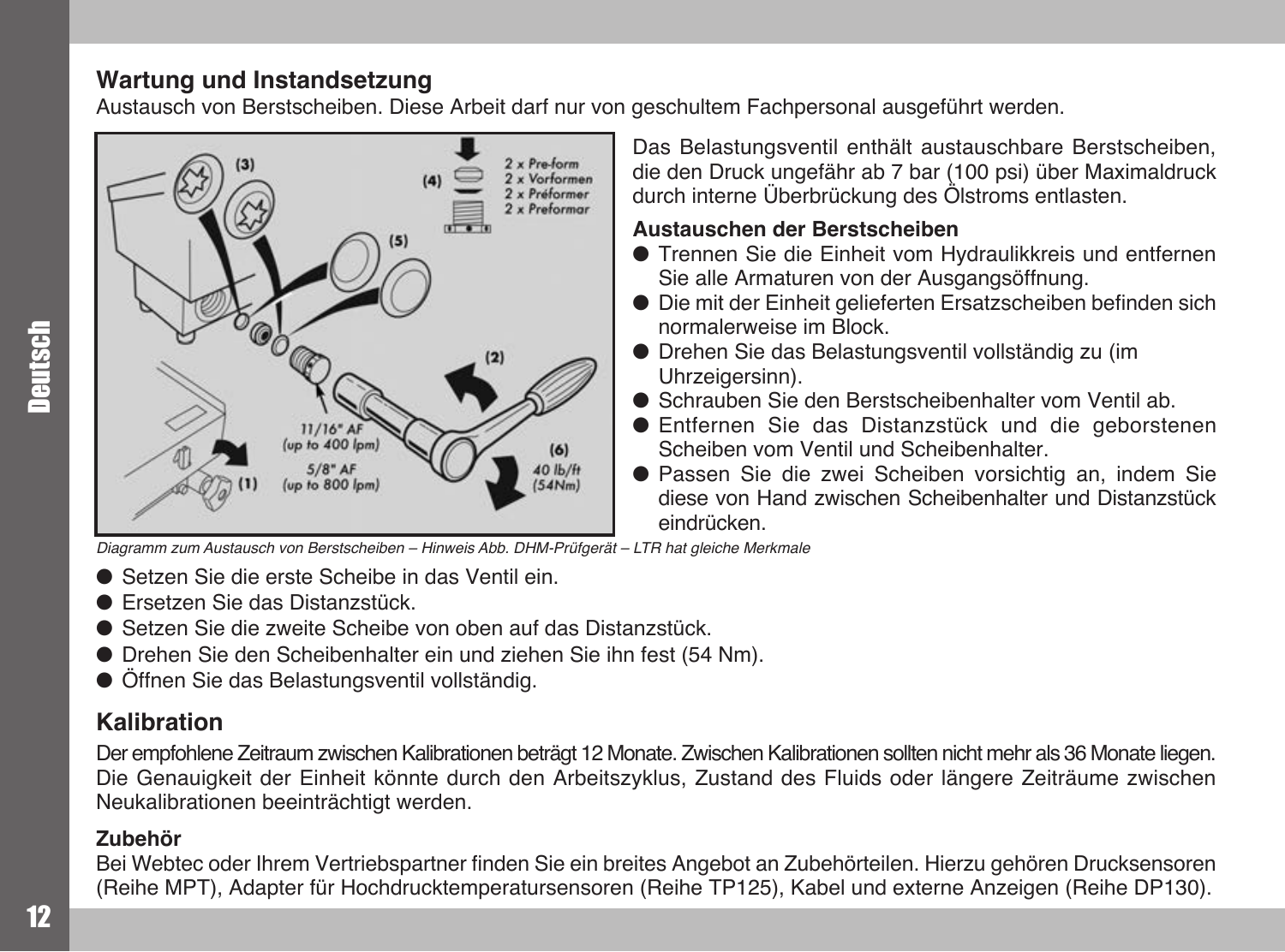## Wartung und Instandsetzung

Austausch von Berstscheiben. Diese Arbeit darf nur von geschultem Fachpersonal ausgeführt werden.

Das Belastungsventil enthält austauschbare Berstscheiben, die den Druck ungefähr ab 7 bar (100 psi) über Maximaldruck durch interne Überbrückung des Ölstroms entlasten.

### Austauschen der Berstscheiben

- Trennen Sie die Einheit vom Hydraulikkreis und entfernen Sie alle Armaturen von der Ausgangsöffnung.
- Die mit der Einheit gelieferten Ersatzscheiben befinden sich normalerweise im Block.
- Drehen Sie das Belastungsventil vollständig zu (im Uhrzeigersinn).
- Schrauben Sie den Berstscheibenhalter vom Ventil ab.
- Entfernen Sie das Distanzstück und die geborstenen Scheiben vom Ventil und Scheibenhalter.
- Passen Sie die zwei Scheiben vorsichtig an, indem Sie diese von Hand zwischen Scheibenhalter und Distanzstück eindrücken.

*Diagramm zum Austausch von Berstscheiben – Hinweis Abb. DHM-Prüfgerät – LTR hat gleiche Merkmale*

- Setzen Sie die erste Scheibe in das Ventil ein.
- Ersetzen Sie das Distanzstück.
- Setzen Sie die zweite Scheibe von oben auf das Distanzstück.
- Drehen Sie den Scheibenhalter ein und ziehen Sie ihn fest (54 Nm).
- Öffnen Sie das Belastungsventil vollständig.

## Kalibration

Der empfohlene Zeitraum zwischen Kalibrationen beträgt 12 Monate. Zwischen Kalibrationen sollten nicht mehr als 36 Monate liegen. Die Genauigkeit der Einheit könnte durch den Arbeitszyklus, Zustand des Fluids oder längere Zeiträume zwischen Neukalibrationen beeinträchtigt werden.

### Zubehör

Bei Webtec oder Ihrem Vertriebspartner finden Sie ein breites Angebot an Zubehörteilen. Hierzu gehören Drucksensoren (Reihe MPT), Adapter für Hochdrucktemperatursensoren (Reihe TP125), Kabel und externe Anzeigen (Reihe DP130).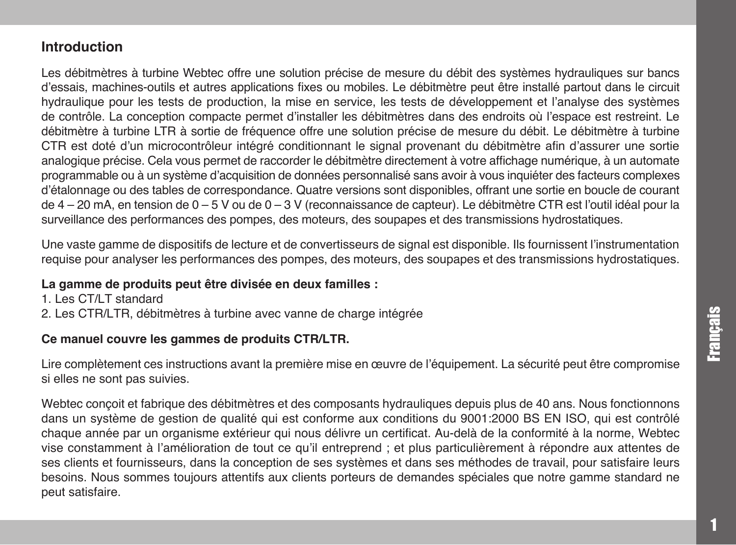## Introduction

Les débitmètres à turbine Webtec offre une solution précise de mesure du débit des systèmes hydrauliques sur bancs d'essais, machines-outils et autres applications fixes ou mobiles. Le débitmètre peut être installé partout dans le circuit hydraulique pour les tests de production, la mise en service, les tests de développement et l'analyse des systèmes de contrôle. La conception compacte permet d'installer les débitmètres dans des endroits où l'espace est restreint. Le débitmètre à turbine LTR à sortie de fréquence offre une solution précise de mesure du débit. Le débitmètre à turbine CTR est doté d'un microcontrôleur intégré conditionnant le signal provenant du débitmètre afin d'assurer une sortie analogique précise. Cela vous permet de raccorder le débitmètre directement à votre affichage numérique, à un automate programmable ou à un système d'acquisition de données personnalisé sans avoir à vous inquiéter des facteurs complexes d'étalonnage ou des tables de correspondance. Quatre versions sont disponibles, offrant une sortie en boucle de courant de 4 – 20 mA, en tension de 0 – 5 V ou de 0 – 3 V (reconnaissance de capteur). Le débitmètre CTR est l'outil idéal pour la surveillance des performances des pompes, des moteurs, des soupapes et des transmissions hydrostatiques.

Une vaste gamme de dispositifs de lecture et de convertisseurs de signal est disponible. Ils fournissent l'instrumentation requise pour analyser les performances des pompes, des moteurs, des soupapes et des transmissions hydrostatiques.

**La gamme de produits peut être divisée en deux familles :**

1. Les CT/LT standard
2. Les CTR/LTR, débitmètres à turbine avec vanne de charge intégrée

**Ce manuel couvre les gammes de produits CTR/LTR.**

Lire complètement ces instructions avant la première mise en œuvre de l'équipement. La sécurité peut être compromise si elles ne sont pas suivies.

Webtec conçoit et fabrique des débitmètres et des composants hydrauliques depuis plus de 40 ans. Nous fonctionnons dans un système de gestion de qualité qui est conforme aux conditions du 9001:2000 BS EN ISO, qui est contrôlé chaque année par un organisme extérieur qui nous délivre un certificat. Au-delà de la conformité à la norme, Webtec vise constamment à l'amélioration de tout ce qu'il entreprend ; et plus particulièrement à répondre aux attentes de ses clients et fournisseurs, dans la conception de ses systèmes et dans ses méthodes de travail, pour satisfaire leurs besoins. Nous sommes toujours attentifs aux clients porteurs de demandes spéciales que notre gamme standard ne peut satisfaire.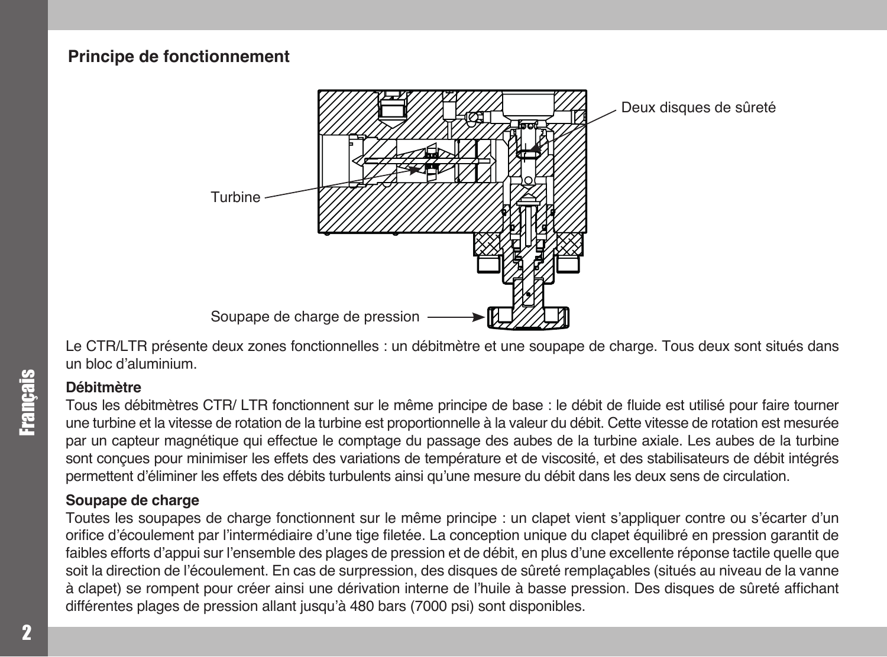## Principe de fonctionnement

Deux disques de sûreté

Turbine

Soupape de charge de pression

Le CTR/LTR présente deux zones fonctionnelles : un débitmètre et une soupape de charge. Tous deux sont situés dans un bloc d'aluminium.

**Débitmètre**

Tous les débitmètres CTR/ LTR fonctionnent sur le même principe de base : le débit de fluide est utilisé pour faire tourner une turbine et la vitesse de rotation de la turbine est proportionnelle à la valeur du débit. Cette vitesse de rotation est mesurée par un capteur magnétique qui effectue le comptage du passage des aubes de la turbine axiale. Les aubes de la turbine sont conçues pour minimiser les effets des variations de température et de viscosité, et des stabilisateurs de débit intégrés permettent d'éliminer les effets des débits turbulents ainsi qu'une mesure du débit dans les deux sens de circulation.

**Soupape de charge**

Toutes les soupapes de charge fonctionnent sur le même principe : un clapet vient s'appliquer contre ou s'écarter d'un orifice d'écoulement par l'intermédiaire d'une tige filetée. La conception unique du clapet équilibré en pression garantit de faibles efforts d'appui sur l'ensemble des plages de pression et de débit, en plus d'une excellente réponse tactile quelle que soit la direction de l'écoulement. En cas de surpression, des disques de sûreté remplaçables (situés au niveau de la vanne à clapet) se rompent pour créer ainsi une dérivation interne de l'huile à basse pression. Des disques de sûreté affichant différentes plages de pression allant jusqu'à 480 bars (7000 psi) sont disponibles.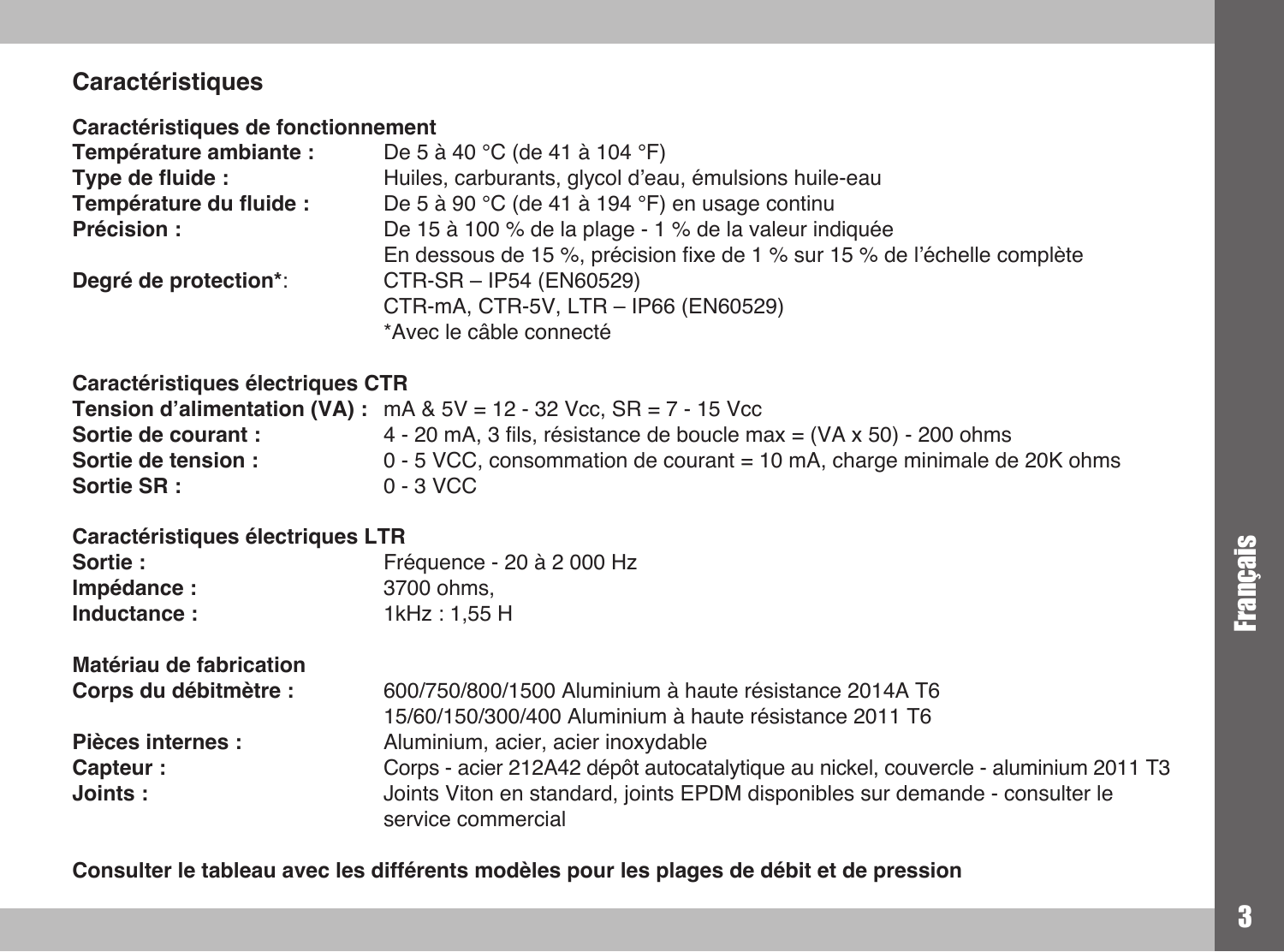## Caractéristiques

### Caractéristiques de fonctionnement

**Température ambiante :** De 5 à 40 °C (de 41 à 104 °F)
**Type de fluide :** Huiles, carburants, glycol d'eau, émulsions huile-eau
**Température du fluide :** De 5 à 90 °C (de 41 à 194 °F) en usage continu
**Précision :** De 15 à 100 % de la plage - 1 % de la valeur indiquée
En dessous de 15 %, précision fixe de 1 % sur 15 % de l'échelle complète
**Degré de protection***: CTR-SR – IP54 (EN60529)
CTR-mA, CTR-5V, LTR – IP66 (EN60529)
*Avec le câble connecté

### Caractéristiques électriques CTR

**Tension d'alimentation (VA) :** mA & 5V = 12 - 32 Vcc, SR = 7 - 15 Vcc
**Sortie de courant :** 4 - 20 mA, 3 fils, résistance de boucle max = (VA x 50) - 200 ohms
**Sortie de tension :** 0 - 5 VCC, consommation de courant = 10 mA, charge minimale de 20K ohms
**Sortie SR :** 0 - 3 VCC

### Caractéristiques électriques LTR

**Sortie :** Fréquence - 20 à 2 000 Hz
**Impédance :** 3700 ohms,
**Inductance :** 1kHz : 1,55 H

### Matériau de fabrication

**Corps du débitmètre :** 600/750/800/1500 Aluminium à haute résistance 2014A T6
15/60/150/300/400 Aluminium à haute résistance 2011 T6
**Pièces internes :** Aluminium, acier, acier inoxydable
**Capteur :** Corps - acier 212A42 dépôt autocatalytique au nickel, couvercle - aluminium 2011 T3
**Joints :** Joints Viton en standard, joints EPDM disponibles sur demande - consulter le service commercial

**Consulter le tableau avec les différents modèles pour les plages de débit et de pression**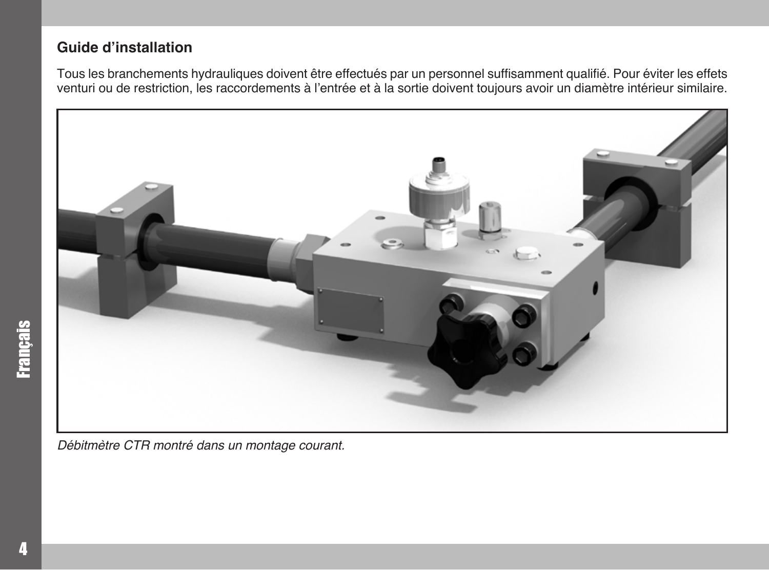## Guide d'installation

Tous les branchements hydrauliques doivent être effectués par un personnel suffisamment qualifié. Pour éviter les effets venturi ou de restriction, les raccordements à l'entrée et à la sortie doivent toujours avoir un diamètre intérieur similaire.

*Débitmètre CTR montré dans un montage courant.*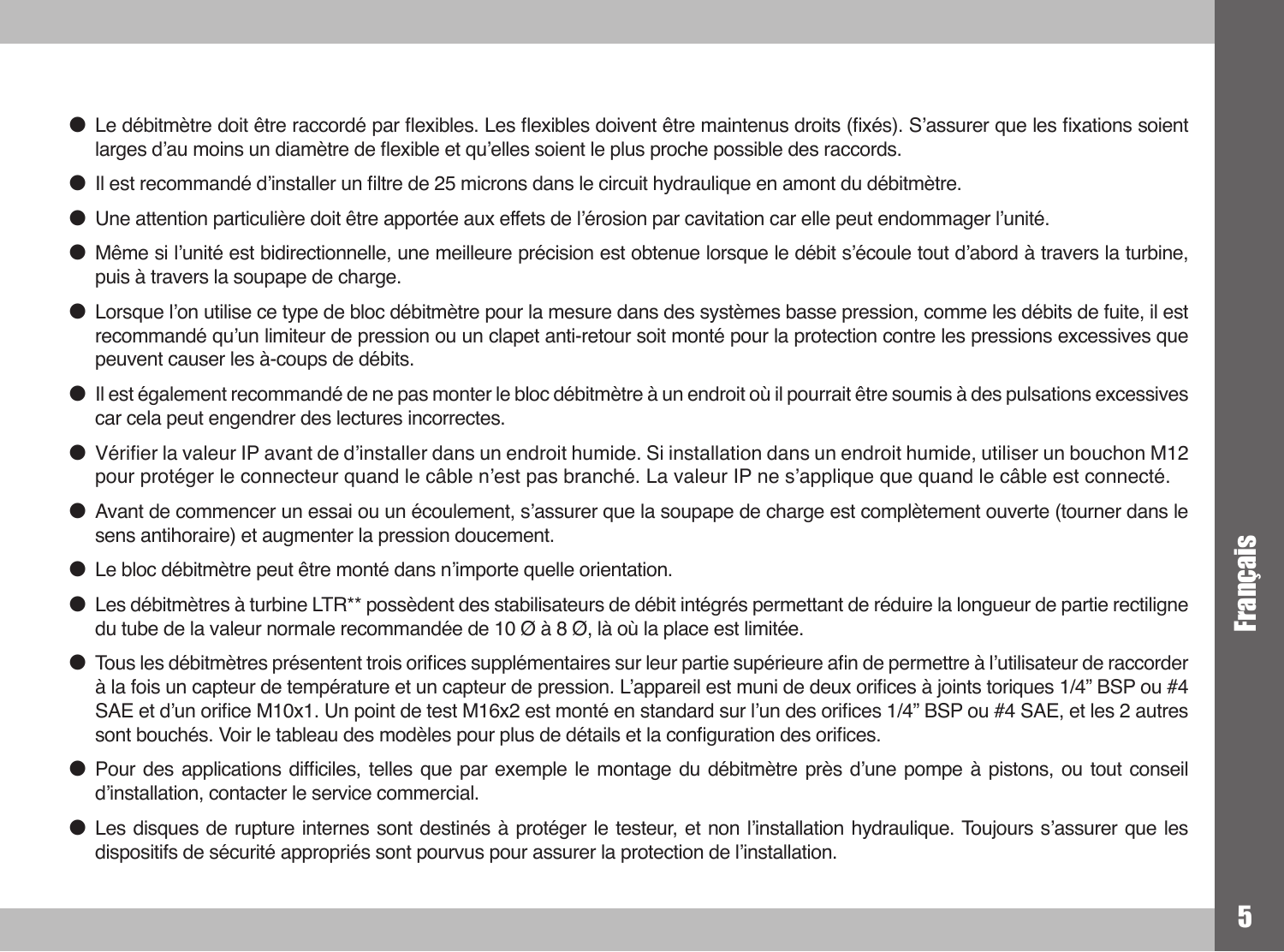- Le débitmètre doit être raccordé par flexibles. Les flexibles doivent être maintenus droits (fixés). S’assurer que les fixations soient larges d’au moins un diamètre de flexible et qu’elles soient le plus proche possible des raccords.
- Il est recommandé d’installer un filtre de 25 microns dans le circuit hydraulique en amont du débitmètre.
- Une attention particulière doit être apportée aux effets de l’érosion par cavitation car elle peut endommager l’unité.
- Même si l’unité est bidirectionnelle, une meilleure précision est obtenue lorsque le débit s’écoule tout d’abord à travers la turbine, puis à travers la soupape de charge.
- Lorsque l’on utilise ce type de bloc débitmètre pour la mesure dans des systèmes basse pression, comme les débits de fuite, il est recommandé qu’un limiteur de pression ou un clapet anti-retour soit monté pour la protection contre les pressions excessives que peuvent causer les à-coups de débits.
- Il est également recommandé de ne pas monter le bloc débitmètre à un endroit où il pourrait être soumis à des pulsations excessives car cela peut engendrer des lectures incorrectes.
- Vérifier la valeur IP avant de d’installer dans un endroit humide. Si installation dans un endroit humide, utiliser un bouchon M12 pour protéger le connecteur quand le câble n’est pas branché. La valeur IP ne s’applique que quand le câble est connecté.
- Avant de commencer un essai ou un écoulement, s’assurer que la soupape de charge est complètement ouverte (tourner dans le sens antihoraire) et augmenter la pression doucement.
- Le bloc débitmètre peut être monté dans n’importe quelle orientation.
- Les débitmètres à turbine LTR** possèdent des stabilisateurs de débit intégrés permettant de réduire la longueur de partie rectiligne du tube de la valeur normale recommandée de 10 Ø à 8 Ø, là où la place est limitée.
- Tous les débitmètres présentent trois orifices supplémentaires sur leur partie supérieure afin de permettre à l’utilisateur de raccorder à la fois un capteur de température et un capteur de pression. L’appareil est muni de deux orifices à joints toriques 1/4” BSP ou #4 SAE et d’un orifice M10x1. Un point de test M16x2 est monté en standard sur l’un des orifices 1/4” BSP ou #4 SAE, et les 2 autres sont bouchés. Voir le tableau des modèles pour plus de détails et la configuration des orifices.
- Pour des applications difficiles, telles que par exemple le montage du débitmètre près d’une pompe à pistons, ou tout conseil d’installation, contacter le service commercial.
- Les disques de rupture internes sont destinés à protéger le testeur, et non l’installation hydraulique. Toujours s’assurer que les dispositifs de sécurité appropriés sont pourvus pour assurer la protection de l’installation.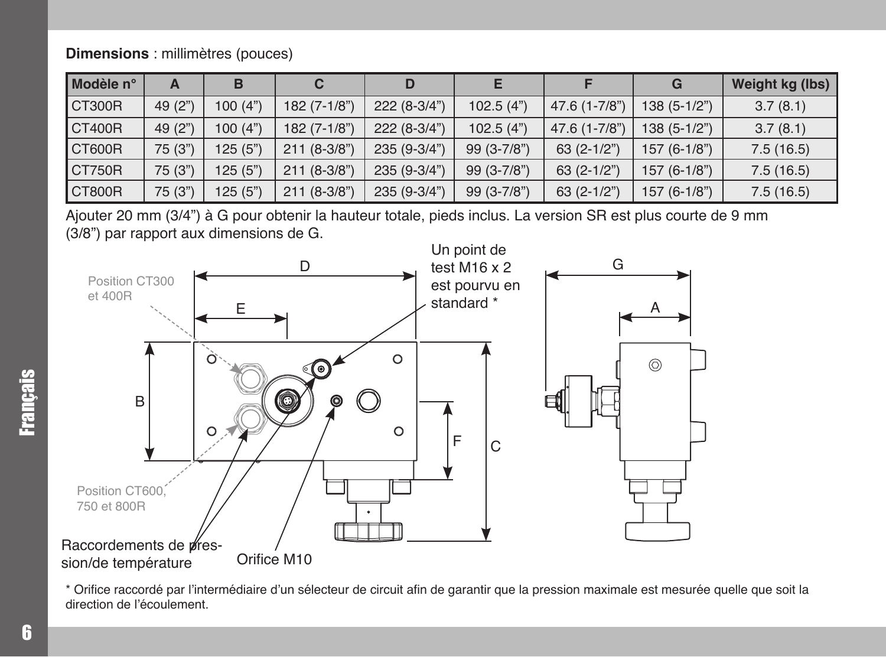**Dimensions** : millimètres (pouces)

| Modèle n° | A | B | C | D | E | F | G | Weight kg (lbs) |
|---|---|---|---|---|---|---|---|---|
| CT300R | 49 (2") | 100 (4") | 182 (7-1/8") | 222 (8-3/4") | 102.5 (4") | 47.6 (1-7/8") | 138 (5-1/2") | 3.7 (8.1) |
| CT400R | 49 (2") | 100 (4") | 182 (7-1/8") | 222 (8-3/4") | 102.5 (4") | 47.6 (1-7/8") | 138 (5-1/2") | 3.7 (8.1) |
| CT600R | 75 (3") | 125 (5") | 211 (8-3/8") | 235 (9-3/4") | 99 (3-7/8") | 63 (2-1/2") | 157 (6-1/8") | 7.5 (16.5) |
| CT750R | 75 (3") | 125 (5") | 211 (8-3/8") | 235 (9-3/4") | 99 (3-7/8") | 63 (2-1/2") | 157 (6-1/8") | 7.5 (16.5) |
| CT800R | 75 (3") | 125 (5") | 211 (8-3/8") | 235 (9-3/4") | 99 (3-7/8") | 63 (2-1/2") | 157 (6-1/8") | 7.5 (16.5) |

Ajouter 20 mm (3/4") à G pour obtenir la hauteur totale, pieds inclus. La version SR est plus courte de 9 mm (3/8") par rapport aux dimensions de G.

Position CT300 et 400R

Position CT600, 750 et 800R

Un point de test M16 x 2 est pourvu en standard *

Raccordements de pression/de température

Orifice M10

\* Orifice raccordé par l'intermédiaire d'un sélecteur de circuit afin de garantir que la pression maximale est mesurée quelle que soit la direction de l'écoulement.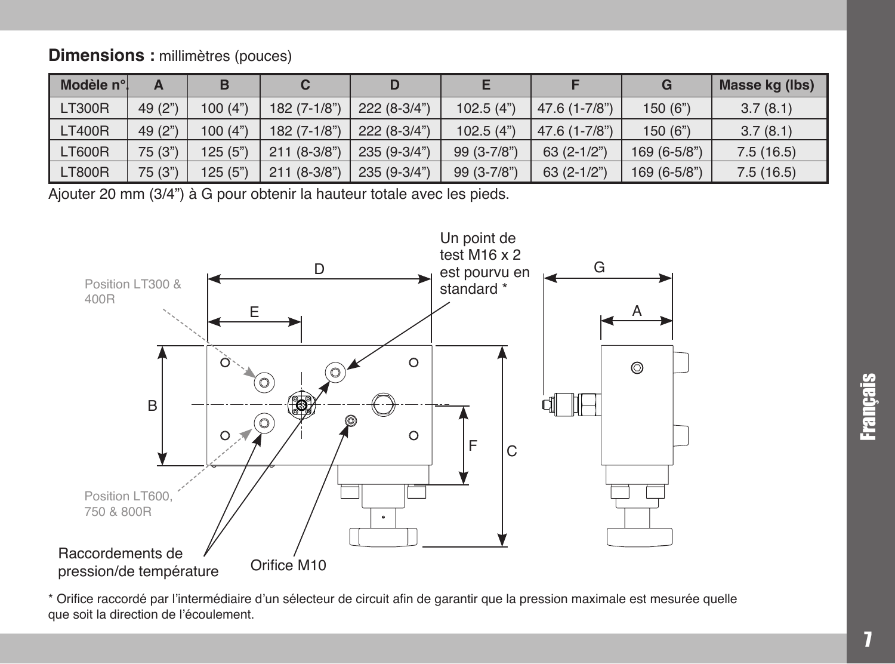**Dimensions :** millimètres (pouces)

| Modèle n°. | A | B | C | D | E | F | G | Masse kg (lbs) |
|---|---|---|---|---|---|---|---|---|
| LT300R | 49 (2") | 100 (4") | 182 (7-1/8") | 222 (8-3/4") | 102.5 (4") | 47.6 (1-7/8") | 150 (6") | 3.7 (8.1) |
| LT400R | 49 (2") | 100 (4") | 182 (7-1/8") | 222 (8-3/4") | 102.5 (4") | 47.6 (1-7/8") | 150 (6") | 3.7 (8.1) |
| LT600R | 75 (3") | 125 (5") | 211 (8-3/8") | 235 (9-3/4") | 99 (3-7/8") | 63 (2-1/2") | 169 (6-5/8") | 7.5 (16.5) |
| LT800R | 75 (3") | 125 (5") | 211 (8-3/8") | 235 (9-3/4") | 99 (3-7/8") | 63 (2-1/2") | 169 (6-5/8") | 7.5 (16.5) |

Ajouter 20 mm (3/4") à G pour obtenir la hauteur totale avec les pieds.

Position LT300 & 400R

Un point de test M16 x 2 est pourvu en standard *

Position LT600, 750 & 800R

Raccordements de pression/de température

Orifice M10

\* Orifice raccordé par l'intermédiaire d'un sélecteur de circuit afin de garantir que la pression maximale est mesurée quelle que soit la direction de l'écoulement.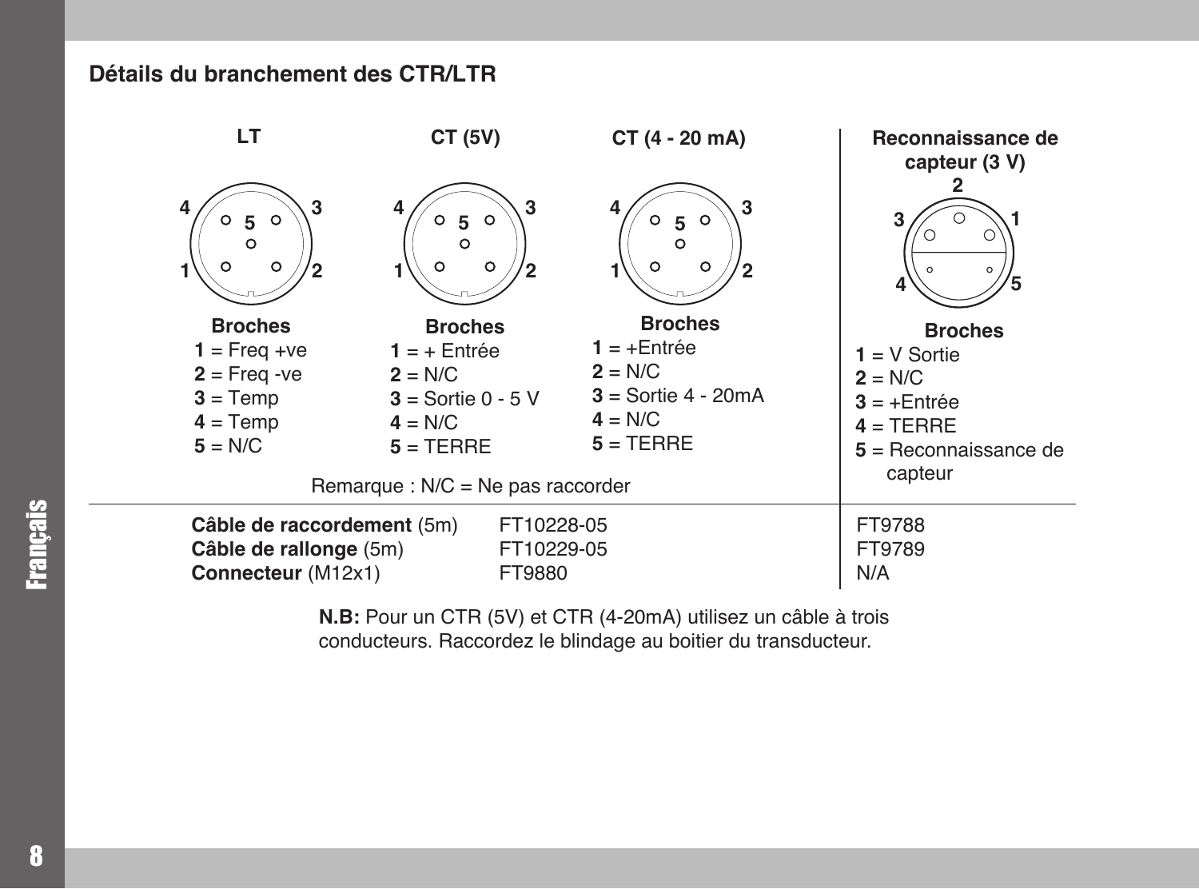## Détails du branchement des CTR/LTR

### LT

**Broches**
**1** = Freq +ve
**2** = Freq -ve
**3** = Temp
**4** = Temp
**5** = N/C

### CT (5V)

**Broches**
**1** = + Entrée
**2** = N/C
**3** = Sortie 0 - 5 V
**4** = N/C
**5** = TERRE

### CT (4 - 20 mA)

**Broches**
**1** = +Entrée
**2** = N/C
**3** = Sortie 4 - 20mA
**4** = N/C
**5** = TERRE

Remarque : N/C = Ne pas raccorder

### Reconnaissance de capteur (3 V)

**Broches**
**1** = V Sortie
**2** = N/C
**3** = +Entrée
**4** = TERRE
**5** = Reconnaissance de capteur

| | CT / LT | Reconnaissance de capteur (3 V) |
|---|---|---|
| **Câble de raccordement** (5m) | FT10228-05 | FT9788 |
| **Câble de rallonge** (5m) | FT10229-05 | FT9789 |
| **Connecteur** (M12x1) | FT9880 | N/A |

**N.B:** Pour un CTR (5V) et CTR (4-20mA) utilisez un câble à trois conducteurs. Raccordez le blindage au boitier du transducteur.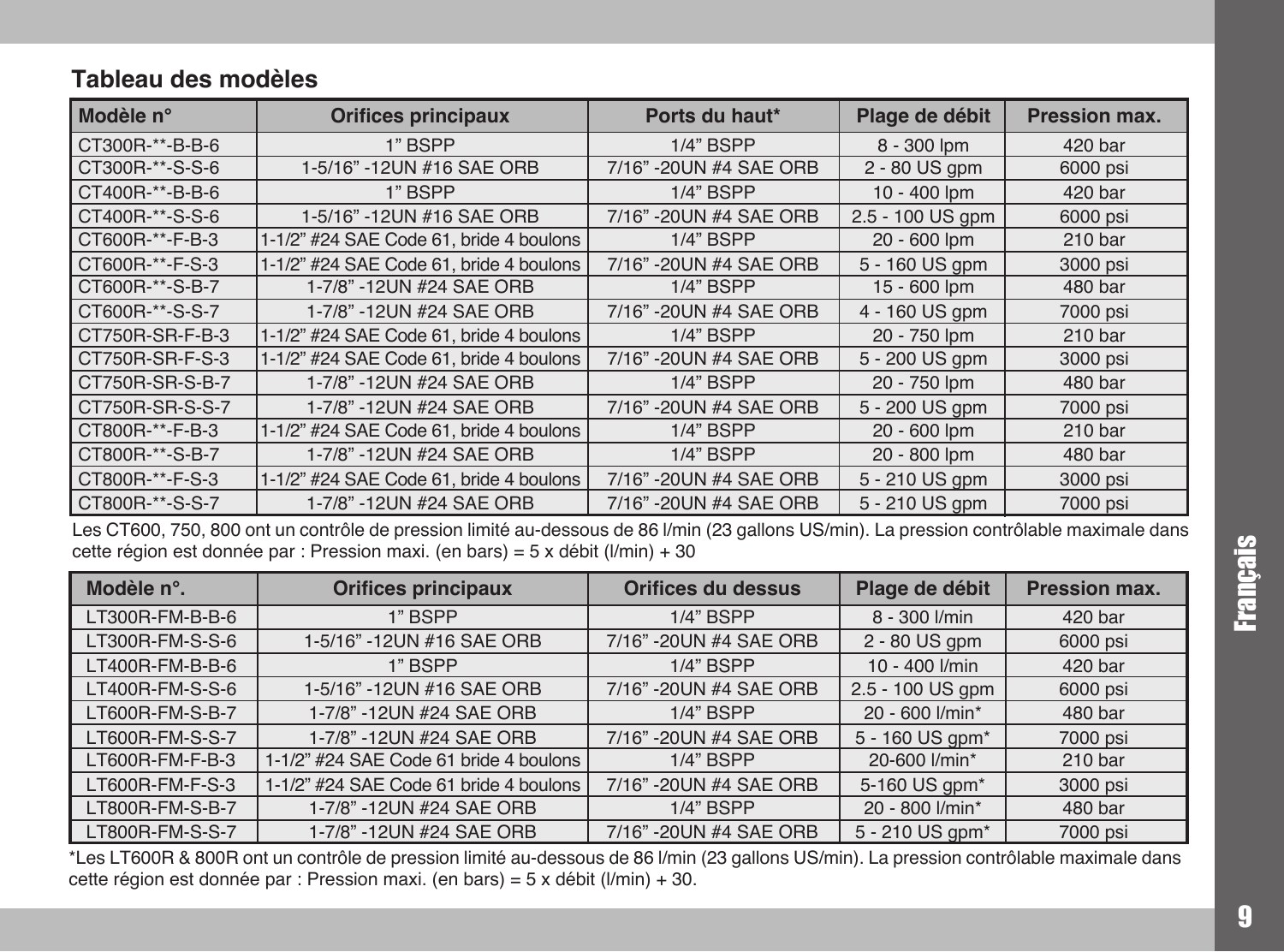## Tableau des modèles

| Modèle n° | Orifices principaux | Ports du haut* | Plage de débit | Pression max. |
|---|---|---|---|---|
| CT300R-**-B-B-6 | 1" BSPP | 1/4" BSPP | 8 - 300 lpm | 420 bar |
| CT300R-**-S-S-6 | 1-5/16" -12UN #16 SAE ORB | 7/16" -20UN #4 SAE ORB | 2 - 80 US gpm | 6000 psi |
| CT400R-**-B-B-6 | 1" BSPP | 1/4" BSPP | 10 - 400 lpm | 420 bar |
| CT400R-**-S-S-6 | 1-5/16" -12UN #16 SAE ORB | 7/16" -20UN #4 SAE ORB | 2.5 - 100 US gpm | 6000 psi |
| CT600R-**-F-B-3 | 1-1/2" #24 SAE Code 61, bride 4 boulons | 1/4" BSPP | 20 - 600 lpm | 210 bar |
| CT600R-**-F-S-3 | 1-1/2" #24 SAE Code 61, bride 4 boulons | 7/16" -20UN #4 SAE ORB | 5 - 160 US gpm | 3000 psi |
| CT600R-**-S-B-7 | 1-7/8" -12UN #24 SAE ORB | 1/4" BSPP | 15 - 600 lpm | 480 bar |
| CT600R-**-S-S-7 | 1-7/8" -12UN #24 SAE ORB | 7/16" -20UN #4 SAE ORB | 4 - 160 US gpm | 7000 psi |
| CT750R-SR-F-B-3 | 1-1/2" #24 SAE Code 61, bride 4 boulons | 1/4" BSPP | 20 - 750 lpm | 210 bar |
| CT750R-SR-F-S-3 | 1-1/2" #24 SAE Code 61, bride 4 boulons | 7/16" -20UN #4 SAE ORB | 5 - 200 US gpm | 3000 psi |
| CT750R-SR-S-B-7 | 1-7/8" -12UN #24 SAE ORB | 1/4" BSPP | 20 - 750 lpm | 480 bar |
| CT750R-SR-S-S-7 | 1-7/8" -12UN #24 SAE ORB | 7/16" -20UN #4 SAE ORB | 5 - 200 US gpm | 7000 psi |
| CT800R-**-F-B-3 | 1-1/2" #24 SAE Code 61, bride 4 boulons | 1/4" BSPP | 20 - 600 lpm | 210 bar |
| CT800R-**-S-B-7 | 1-7/8" -12UN #24 SAE ORB | 1/4" BSPP | 20 - 800 lpm | 480 bar |
| CT800R-**-F-S-3 | 1-1/2" #24 SAE Code 61, bride 4 boulons | 7/16" -20UN #4 SAE ORB | 5 - 210 US gpm | 3000 psi |
| CT800R-**-S-S-7 | 1-7/8" -12UN #24 SAE ORB | 7/16" -20UN #4 SAE ORB | 5 - 210 US gpm | 7000 psi |

Les CT600, 750, 800 ont un contrôle de pression limité au-dessous de 86 l/min (23 gallons US/min). La pression contrôlable maximale dans cette région est donnée par : Pression maxi. (en bars) = 5 x débit (l/min) + 30

| Modèle n°. | Orifices principaux | Orifices du dessus | Plage de débit | Pression max. |
|---|---|---|---|---|
| LT300R-FM-B-B-6 | 1" BSPP | 1/4" BSPP | 8 - 300 l/min | 420 bar |
| LT300R-FM-S-S-6 | 1-5/16" -12UN #16 SAE ORB | 7/16" -20UN #4 SAE ORB | 2 - 80 US gpm | 6000 psi |
| LT400R-FM-B-B-6 | 1" BSPP | 1/4" BSPP | 10 - 400 l/min | 420 bar |
| LT400R-FM-S-S-6 | 1-5/16" -12UN #16 SAE ORB | 7/16" -20UN #4 SAE ORB | 2.5 - 100 US gpm | 6000 psi |
| LT600R-FM-S-B-7 | 1-7/8" -12UN #24 SAE ORB | 1/4" BSPP | 20 - 600 l/min* | 480 bar |
| LT600R-FM-S-S-7 | 1-7/8" -12UN #24 SAE ORB | 7/16" -20UN #4 SAE ORB | 5 - 160 US gpm* | 7000 psi |
| LT600R-FM-F-B-3 | 1-1/2" #24 SAE Code 61 bride 4 boulons | 1/4" BSPP | 20-600 l/min* | 210 bar |
| LT600R-FM-F-S-3 | 1-1/2" #24 SAE Code 61 bride 4 boulons | 7/16" -20UN #4 SAE ORB | 5-160 US gpm* | 3000 psi |
| LT800R-FM-S-B-7 | 1-7/8" -12UN #24 SAE ORB | 1/4" BSPP | 20 - 800 l/min* | 480 bar |
| LT800R-FM-S-S-7 | 1-7/8" -12UN #24 SAE ORB | 7/16" -20UN #4 SAE ORB | 5 - 210 US gpm* | 7000 psi |

*Les LT600R & 800R ont un contrôle de pression limité au-dessous de 86 l/min (23 gallons US/min). La pression contrôlable maximale dans cette région est donnée par : Pression maxi. (en bars) = 5 x débit (l/min) + 30.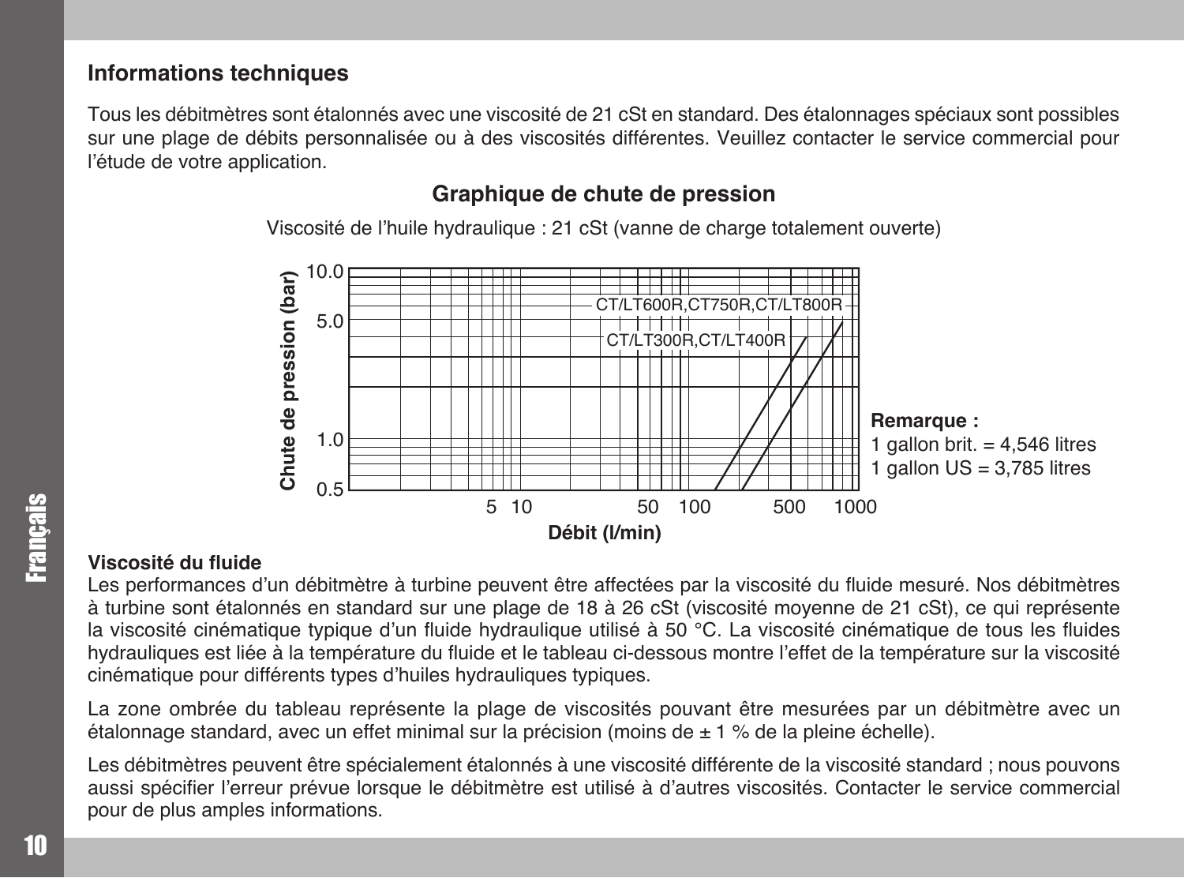## Informations techniques

Tous les débitmètres sont étalonnés avec une viscosité de 21 cSt en standard. Des étalonnages spéciaux sont possibles sur une plage de débits personnalisée ou à des viscosités différentes. Veuillez contacter le service commercial pour l'étude de votre application.

### Graphique de chute de pression

Viscosité de l'huile hydraulique : 21 cSt (vanne de charge totalement ouverte)

Chute de pression (bar)

10.0
5.0
1.0
0.5

CT/LT600R,CT750R,CT/LT800R

CT/LT300R,CT/LT400R

5 10 50 100 500 1000

Débit (l/min)

**Remarque :**
1 gallon brit. = 4,546 litres
1 gallon US = 3,785 litres

**Viscosité du fluide**

Les performances d'un débitmètre à turbine peuvent être affectées par la viscosité du fluide mesuré. Nos débitmètres à turbine sont étalonnés en standard sur une plage de 18 à 26 cSt (viscosité moyenne de 21 cSt), ce qui représente la viscosité cinématique typique d'un fluide hydraulique utilisé à 50 °C. La viscosité cinématique de tous les fluides hydrauliques est liée à la température du fluide et le tableau ci-dessous montre l'effet de la température sur la viscosité cinématique pour différents types d'huiles hydrauliques typiques.

La zone ombrée du tableau représente la plage de viscosités pouvant être mesurées par un débitmètre avec un étalonnage standard, avec un effet minimal sur la précision (moins de ± 1 % de la pleine échelle).

Les débitmètres peuvent être spécialement étalonnés à une viscosité différente de la viscosité standard ; nous pouvons aussi spécifier l'erreur prévue lorsque le débitmètre est utilisé à d'autres viscosités. Contacter le service commercial pour de plus amples informations.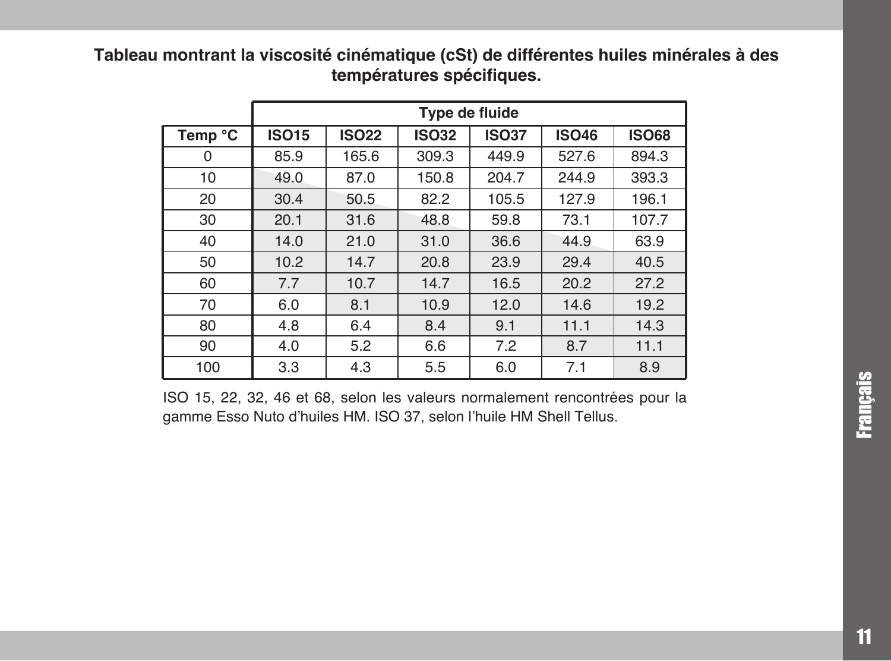**Tableau montrant la viscosité cinématique (cSt) de différentes huiles minérales à des températures spécifiques.**

| | Type de fluide | | | | | |
|---|---|---|---|---|---|---|
| Temp °C | ISO15 | ISO22 | ISO32 | ISO37 | ISO46 | ISO68 |
| 0 | 85.9 | 165.6 | 309.3 | 449.9 | 527.6 | 894.3 |
| 10 | 49.0 | 87.0 | 150.8 | 204.7 | 244.9 | 393.3 |
| 20 | 30.4 | 50.5 | 82.2 | 105.5 | 127.9 | 196.1 |
| 30 | 20.1 | 31.6 | 48.8 | 59.8 | 73.1 | 107.7 |
| 40 | 14.0 | 21.0 | 31.0 | 36.6 | 44.9 | 63.9 |
| 50 | 10.2 | 14.7 | 20.8 | 23.9 | 29.4 | 40.5 |
| 60 | 7.7 | 10.7 | 14.7 | 16.5 | 20.2 | 27.2 |
| 70 | 6.0 | 8.1 | 10.9 | 12.0 | 14.6 | 19.2 |
| 80 | 4.8 | 6.4 | 8.4 | 9.1 | 11.1 | 14.3 |
| 90 | 4.0 | 5.2 | 6.6 | 7.2 | 8.7 | 11.1 |
| 100 | 3.3 | 4.3 | 5.5 | 6.0 | 7.1 | 8.9 |

ISO 15, 22, 32, 46 et 68, selon les valeurs normalement rencontrées pour la gamme Esso Nuto d'huiles HM. ISO 37, selon l'huile HM Shell Tellus.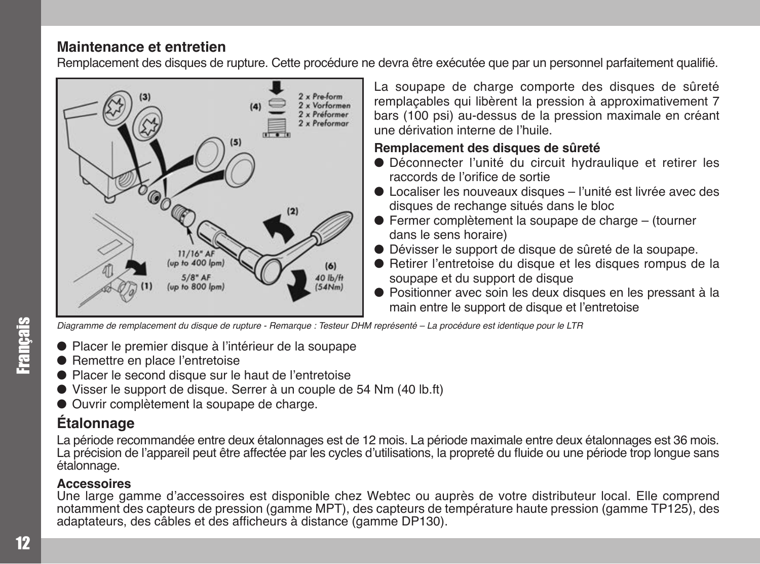## Maintenance et entretien

Remplacement des disques de rupture. Cette procédure ne devra être exécutée que par un personnel parfaitement qualifié.

La soupape de charge comporte des disques de sûreté remplaçables qui libèrent la pression à approximativement 7 bars (100 psi) au-dessus de la pression maximale en créant une dérivation interne de l'huile.

**Remplacement des disques de sûreté**

- Déconnecter l'unité du circuit hydraulique et retirer les raccords de l'orifice de sortie
- Localiser les nouveaux disques – l'unité est livrée avec des disques de rechange situés dans le bloc
- Fermer complètement la soupape de charge – (tourner dans le sens horaire)
- Dévisser le support de disque de sûreté de la soupape.
- Retirer l'entretoise du disque et les disques rompus de la soupape et du support de disque
- Positionner avec soin les deux disques en les pressant à la main entre le support de disque et l'entretoise

*Diagramme de remplacement du disque de rupture - Remarque : Testeur DHM représenté – La procédure est identique pour le LTR*

- Placer le premier disque à l'intérieur de la soupape
- Remettre en place l'entretoise
- Placer le second disque sur le haut de l'entretoise
- Visser le support de disque. Serrer à un couple de 54 Nm (40 lb.ft)
- Ouvrir complètement la soupape de charge.

## Étalonnage

La période recommandée entre deux étalonnages est de 12 mois. La période maximale entre deux étalonnages est 36 mois. La précision de l'appareil peut être affectée par les cycles d'utilisations, la propreté du fluide ou une période trop longue sans étalonnage.

**Accessoires**

Une large gamme d'accessoires est disponible chez Webtec ou auprès de votre distributeur local. Elle comprend notamment des capteurs de pression (gamme MPT), des capteurs de température haute pression (gamme TP125), des adaptateurs, des câbles et des afficheurs à distance (gamme DP130).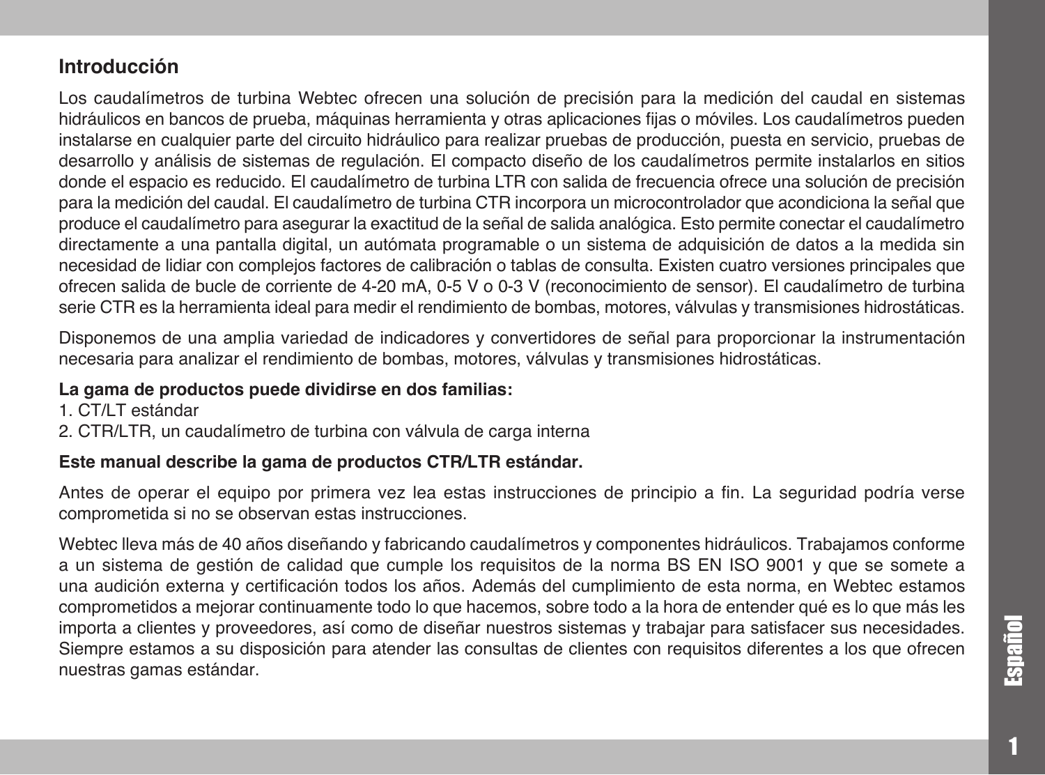## Introducción

Los caudalímetros de turbina Webtec ofrecen una solución de precisión para la medición del caudal en sistemas hidráulicos en bancos de prueba, máquinas herramienta y otras aplicaciones fijas o móviles. Los caudalímetros pueden instalarse en cualquier parte del circuito hidráulico para realizar pruebas de producción, puesta en servicio, pruebas de desarrollo y análisis de sistemas de regulación. El compacto diseño de los caudalímetros permite instalarlos en sitios donde el espacio es reducido. El caudalímetro de turbina LTR con salida de frecuencia ofrece una solución de precisión para la medición del caudal. El caudalímetro de turbina CTR incorpora un microcontrolador que acondiciona la señal que produce el caudalímetro para asegurar la exactitud de la señal de salida analógica. Esto permite conectar el caudalímetro directamente a una pantalla digital, un autómata programable o un sistema de adquisición de datos a la medida sin necesidad de lidiar con complejos factores de calibración o tablas de consulta. Existen cuatro versiones principales que ofrecen salida de bucle de corriente de 4-20 mA, 0-5 V o 0-3 V (reconocimiento de sensor). El caudalímetro de turbina serie CTR es la herramienta ideal para medir el rendimiento de bombas, motores, válvulas y transmisiones hidrostáticas.

Disponemos de una amplia variedad de indicadores y convertidores de señal para proporcionar la instrumentación necesaria para analizar el rendimiento de bombas, motores, válvulas y transmisiones hidrostáticas.

**La gama de productos puede dividirse en dos familias:**
1. CT/LT estándar
2. CTR/LTR, un caudalímetro de turbina con válvula de carga interna

**Este manual describe la gama de productos CTR/LTR estándar.**

Antes de operar el equipo por primera vez lea estas instrucciones de principio a fin. La seguridad podría verse comprometida si no se observan estas instrucciones.

Webtec lleva más de 40 años diseñando y fabricando caudalímetros y componentes hidráulicos. Trabajamos conforme a un sistema de gestión de calidad que cumple los requisitos de la norma BS EN ISO 9001 y que se somete a una audición externa y certificación todos los años. Además del cumplimiento de esta norma, en Webtec estamos comprometidos a mejorar continuamente todo lo que hacemos, sobre todo a la hora de entender qué es lo que más les importa a clientes y proveedores, así como de diseñar nuestros sistemas y trabajar para satisfacer sus necesidades. Siempre estamos a su disposición para atender las consultas de clientes con requisitos diferentes a los que ofrecen nuestras gamas estándar.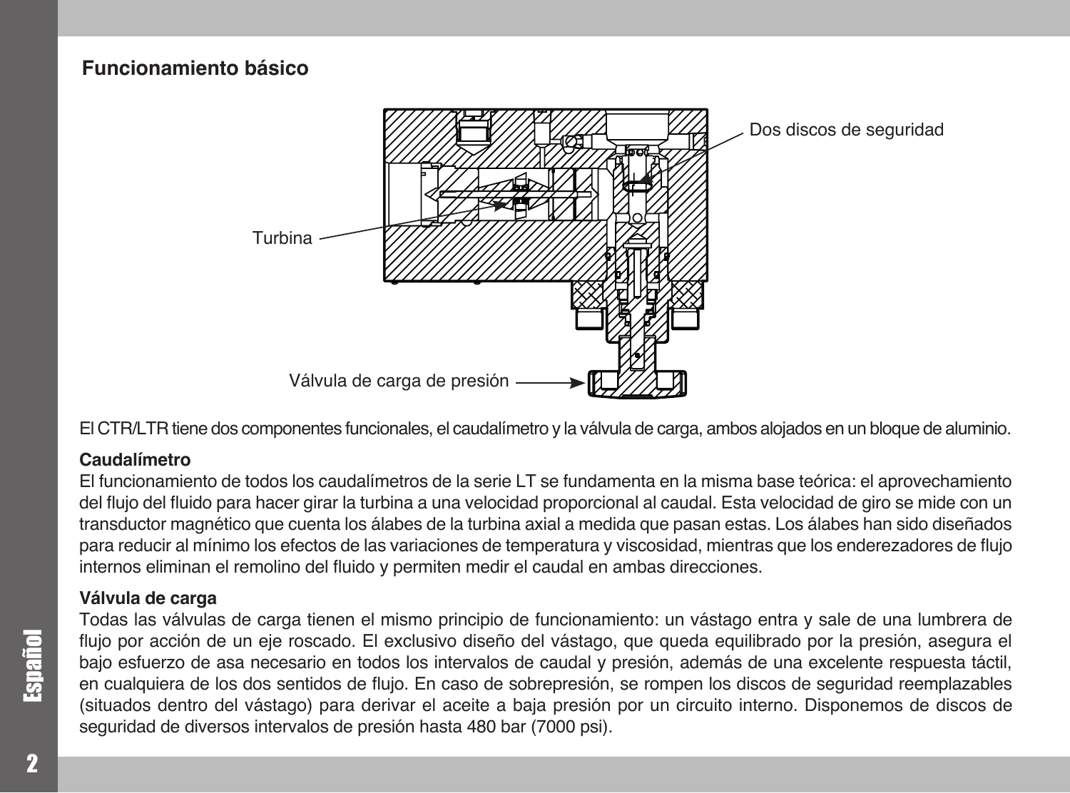## Funcionamiento básico

Dos discos de seguridad

Turbina

Válvula de carga de presión

El CTR/LTR tiene dos componentes funcionales, el caudalímetro y la válvula de carga, ambos alojados en un bloque de aluminio.

**Caudalímetro**

El funcionamiento de todos los caudalímetros de la serie LT se fundamenta en la misma base teórica: el aprovechamiento del flujo del fluido para hacer girar la turbina a una velocidad proporcional al caudal. Esta velocidad de giro se mide con un transductor magnético que cuenta los álabes de la turbina axial a medida que pasan estas. Los álabes han sido diseñados para reducir al mínimo los efectos de las variaciones de temperatura y viscosidad, mientras que los enderezadores de flujo internos eliminan el remolino del fluido y permiten medir el caudal en ambas direcciones.

**Válvula de carga**

Todas las válvulas de carga tienen el mismo principio de funcionamiento: un vástago entra y sale de una lumbrera de flujo por acción de un eje roscado. El exclusivo diseño del vástago, que queda equilibrado por la presión, asegura el bajo esfuerzo de asa necesario en todos los intervalos de caudal y presión, además de una excelente respuesta táctil, en cualquiera de los dos sentidos de flujo. En caso de sobrepresión, se rompen los discos de seguridad reemplazables (situados dentro del vástago) para derivar el aceite a baja presión por un circuito interno. Disponemos de discos de seguridad de diversos intervalos de presión hasta 480 bar (7000 psi).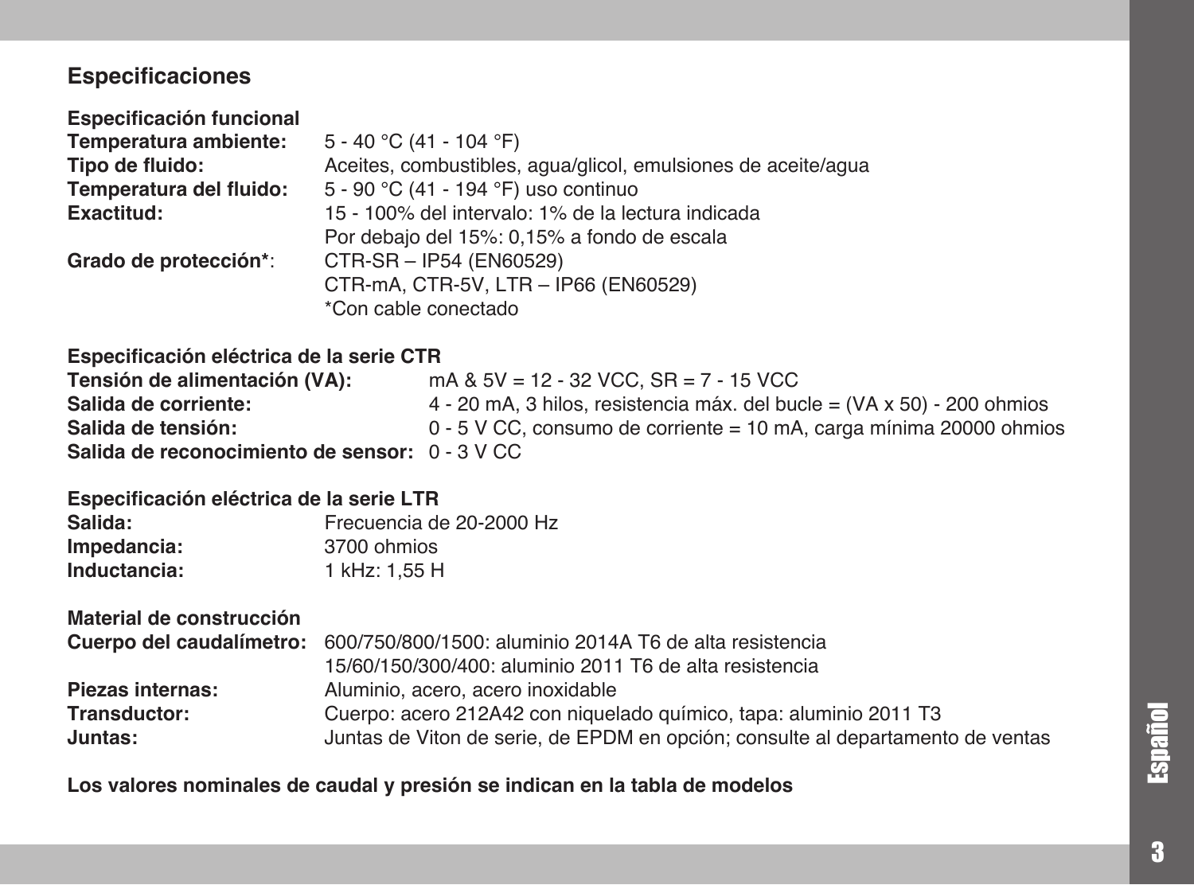## Especificaciones

### Especificación funcional

**Temperatura ambiente:** 5 - 40 °C (41 - 104 °F)
**Tipo de fluido:** Aceites, combustibles, agua/glicol, emulsiones de aceite/agua
**Temperatura del fluido:** 5 - 90 °C (41 - 194 °F) uso continuo
**Exactitud:** 15 - 100% del intervalo: 1% de la lectura indicada
Por debajo del 15%: 0,15% a fondo de escala
**Grado de protección***: CTR-SR – IP54 (EN60529)
CTR-mA, CTR-5V, LTR – IP66 (EN60529)
*Con cable conectado

### Especificación eléctrica de la serie CTR

**Tensión de alimentación (VA):** mA & 5V = 12 - 32 VCC, SR = 7 - 15 VCC
**Salida de corriente:** 4 - 20 mA, 3 hilos, resistencia máx. del bucle = (VA x 50) - 200 ohmios
**Salida de tensión:** 0 - 5 V CC, consumo de corriente = 10 mA, carga mínima 20000 ohmios
**Salida de reconocimiento de sensor:** 0 - 3 V CC

### Especificación eléctrica de la serie LTR

**Salida:** Frecuencia de 20-2000 Hz
**Impedancia:** 3700 ohmios
**Inductancia:** 1 kHz: 1,55 H

### Material de construcción

**Cuerpo del caudalímetro:** 600/750/800/1500: aluminio 2014A T6 de alta resistencia
15/60/150/300/400: aluminio 2011 T6 de alta resistencia
**Piezas internas:** Aluminio, acero, acero inoxidable
**Transductor:** Cuerpo: acero 212A42 con niquelado químico, tapa: aluminio 2011 T3
**Juntas:** Juntas de Viton de serie, de EPDM en opción; consulte al departamento de ventas

**Los valores nominales de caudal y presión se indican en la tabla de modelos**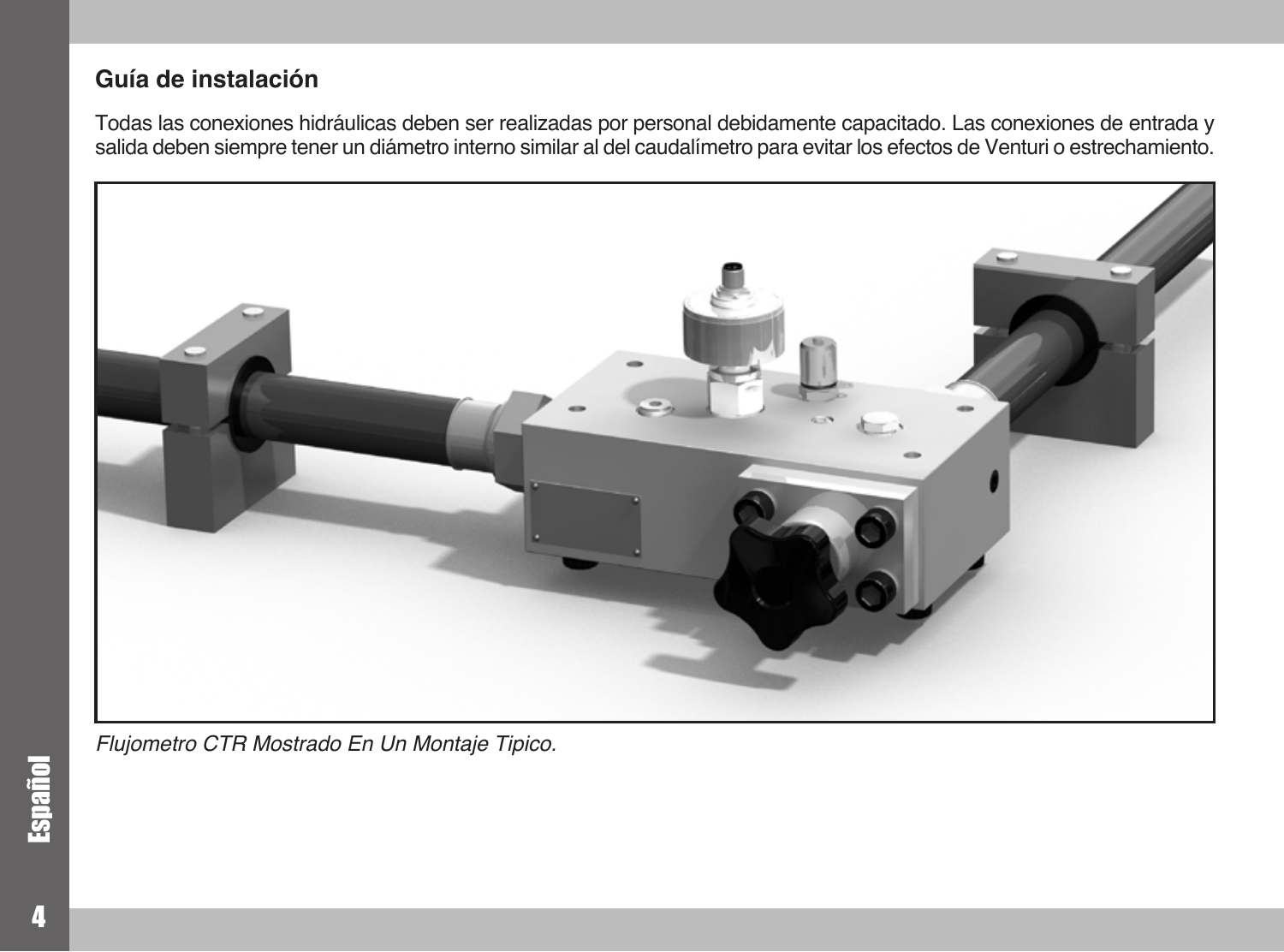## Guía de instalación

Todas las conexiones hidráulicas deben ser realizadas por personal debidamente capacitado. Las conexiones de entrada y salida deben siempre tener un diámetro interno similar al del caudalímetro para evitar los efectos de Venturi o estrechamiento.

*Flujometro CTR Mostrado En Un Montaje Tipico.*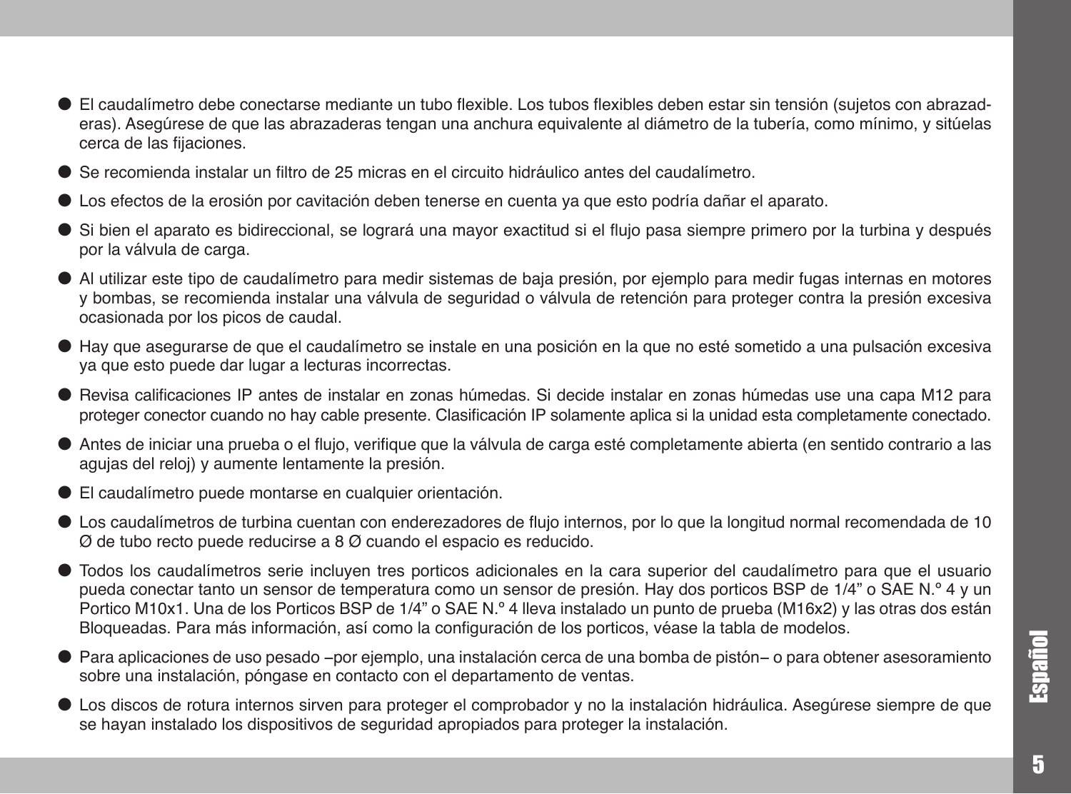- El caudalímetro debe conectarse mediante un tubo flexible. Los tubos flexibles deben estar sin tensión (sujetos con abrazaderas). Asegúrese de que las abrazaderas tengan una anchura equivalente al diámetro de la tubería, como mínimo, y sitúelas cerca de las fijaciones.
- Se recomienda instalar un filtro de 25 micras en el circuito hidráulico antes del caudalímetro.
- Los efectos de la erosión por cavitación deben tenerse en cuenta ya que esto podría dañar el aparato.
- Si bien el aparato es bidireccional, se logrará una mayor exactitud si el flujo pasa siempre primero por la turbina y después por la válvula de carga.
- Al utilizar este tipo de caudalímetro para medir sistemas de baja presión, por ejemplo para medir fugas internas en motores y bombas, se recomienda instalar una válvula de seguridad o válvula de retención para proteger contra la presión excesiva ocasionada por los picos de caudal.
- Hay que asegurarse de que el caudalímetro se instale en una posición en la que no esté sometido a una pulsación excesiva ya que esto puede dar lugar a lecturas incorrectas.
- Revisa calificaciones IP antes de instalar en zonas húmedas. Si decide instalar en zonas húmedas use una capa M12 para proteger conector cuando no hay cable presente. Clasificación IP solamente aplica si la unidad esta completamente conectado.
- Antes de iniciar una prueba o el flujo, verifique que la válvula de carga esté completamente abierta (en sentido contrario a las agujas del reloj) y aumente lentamente la presión.
- El caudalímetro puede montarse en cualquier orientación.
- Los caudalímetros de turbina cuentan con enderezadores de flujo internos, por lo que la longitud normal recomendada de 10 Ø de tubo recto puede reducirse a 8 Ø cuando el espacio es reducido.
- Todos los caudalímetros serie incluyen tres porticos adicionales en la cara superior del caudalímetro para que el usuario pueda conectar tanto un sensor de temperatura como un sensor de presión. Hay dos porticos BSP de 1/4" o SAE N.º 4 y un Portico M10x1. Una de los Porticos BSP de 1/4" o SAE N.º 4 lleva instalado un punto de prueba (M16x2) y las otras dos están Bloqueadas. Para más información, así como la configuración de los porticos, véase la tabla de modelos.
- Para aplicaciones de uso pesado –por ejemplo, una instalación cerca de una bomba de pistón– o para obtener asesoramiento sobre una instalación, póngase en contacto con el departamento de ventas.
- Los discos de rotura internos sirven para proteger el comprobador y no la instalación hidráulica. Asegúrese siempre de que se hayan instalado los dispositivos de seguridad apropiados para proteger la instalación.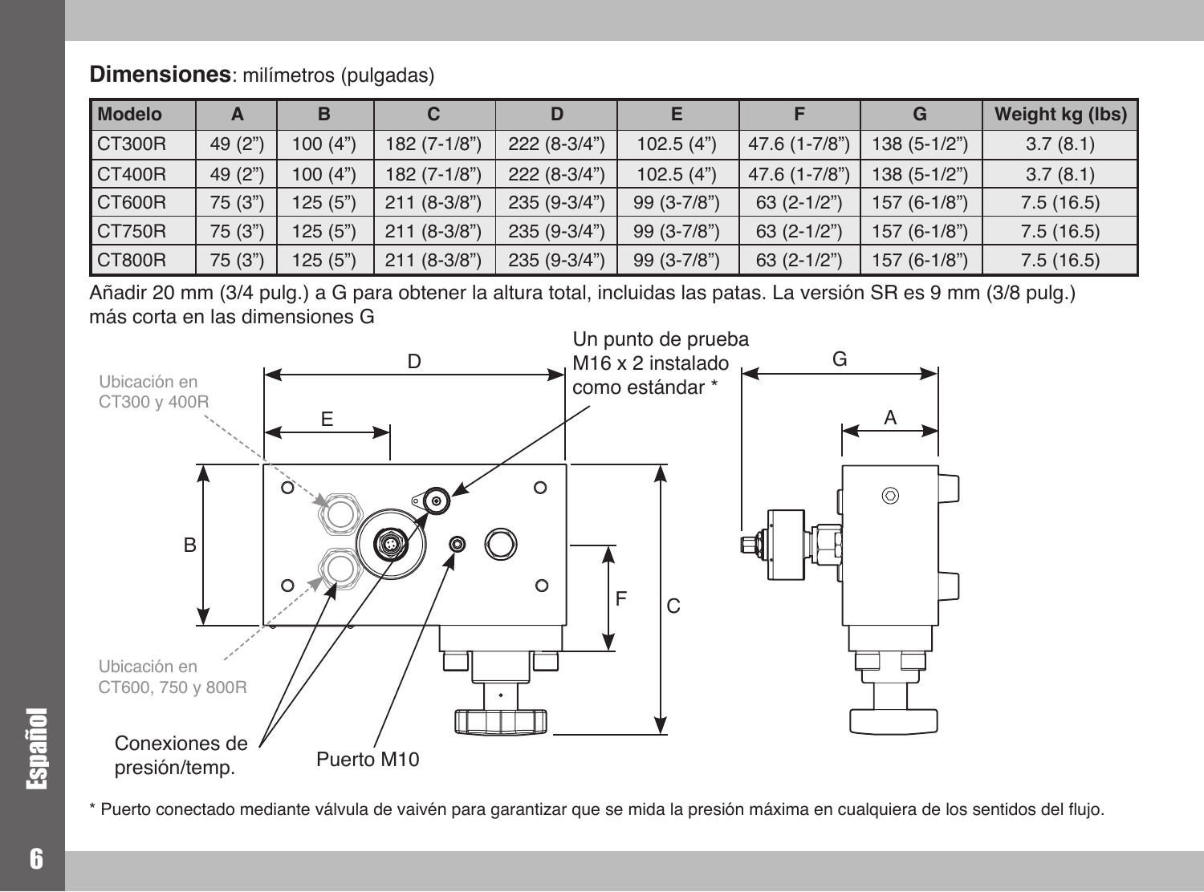**Dimensiones**: milímetros (pulgadas)

| Modelo | A | B | C | D | E | F | G | Weight kg (lbs) |
|---|---|---|---|---|---|---|---|---|
| CT300R | 49 (2”) | 100 (4”) | 182 (7-1/8”) | 222 (8-3/4”) | 102.5 (4”) | 47.6 (1-7/8”) | 138 (5-1/2”) | 3.7 (8.1) |
| CT400R | 49 (2”) | 100 (4”) | 182 (7-1/8”) | 222 (8-3/4”) | 102.5 (4”) | 47.6 (1-7/8”) | 138 (5-1/2”) | 3.7 (8.1) |
| CT600R | 75 (3”) | 125 (5”) | 211 (8-3/8”) | 235 (9-3/4”) | 99 (3-7/8”) | 63 (2-1/2”) | 157 (6-1/8”) | 7.5 (16.5) |
| CT750R | 75 (3”) | 125 (5”) | 211 (8-3/8”) | 235 (9-3/4”) | 99 (3-7/8”) | 63 (2-1/2”) | 157 (6-1/8”) | 7.5 (16.5) |
| CT800R | 75 (3”) | 125 (5”) | 211 (8-3/8”) | 235 (9-3/4”) | 99 (3-7/8”) | 63 (2-1/2”) | 157 (6-1/8”) | 7.5 (16.5) |

Añadir 20 mm (3/4 pulg.) a G para obtener la altura total, incluidas las patas. La versión SR es 9 mm (3/8 pulg.) más corta en las dimensiones G

Ubicación en CT300 y 400R

Un punto de prueba M16 x 2 instalado como estándar *

Ubicación en CT600, 750 y 800R

Conexiones de presión/temp.

Puerto M10

\* Puerto conectado mediante válvula de vaivén para garantizar que se mida la presión máxima en cualquiera de los sentidos del flujo.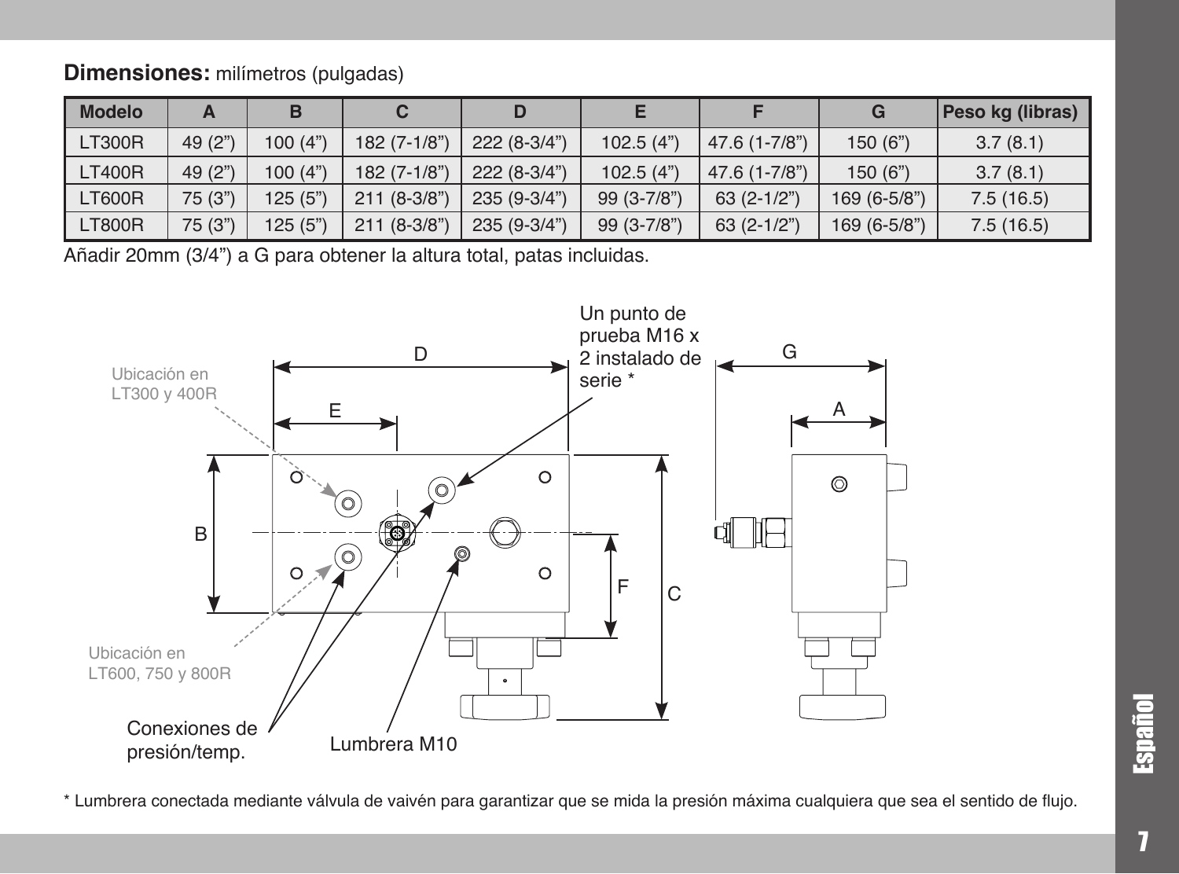**Dimensiones:** milímetros (pulgadas)

| Modelo | A | B | C | D | E | F | G | Peso kg (libras) |
|---|---|---|---|---|---|---|---|---|
| LT300R | 49 (2") | 100 (4") | 182 (7-1/8") | 222 (8-3/4") | 102.5 (4") | 47.6 (1-7/8") | 150 (6") | 3.7 (8.1) |
| LT400R | 49 (2") | 100 (4") | 182 (7-1/8") | 222 (8-3/4") | 102.5 (4") | 47.6 (1-7/8") | 150 (6") | 3.7 (8.1) |
| LT600R | 75 (3") | 125 (5") | 211 (8-3/8") | 235 (9-3/4") | 99 (3-7/8") | 63 (2-1/2") | 169 (6-5/8") | 7.5 (16.5) |
| LT800R | 75 (3") | 125 (5") | 211 (8-3/8") | 235 (9-3/4") | 99 (3-7/8") | 63 (2-1/2") | 169 (6-5/8") | 7.5 (16.5) |

Añadir 20mm (3/4") a G para obtener la altura total, patas incluidas.

Un punto de prueba M16 x 2 instalado de serie *

Ubicación en LT300 y 400R

Ubicación en LT600, 750 y 800R

Conexiones de presión/temp.

Lumbrera M10

\* Lumbrera conectada mediante válvula de vaivén para garantizar que se mida la presión máxima cualquiera que sea el sentido de flujo.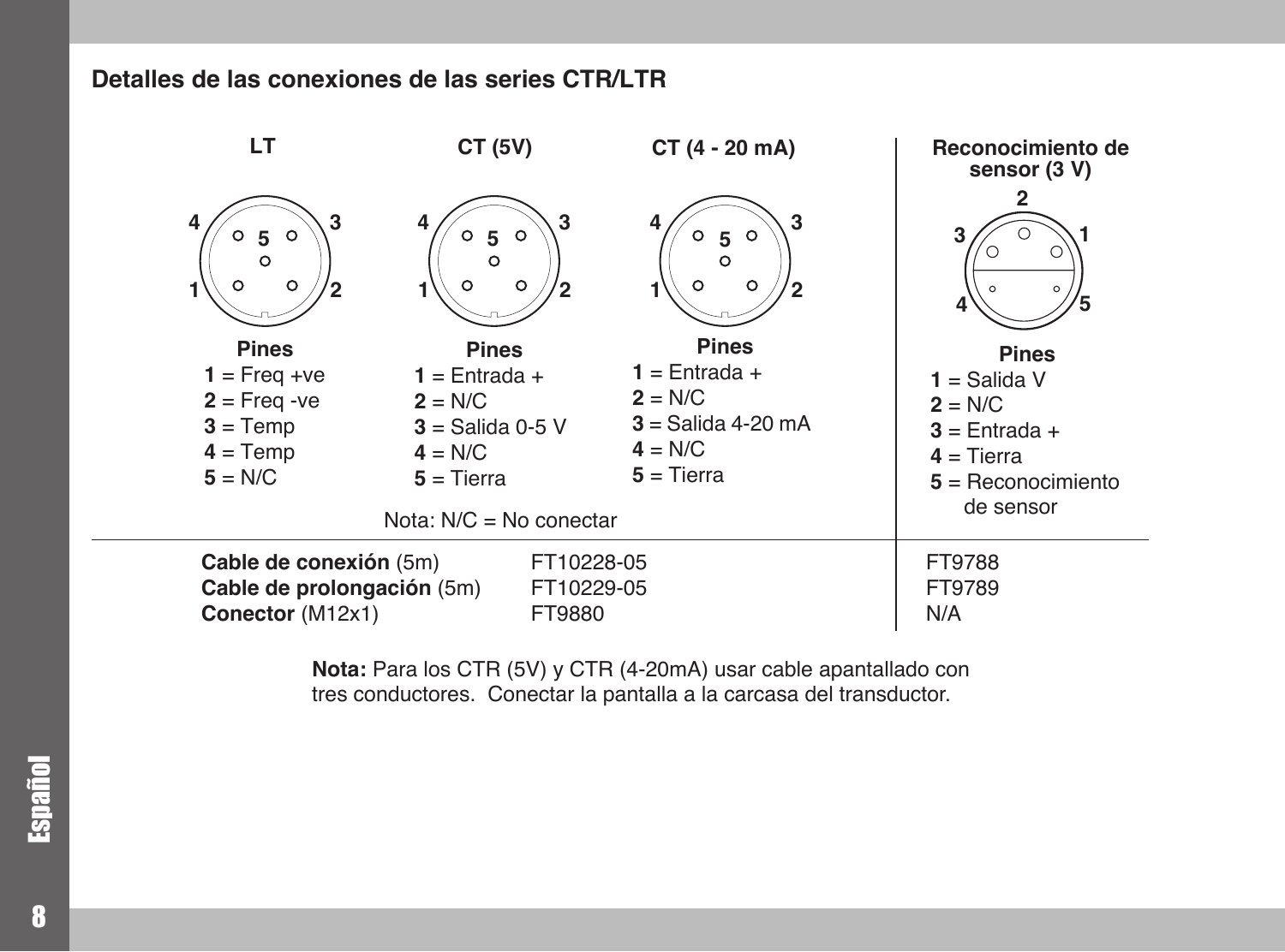## Detalles de las conexiones de las series CTR/LTR

**LT**

**Pines**
**1** = Freq +ve
**2** = Freq -ve
**3** = Temp
**4** = Temp
**5** = N/C

**CT (5V)**

**Pines**
**1** = Entrada +
**2** = N/C
**3** = Salida 0-5 V
**4** = N/C
**5** = Tierra

**CT (4 - 20 mA)**

**Pines**
**1** = Entrada +
**2** = N/C
**3** = Salida 4-20 mA
**4** = N/C
**5** = Tierra

Nota: N/C = No conectar

**Reconocimiento de sensor (3 V)**

**Pines**
**1** = Salida V
**2** = N/C
**3** = Entrada +
**4** = Tierra
**5** = Reconocimiento de sensor

| | LT / CT | Reconocimiento de sensor (3 V) |
|---|---|---|
| **Cable de conexión** (5m) | FT10228-05 | FT9788 |
| **Cable de prolongación** (5m) | FT10229-05 | FT9789 |
| **Conector** (M12x1) | FT9880 | N/A |

**Nota:** Para los CTR (5V) y CTR (4-20mA) usar cable apantallado con tres conductores. Conectar la pantalla a la carcasa del transductor.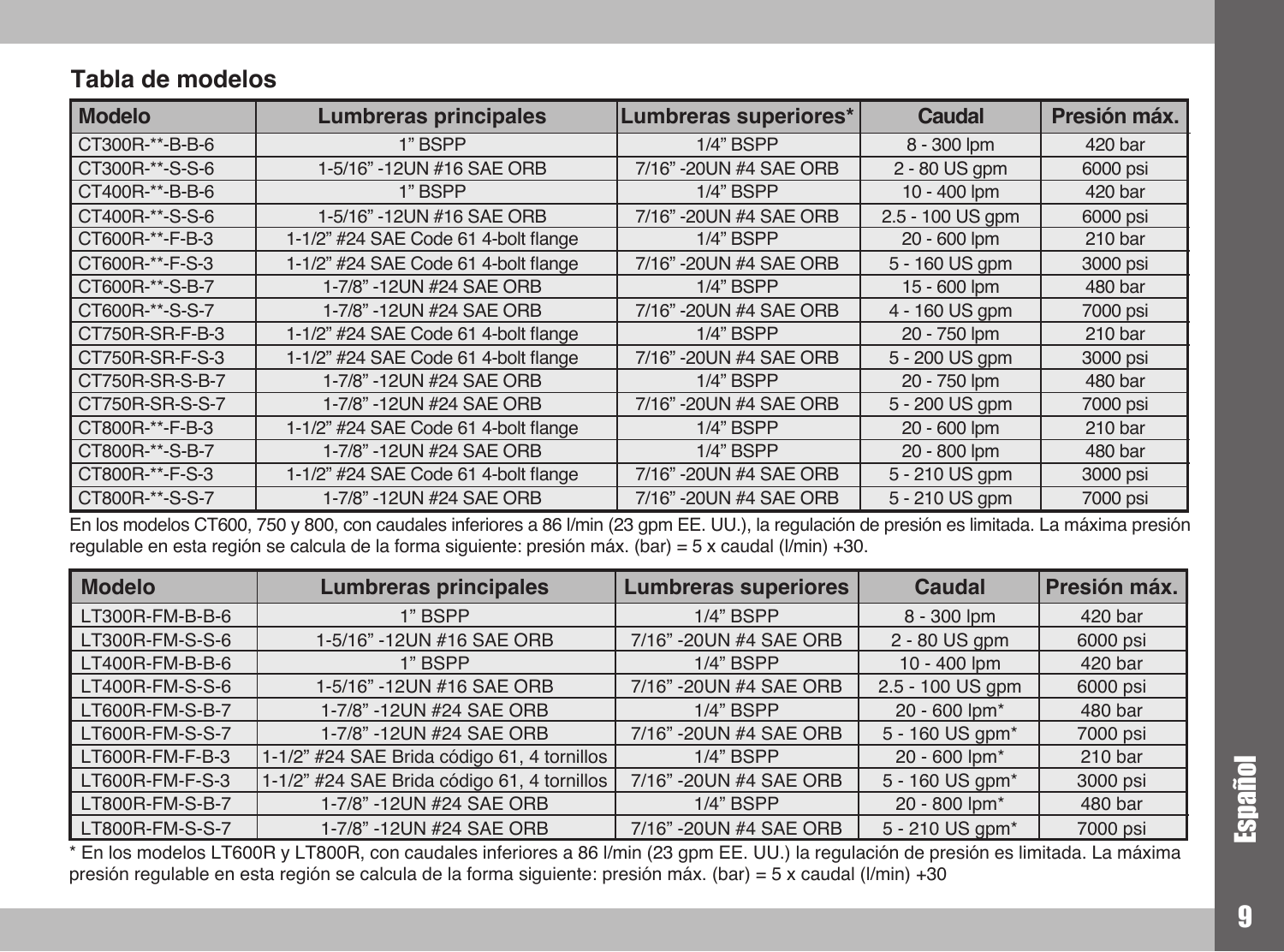## Tabla de modelos

| Modelo | Lumbreras principales | Lumbreras superiores* | Caudal | Presión máx. |
|---|---|---|---|---|
| CT300R-**-B-B-6 | 1” BSPP | 1/4” BSPP | 8 - 300 lpm | 420 bar |
| CT300R-**-S-S-6 | 1-5/16” -12UN #16 SAE ORB | 7/16” -20UN #4 SAE ORB | 2 - 80 US gpm | 6000 psi |
| CT400R-**-B-B-6 | 1” BSPP | 1/4” BSPP | 10 - 400 lpm | 420 bar |
| CT400R-**-S-S-6 | 1-5/16” -12UN #16 SAE ORB | 7/16” -20UN #4 SAE ORB | 2.5 - 100 US gpm | 6000 psi |
| CT600R-**-F-B-3 | 1-1/2” #24 SAE Code 61 4-bolt flange | 1/4” BSPP | 20 - 600 lpm | 210 bar |
| CT600R-**-F-S-3 | 1-1/2” #24 SAE Code 61 4-bolt flange | 7/16” -20UN #4 SAE ORB | 5 - 160 US gpm | 3000 psi |
| CT600R-**-S-B-7 | 1-7/8” -12UN #24 SAE ORB | 1/4” BSPP | 15 - 600 lpm | 480 bar |
| CT600R-**-S-S-7 | 1-7/8” -12UN #24 SAE ORB | 7/16” -20UN #4 SAE ORB | 4 - 160 US gpm | 7000 psi |
| CT750R-SR-F-B-3 | 1-1/2” #24 SAE Code 61 4-bolt flange | 1/4” BSPP | 20 - 750 lpm | 210 bar |
| CT750R-SR-F-S-3 | 1-1/2” #24 SAE Code 61 4-bolt flange | 7/16” -20UN #4 SAE ORB | 5 - 200 US gpm | 3000 psi |
| CT750R-SR-S-B-7 | 1-7/8” -12UN #24 SAE ORB | 1/4” BSPP | 20 - 750 lpm | 480 bar |
| CT750R-SR-S-S-7 | 1-7/8” -12UN #24 SAE ORB | 7/16” -20UN #4 SAE ORB | 5 - 200 US gpm | 7000 psi |
| CT800R-**-F-B-3 | 1-1/2” #24 SAE Code 61 4-bolt flange | 1/4” BSPP | 20 - 600 lpm | 210 bar |
| CT800R-**-S-B-7 | 1-7/8” -12UN #24 SAE ORB | 1/4” BSPP | 20 - 800 lpm | 480 bar |
| CT800R-**-F-S-3 | 1-1/2” #24 SAE Code 61 4-bolt flange | 7/16” -20UN #4 SAE ORB | 5 - 210 US gpm | 3000 psi |
| CT800R-**-S-S-7 | 1-7/8” -12UN #24 SAE ORB | 7/16” -20UN #4 SAE ORB | 5 - 210 US gpm | 7000 psi |

En los modelos CT600, 750 y 800, con caudales inferiores a 86 l/min (23 gpm EE. UU.), la regulación de presión es limitada. La máxima presión regulable en esta región se calcula de la forma siguiente: presión máx. (bar) = 5 x caudal (l/min) +30.

| Modelo | Lumbreras principales | Lumbreras superiores | Caudal | Presión máx. |
|---|---|---|---|---|
| LT300R-FM-B-B-6 | 1” BSPP | 1/4” BSPP | 8 - 300 lpm | 420 bar |
| LT300R-FM-S-S-6 | 1-5/16” -12UN #16 SAE ORB | 7/16” -20UN #4 SAE ORB | 2 - 80 US gpm | 6000 psi |
| LT400R-FM-B-B-6 | 1” BSPP | 1/4” BSPP | 10 - 400 lpm | 420 bar |
| LT400R-FM-S-S-6 | 1-5/16” -12UN #16 SAE ORB | 7/16” -20UN #4 SAE ORB | 2.5 - 100 US gpm | 6000 psi |
| LT600R-FM-S-B-7 | 1-7/8” -12UN #24 SAE ORB | 1/4” BSPP | 20 - 600 lpm* | 480 bar |
| LT600R-FM-S-S-7 | 1-7/8” -12UN #24 SAE ORB | 7/16” -20UN #4 SAE ORB | 5 - 160 US gpm* | 7000 psi |
| LT600R-FM-F-B-3 | 1-1/2” #24 SAE Brida código 61, 4 tornillos | 1/4” BSPP | 20 - 600 lpm* | 210 bar |
| LT600R-FM-F-S-3 | 1-1/2” #24 SAE Brida código 61, 4 tornillos | 7/16” -20UN #4 SAE ORB | 5 - 160 US gpm* | 3000 psi |
| LT800R-FM-S-B-7 | 1-7/8” -12UN #24 SAE ORB | 1/4” BSPP | 20 - 800 lpm* | 480 bar |
| LT800R-FM-S-S-7 | 1-7/8” -12UN #24 SAE ORB | 7/16” -20UN #4 SAE ORB | 5 - 210 US gpm* | 7000 psi |

\* En los modelos LT600R y LT800R, con caudales inferiores a 86 l/min (23 gpm EE. UU.) la regulación de presión es limitada. La máxima presión regulable en esta región se calcula de la forma siguiente: presión máx. (bar) = 5 x caudal (l/min) +30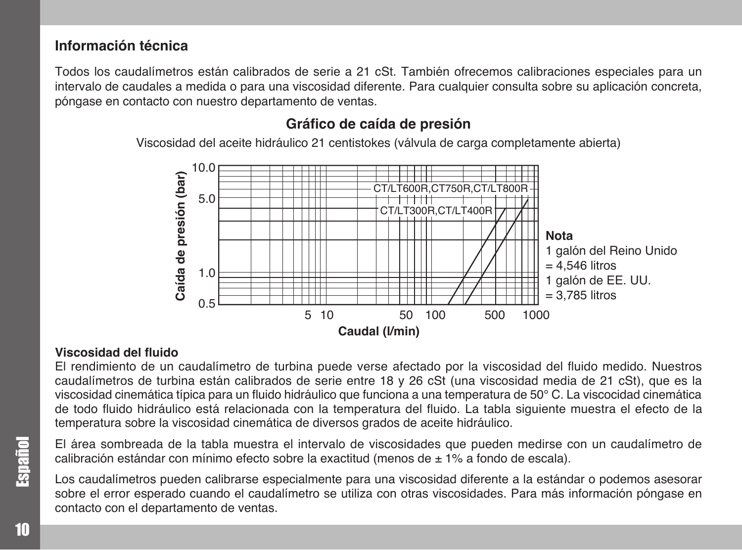## Información técnica

Todos los caudalímetros están calibrados de serie a 21 cSt. También ofrecemos calibraciones especiales para un intervalo de caudales a medida o para una viscosidad diferente. Para cualquier consulta sobre su aplicación concreta, póngase en contacto con nuestro departamento de ventas.

### Gráfico de caída de presión

Viscosidad del aceite hidráulico 21 centistokes (válvula de carga completamente abierta)

Caída de presión (bar): 10.0, 5.0, 1.0, 0.5

CT/LT600R,CT750R,CT/LT800R

CT/LT300R,CT/LT400R

Caudal (l/min): 5, 10, 50, 100, 500, 1000

**Nota**
1 galón del Reino Unido = 4,546 litros
1 galón de EE. UU. = 3,785 litros

**Viscosidad del fluido**

El rendimiento de un caudalímetro de turbina puede verse afectado por la viscosidad del fluido medido. Nuestros caudalímetros de turbina están calibrados de serie entre 18 y 26 cSt (una viscosidad media de 21 cSt), que es la viscosidad cinemática típica para un fluido hidráulico que funciona a una temperatura de 50° C. La viscocidad cinemática de todo fluido hidráulico está relacionada con la temperatura del fluido. La tabla siguiente muestra el efecto de la temperatura sobre la viscosidad cinemática de diversos grados de aceite hidráulico.

El área sombreada de la tabla muestra el intervalo de viscosidades que pueden medirse con un caudalímetro de calibración estándar con mínimo efecto sobre la exactitud (menos de ± 1% a fondo de escala).

Los caudalímetros pueden calibrarse especialmente para una viscosidad diferente a la estándar o podemos asesorar sobre el error esperado cuando el caudalímetro se utiliza con otras viscosidades. Para más información póngase en contacto con el departamento de ventas.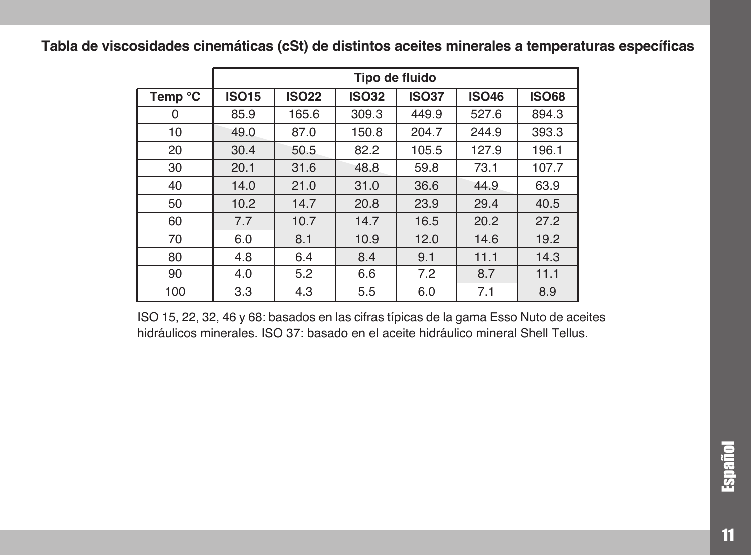## Tabla de viscosidades cinemáticas (cSt) de distintos aceites minerales a temperaturas específicas

| | Tipo de fluido | | | | | |
|---|---|---|---|---|---|---|
| Temp °C | ISO15 | ISO22 | ISO32 | ISO37 | ISO46 | ISO68 |
| 0 | 85.9 | 165.6 | 309.3 | 449.9 | 527.6 | 894.3 |
| 10 | 49.0 | 87.0 | 150.8 | 204.7 | 244.9 | 393.3 |
| 20 | 30.4 | 50.5 | 82.2 | 105.5 | 127.9 | 196.1 |
| 30 | 20.1 | 31.6 | 48.8 | 59.8 | 73.1 | 107.7 |
| 40 | 14.0 | 21.0 | 31.0 | 36.6 | 44.9 | 63.9 |
| 50 | 10.2 | 14.7 | 20.8 | 23.9 | 29.4 | 40.5 |
| 60 | 7.7 | 10.7 | 14.7 | 16.5 | 20.2 | 27.2 |
| 70 | 6.0 | 8.1 | 10.9 | 12.0 | 14.6 | 19.2 |
| 80 | 4.8 | 6.4 | 8.4 | 9.1 | 11.1 | 14.3 |
| 90 | 4.0 | 5.2 | 6.6 | 7.2 | 8.7 | 11.1 |
| 100 | 3.3 | 4.3 | 5.5 | 6.0 | 7.1 | 8.9 |

ISO 15, 22, 32, 46 y 68: basados en las cifras típicas de la gama Esso Nuto de aceites hidráulicos minerales. ISO 37: basado en el aceite hidráulico mineral Shell Tellus.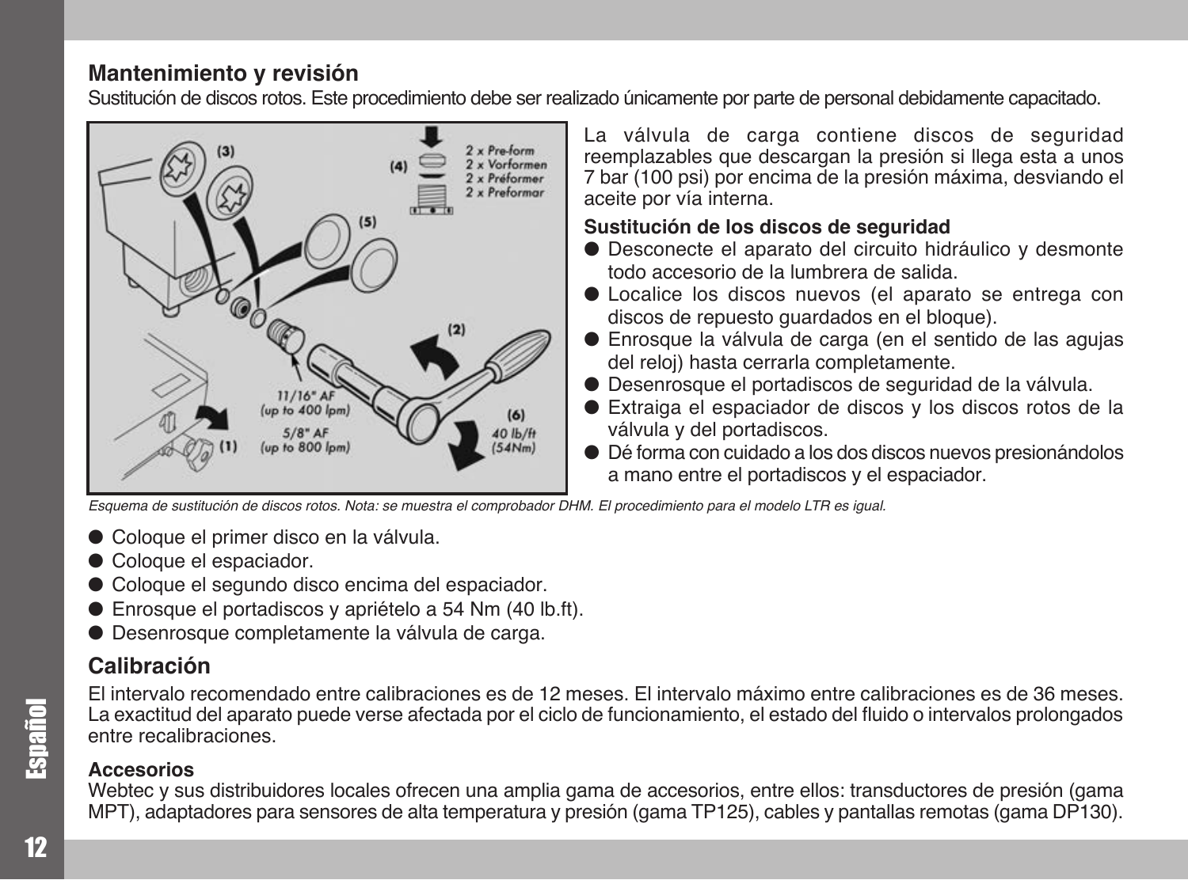## Mantenimiento y revisión

Sustitución de discos rotos. Este procedimiento debe ser realizado únicamente por parte de personal debidamente capacitado.

La válvula de carga contiene discos de seguridad reemplazables que descargan la presión si llega esta a unos 7 bar (100 psi) por encima de la presión máxima, desviando el aceite por vía interna.

### Sustitución de los discos de seguridad

- Desconecte el aparato del circuito hidráulico y desmonte todo accesorio de la lumbrera de salida.
- Localice los discos nuevos (el aparato se entrega con discos de repuesto guardados en el bloque).
- Enrosque la válvula de carga (en el sentido de las agujas del reloj) hasta cerrarla completamente.
- Desenrosque el portadiscos de seguridad de la válvula.
- Extraiga el espaciador de discos y los discos rotos de la válvula y del portadiscos.
- Dé forma con cuidado a los dos discos nuevos presionándolos a mano entre el portadiscos y el espaciador.

*Esquema de sustitución de discos rotos. Nota: se muestra el comprobador DHM. El procedimiento para el modelo LTR es igual.*

- Coloque el primer disco en la válvula.
- Coloque el espaciador.
- Coloque el segundo disco encima del espaciador.
- Enrosque el portadiscos y apriételo a 54 Nm (40 lb.ft).
- Desenrosque completamente la válvula de carga.

## Calibración

El intervalo recomendado entre calibraciones es de 12 meses. El intervalo máximo entre calibraciones es de 36 meses. La exactitud del aparato puede verse afectada por el ciclo de funcionamiento, el estado del fluido o intervalos prolongados entre recalibraciones.

### Accesorios

Webtec y sus distribuidores locales ofrecen una amplia gama de accesorios, entre ellos: transductores de presión (gama MPT), adaptadores para sensores de alta temperatura y presión (gama TP125), cables y pantallas remotas (gama DP130).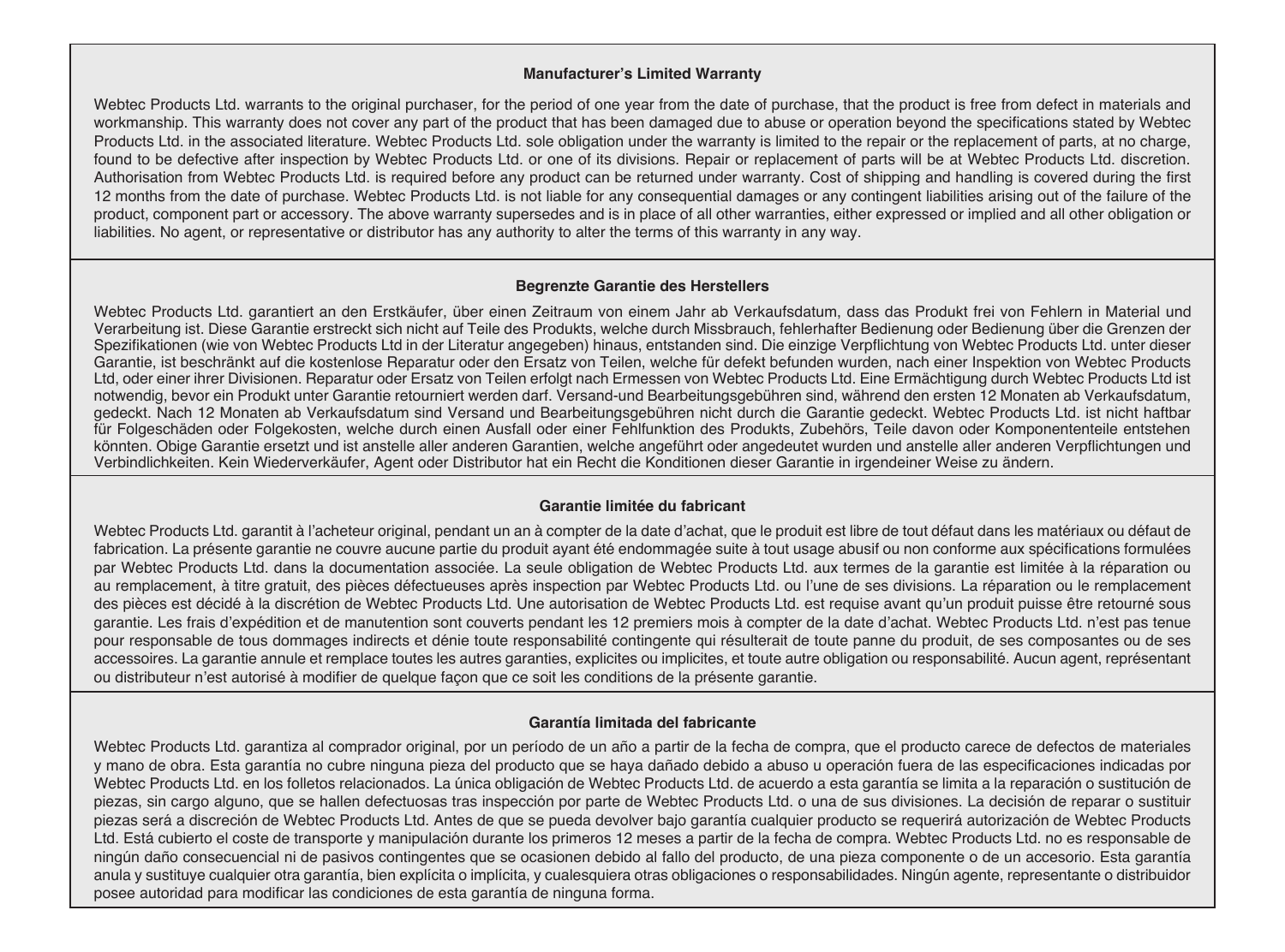### Manufacturer's Limited Warranty

Webtec Products Ltd. warrants to the original purchaser, for the period of one year from the date of purchase, that the product is free from defect in materials and workmanship. This warranty does not cover any part of the product that has been damaged due to abuse or operation beyond the specifications stated by Webtec Products Ltd. in the associated literature. Webtec Products Ltd. sole obligation under the warranty is limited to the repair or the replacement of parts, at no charge, found to be defective after inspection by Webtec Products Ltd. or one of its divisions. Repair or replacement of parts will be at Webtec Products Ltd. discretion. Authorisation from Webtec Products Ltd. is required before any product can be returned under warranty. Cost of shipping and handling is covered during the first 12 months from the date of purchase. Webtec Products Ltd. is not liable for any consequential damages or any contingent liabilities arising out of the failure of the product, component part or accessory. The above warranty supersedes and is in place of all other warranties, either expressed or implied and all other obligation or liabilities. No agent, or representative or distributor has any authority to alter the terms of this warranty in any way.

### Begrenzte Garantie des Herstellers

Webtec Products Ltd. garantiert an den Erstkäufer, über einen Zeitraum von einem Jahr ab Verkaufsdatum, dass das Produkt frei von Fehlern in Material und Verarbeitung ist. Diese Garantie erstreckt sich nicht auf Teile des Produkts, welche durch Missbrauch, fehlerhafter Bedienung oder Bedienung über die Grenzen der Spezifikationen (wie von Webtec Products Ltd in der Literatur angegeben) hinaus, entstanden sind. Die einzige Verpflichtung von Webtec Products Ltd. unter dieser Garantie, ist beschränkt auf die kostenlose Reparatur oder den Ersatz von Teilen, welche für defekt befunden wurden, nach einer Inspektion von Webtec Products Ltd, oder einer ihrer Divisionen. Reparatur oder Ersatz von Teilen erfolgt nach Ermessen von Webtec Products Ltd. Eine Ermächtigung durch Webtec Products Ltd ist notwendig, bevor ein Produkt unter Garantie retourniert werden darf. Versand-und Bearbeitungsgebühren sind, während den ersten 12 Monaten ab Verkaufsdatum, gedeckt. Nach 12 Monaten ab Verkaufsdatum sind Versand und Bearbeitungsgebühren nicht durch die Garantie gedeckt. Webtec Products Ltd. ist nicht haftbar für Folgeschäden oder Folgekosten, welche durch einen Ausfall oder einer Fehlfunktion des Produkts, Zubehörs, Teile davon oder Komponententeile entstehen könnten. Obige Garantie ersetzt und ist anstelle aller anderen Garantien, welche angeführt oder angedeutet wurden und anstelle aller anderen Verpflichtungen und Verbindlichkeiten. Kein Wiederverkäufer, Agent oder Distributor hat ein Recht die Konditionen dieser Garantie in irgendeiner Weise zu ändern.

### Garantie limitée du fabricant

Webtec Products Ltd. garantit à l'acheteur original, pendant un an à compter de la date d'achat, que le produit est libre de tout défaut dans les matériaux ou défaut de fabrication. La présente garantie ne couvre aucune partie du produit ayant été endommagée suite à tout usage abusif ou non conforme aux spécifications formulées par Webtec Products Ltd. dans la documentation associée. La seule obligation de Webtec Products Ltd. aux termes de la garantie est limitée à la réparation ou au remplacement, à titre gratuit, des pièces défectueuses après inspection par Webtec Products Ltd. ou l'une de ses divisions. La réparation ou le remplacement des pièces est décidé à la discrétion de Webtec Products Ltd. Une autorisation de Webtec Products Ltd. est requise avant qu'un produit puisse être retourné sous garantie. Les frais d'expédition et de manutention sont couverts pendant les 12 premiers mois à compter de la date d'achat. Webtec Products Ltd. n'est pas tenue pour responsable de tous dommages indirects et dénie toute responsabilité contingente qui résulterait de toute panne du produit, de ses composantes ou de ses accessoires. La garantie annule et remplace toutes les autres garanties, explicites ou implicites, et toute autre obligation ou responsabilité. Aucun agent, représentant ou distributeur n'est autorisé à modifier de quelque façon que ce soit les conditions de la présente garantie.

### Garantía limitada del fabricante

Webtec Products Ltd. garantiza al comprador original, por un período de un año a partir de la fecha de compra, que el producto carece de defectos de materiales y mano de obra. Esta garantía no cubre ninguna pieza del producto que se haya dañado debido a abuso u operación fuera de las especificaciones indicadas por Webtec Products Ltd. en los folletos relacionados. La única obligación de Webtec Products Ltd. de acuerdo a esta garantía se limita a la reparación o sustitución de piezas, sin cargo alguno, que se hallen defectuosas tras inspección por parte de Webtec Products Ltd. o una de sus divisiones. La decisión de reparar o sustituir piezas será a discreción de Webtec Products Ltd. Antes de que se pueda devolver bajo garantía cualquier producto se requerirá autorización de Webtec Products Ltd. Está cubierto el coste de transporte y manipulación durante los primeros 12 meses a partir de la fecha de compra. Webtec Products Ltd. no es responsable de ningún daño consecuencial ni de pasivos contingentes que se ocasionen debido al fallo del producto, de una pieza componente o de un accesorio. Esta garantía anula y sustituye cualquier otra garantía, bien explícita o implícita, y cualesquiera otras obligaciones o responsabilidades. Ningún agente, representante o distribuidor posee autoridad para modificar las condiciones de esta garantía de ninguna forma.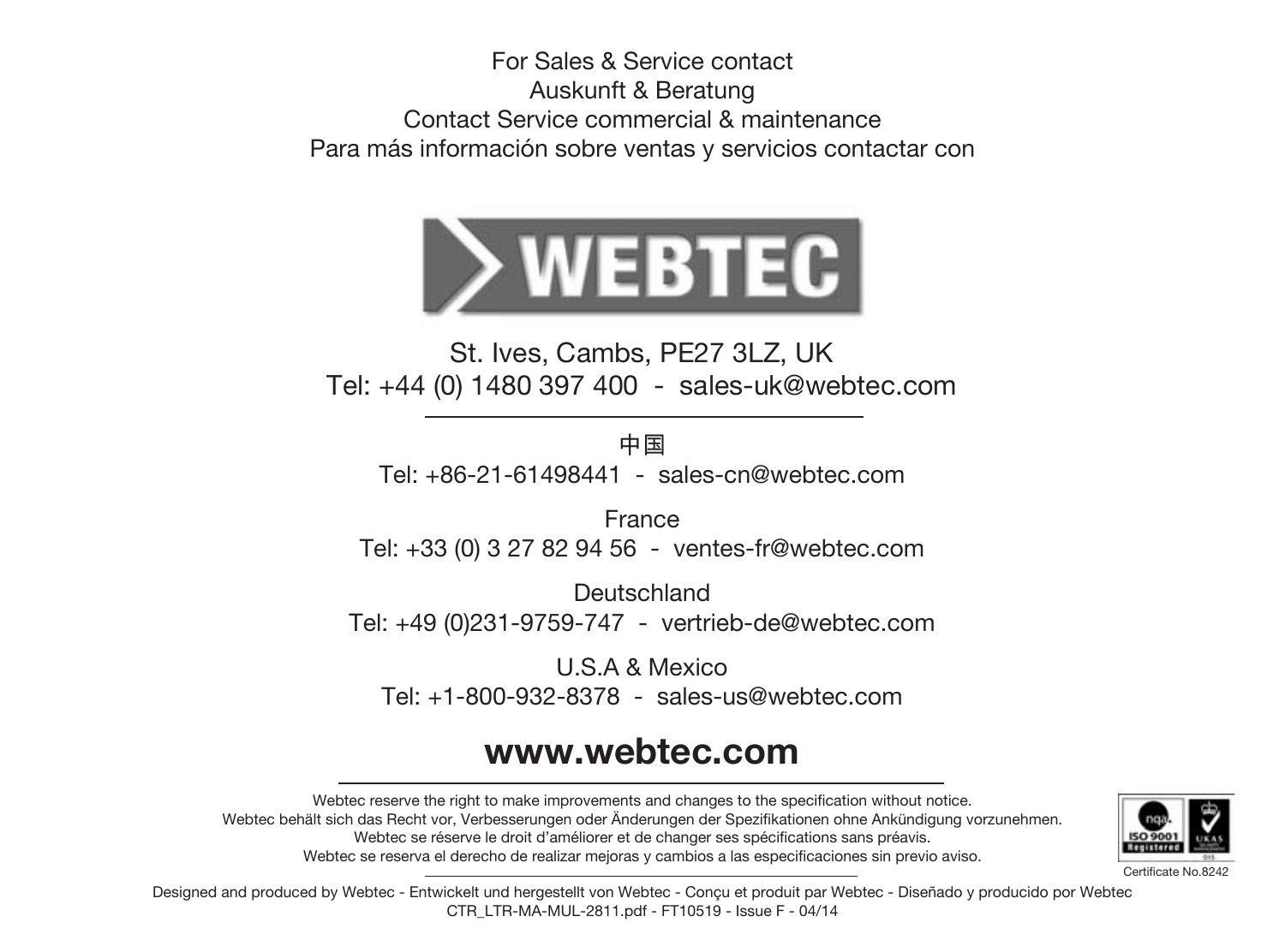For Sales & Service contact
Auskunft & Beratung
Contact Service commercial & maintenance
Para más información sobre ventas y servicios contactar con

WEBTEC

St. Ives, Cambs, PE27 3LZ, UK
Tel: +44 (0) 1480 397 400 - sales-uk@webtec.com

中国
Tel: +86-21-61498441 - sales-cn@webtec.com

France
Tel: +33 (0) 3 27 82 94 56 - ventes-fr@webtec.com

Deutschland
Tel: +49 (0)231-9759-747 - vertrieb-de@webtec.com

U.S.A & Mexico
Tel: +1-800-932-8378 - sales-us@webtec.com

**www.webtec.com**

Webtec reserve the right to make improvements and changes to the specification without notice.
Webtec behält sich das Recht vor, Verbesserungen oder Änderungen der Spezifikationen ohne Ankündigung vorzunehmen.
Webtec se réserve le droit d'améliorer et de changer ses spécifications sans préavis.
Webtec se reserva el derecho de realizar mejoras y cambios a las especificaciones sin previo aviso.

nqa. ISO 9001 Registered — UKAS
Certificate No.8242

Designed and produced by Webtec - Entwickelt und hergestellt von Webtec - Conçu et produit par Webtec - Diseñado y producido por Webtec
CTR_LTR-MA-MUL-2811.pdf - FT10519 - Issue F - 04/14